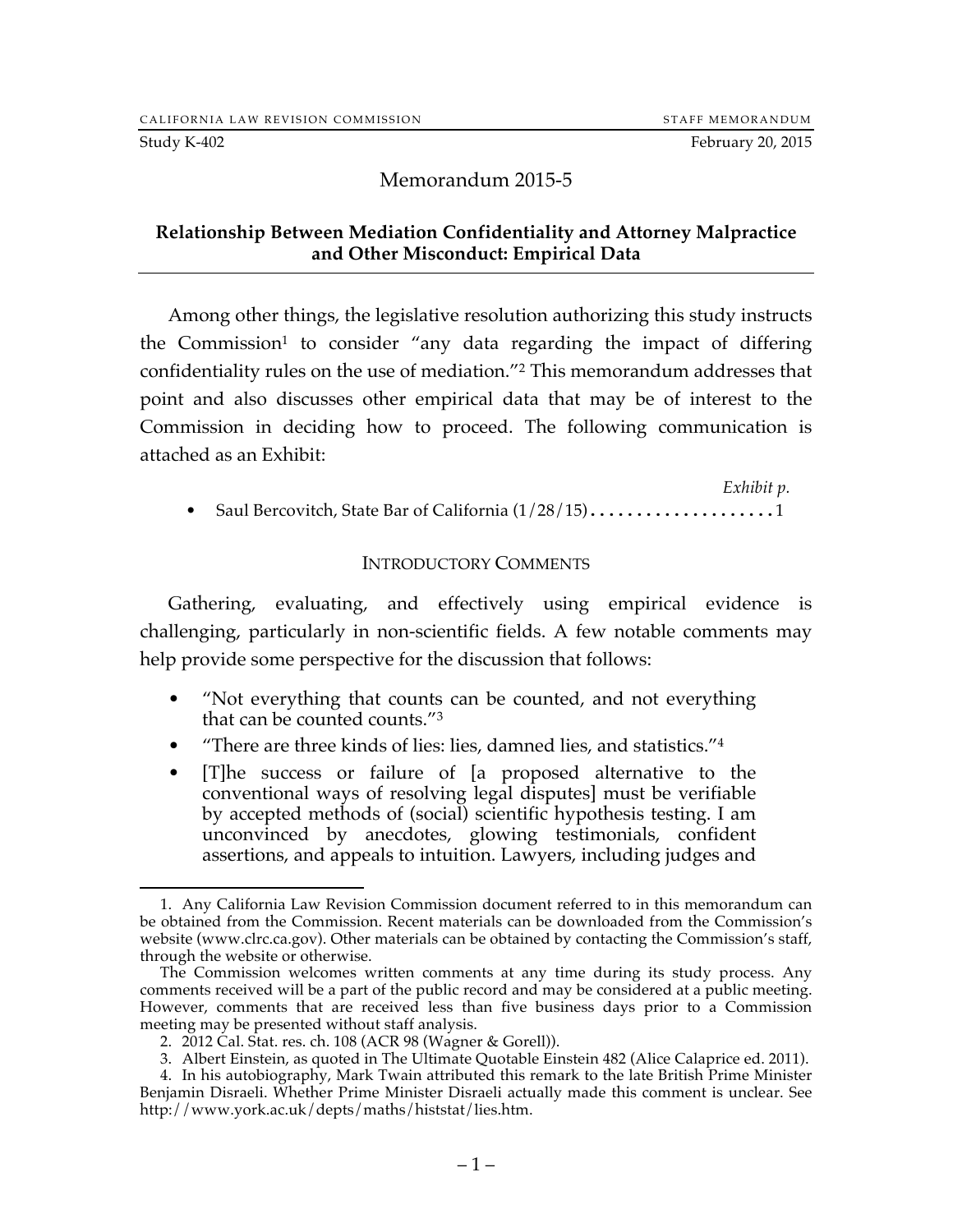CALIFORNIA LAW REVISION COMMISSION STAFF MEMORANDUM

Study K-402 February 20, 2015

# Memorandum 2015-5

## Relationship Between Mediation Confidentiality and Attorney Malpractice and Other Misconduct: Empirical Data

Among other things, the legislative resolution authorizing this study instructs the Commission[1] to consider "any data regarding the impact of differing confidentiality rules on the use of mediation."[2] This memorandum addresses that point and also discusses other empirical data that may be of interest to the Commission in deciding how to proceed. The following communication is attached as an Exhibit:

| | *Exhibit p.* |
|---|---|
| • Saul Bercovitch, State Bar of California (1/28/15) | 1 |

### INTRODUCTORY COMMENTS

Gathering, evaluating, and effectively using empirical evidence is challenging, particularly in non-scientific fields. A few notable comments may help provide some perspective for the discussion that follows:

- "Not everything that counts can be counted, and not everything that can be counted counts."[3]
- "There are three kinds of lies: lies, damned lies, and statistics."[4]
- [T]he success or failure of [a proposed alternative to the conventional ways of resolving legal disputes] must be verifiable by accepted methods of (social) scientific hypothesis testing. I am unconvinced by anecdotes, glowing testimonials, confident assertions, and appeals to intuition. Lawyers, including judges and

---

1. Any California Law Revision Commission document referred to in this memorandum can be obtained from the Commission. Recent materials can be downloaded from the Commission's website (www.clrc.ca.gov). Other materials can be obtained by contacting the Commission's staff, through the website or otherwise.

The Commission welcomes written comments at any time during its study process. Any comments received will be a part of the public record and may be considered at a public meeting. However, comments that are received less than five business days prior to a Commission meeting may be presented without staff analysis.

2. 2012 Cal. Stat. res. ch. 108 (ACR 98 (Wagner & Gorell)).

3. Albert Einstein, as quoted in The Ultimate Quotable Einstein 482 (Alice Calaprice ed. 2011).

4. In his autobiography, Mark Twain attributed this remark to the late British Prime Minister Benjamin Disraeli. Whether Prime Minister Disraeli actually made this comment is unclear. See http://www.york.ac.uk/depts/maths/histstat/lies.htm.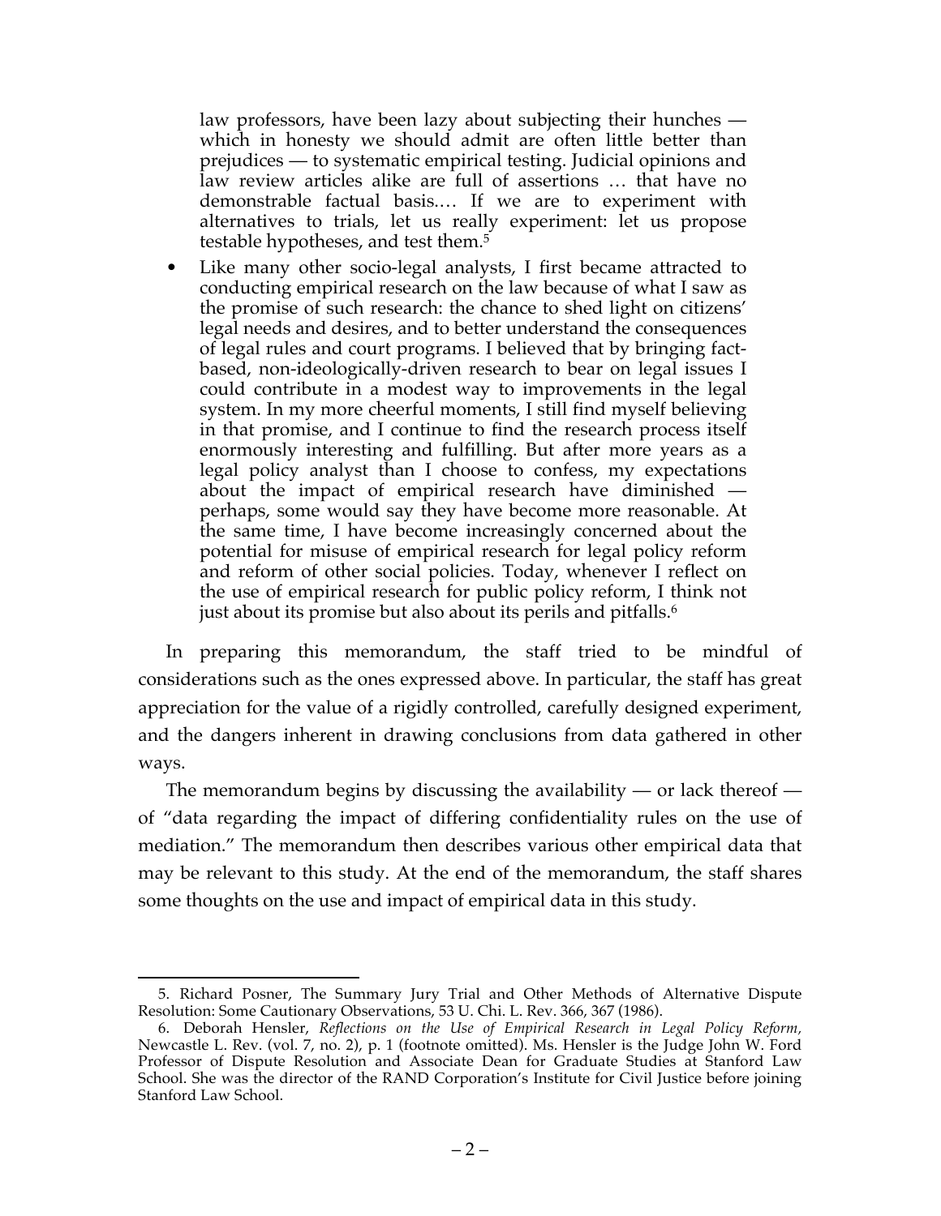> law professors, have been lazy about subjecting their hunches — which in honesty we should admit are often little better than prejudices — to systematic empirical testing. Judicial opinions and law review articles alike are full of assertions … that have no demonstrable factual basis.… If we are to experiment with alternatives to trials, let us really experiment: let us propose testable hypotheses, and test them.[5]

- Like many other socio-legal analysts, I first became attracted to conducting empirical research on the law because of what I saw as the promise of such research: the chance to shed light on citizens' legal needs and desires, and to better understand the consequences of legal rules and court programs. I believed that by bringing fact-based, non-ideologically-driven research to bear on legal issues I could contribute in a modest way to improvements in the legal system. In my more cheerful moments, I still find myself believing in that promise, and I continue to find the research process itself enormously interesting and fulfilling. But after more years as a legal policy analyst than I choose to confess, my expectations about the impact of empirical research have diminished — perhaps, some would say they have become more reasonable. At the same time, I have become increasingly concerned about the potential for misuse of empirical research for legal policy reform and reform of other social policies. Today, whenever I reflect on the use of empirical research for public policy reform, I think not just about its promise but also about its perils and pitfalls.[6]

In preparing this memorandum, the staff tried to be mindful of considerations such as the ones expressed above. In particular, the staff has great appreciation for the value of a rigidly controlled, carefully designed experiment, and the dangers inherent in drawing conclusions from data gathered in other ways.

The memorandum begins by discussing the availability — or lack thereof — of "data regarding the impact of differing confidentiality rules on the use of mediation." The memorandum then describes various other empirical data that may be relevant to this study. At the end of the memorandum, the staff shares some thoughts on the use and impact of empirical data in this study.

---

5. Richard Posner, The Summary Jury Trial and Other Methods of Alternative Dispute Resolution: Some Cautionary Observations, 53 U. Chi. L. Rev. 366, 367 (1986).

6. Deborah Hensler, *Reflections on the Use of Empirical Research in Legal Policy Reform*, Newcastle L. Rev. (vol. 7, no. 2), p. 1 (footnote omitted). Ms. Hensler is the Judge John W. Ford Professor of Dispute Resolution and Associate Dean for Graduate Studies at Stanford Law School. She was the director of the RAND Corporation's Institute for Civil Justice before joining Stanford Law School.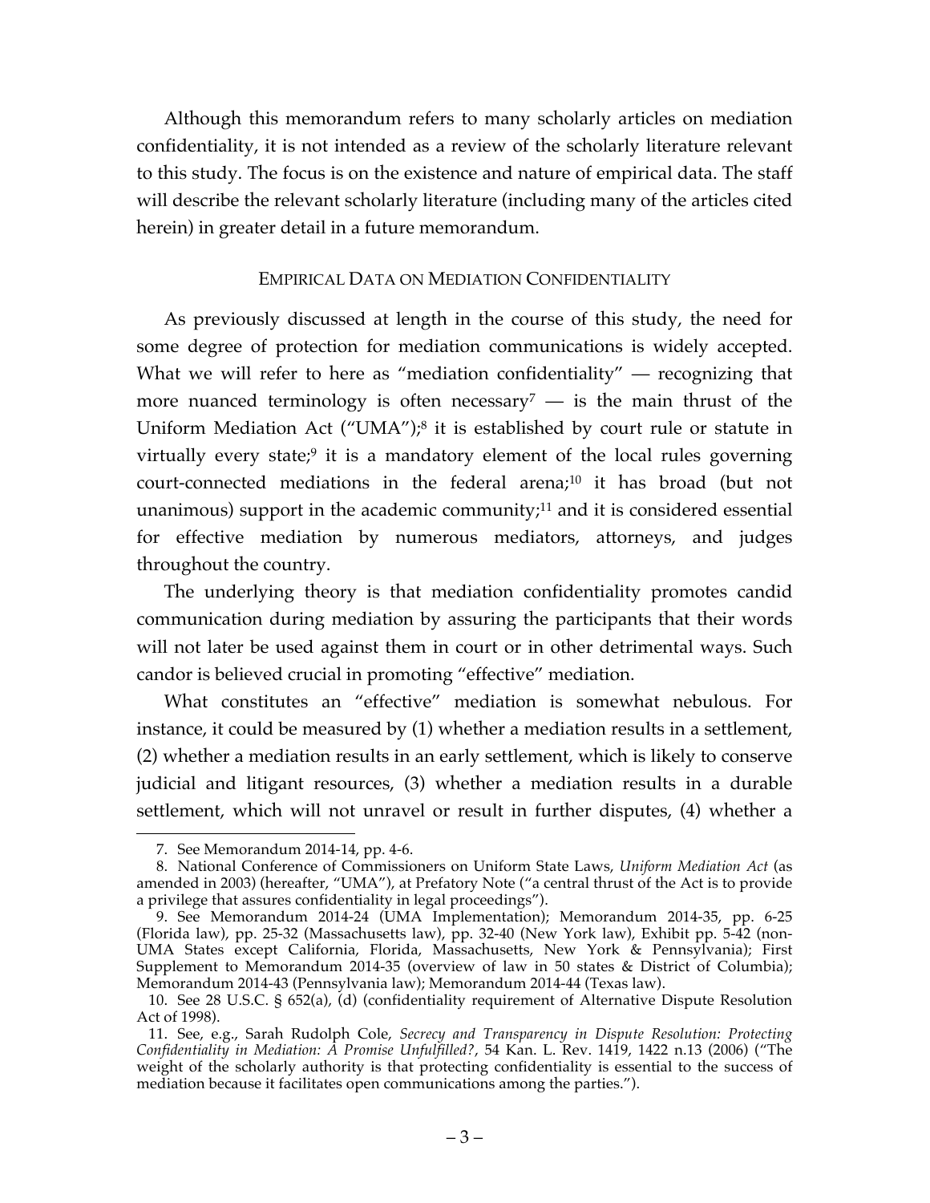Although this memorandum refers to many scholarly articles on mediation confidentiality, it is not intended as a review of the scholarly literature relevant to this study. The focus is on the existence and nature of empirical data. The staff will describe the relevant scholarly literature (including many of the articles cited herein) in greater detail in a future memorandum.

## EMPIRICAL DATA ON MEDIATION CONFIDENTIALITY

As previously discussed at length in the course of this study, the need for some degree of protection for mediation communications is widely accepted. What we will refer to here as "mediation confidentiality" — recognizing that more nuanced terminology is often necessary[7] — is the main thrust of the Uniform Mediation Act ("UMA");[8] it is established by court rule or statute in virtually every state;[9] it is a mandatory element of the local rules governing court-connected mediations in the federal arena;[10] it has broad (but not unanimous) support in the academic community;[11] and it is considered essential for effective mediation by numerous mediators, attorneys, and judges throughout the country.

The underlying theory is that mediation confidentiality promotes candid communication during mediation by assuring the participants that their words will not later be used against them in court or in other detrimental ways. Such candor is believed crucial in promoting "effective" mediation.

What constitutes an "effective" mediation is somewhat nebulous. For instance, it could be measured by (1) whether a mediation results in a settlement, (2) whether a mediation results in an early settlement, which is likely to conserve judicial and litigant resources, (3) whether a mediation results in a durable settlement, which will not unravel or result in further disputes, (4) whether a

7. See Memorandum 2014-14, pp. 4-6.

8. National Conference of Commissioners on Uniform State Laws, *Uniform Mediation Act* (as amended in 2003) (hereafter, "UMA"), at Prefatory Note ("a central thrust of the Act is to provide a privilege that assures confidentiality in legal proceedings").

9. See Memorandum 2014-24 (UMA Implementation); Memorandum 2014-35, pp. 6-25 (Florida law), pp. 25-32 (Massachusetts law), pp. 32-40 (New York law), Exhibit pp. 5-42 (non-UMA States except California, Florida, Massachusetts, New York & Pennsylvania); First Supplement to Memorandum 2014-35 (overview of law in 50 states & District of Columbia); Memorandum 2014-43 (Pennsylvania law); Memorandum 2014-44 (Texas law).

10. See 28 U.S.C. § 652(a), (d) (confidentiality requirement of Alternative Dispute Resolution Act of 1998).

11. See, e.g., Sarah Rudolph Cole, *Secrecy and Transparency in Dispute Resolution: Protecting Confidentiality in Mediation: A Promise Unfulfilled?*, 54 Kan. L. Rev. 1419, 1422 n.13 (2006) ("The weight of the scholarly authority is that protecting confidentiality is essential to the success of mediation because it facilitates open communications among the parties.").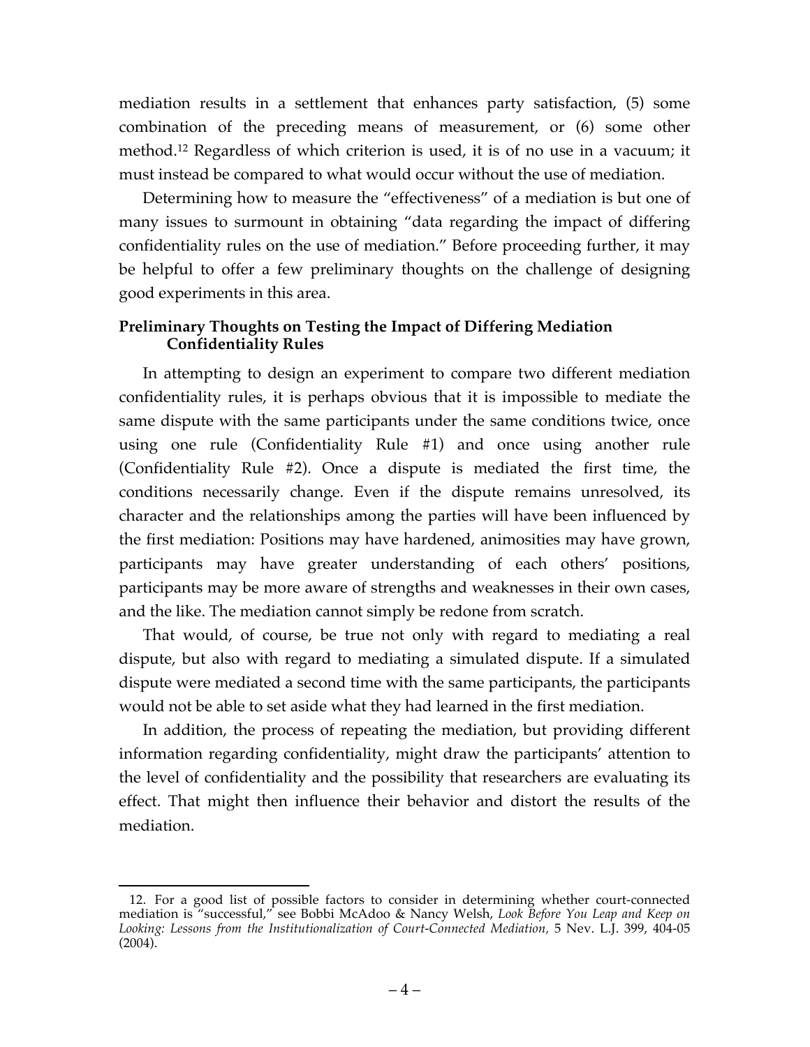mediation results in a settlement that enhances party satisfaction, (5) some combination of the preceding means of measurement, or (6) some other method.[12] Regardless of which criterion is used, it is of no use in a vacuum; it must instead be compared to what would occur without the use of mediation.

Determining how to measure the "effectiveness" of a mediation is but one of many issues to surmount in obtaining "data regarding the impact of differing confidentiality rules on the use of mediation." Before proceeding further, it may be helpful to offer a few preliminary thoughts on the challenge of designing good experiments in this area.

### Preliminary Thoughts on Testing the Impact of Differing Mediation Confidentiality Rules

In attempting to design an experiment to compare two different mediation confidentiality rules, it is perhaps obvious that it is impossible to mediate the same dispute with the same participants under the same conditions twice, once using one rule (Confidentiality Rule #1) and once using another rule (Confidentiality Rule #2). Once a dispute is mediated the first time, the conditions necessarily change. Even if the dispute remains unresolved, its character and the relationships among the parties will have been influenced by the first mediation: Positions may have hardened, animosities may have grown, participants may have greater understanding of each others' positions, participants may be more aware of strengths and weaknesses in their own cases, and the like. The mediation cannot simply be redone from scratch.

That would, of course, be true not only with regard to mediating a real dispute, but also with regard to mediating a simulated dispute. If a simulated dispute were mediated a second time with the same participants, the participants would not be able to set aside what they had learned in the first mediation.

In addition, the process of repeating the mediation, but providing different information regarding confidentiality, might draw the participants' attention to the level of confidentiality and the possibility that researchers are evaluating its effect. That might then influence their behavior and distort the results of the mediation.

---

12. For a good list of possible factors to consider in determining whether court-connected mediation is "successful," see Bobbi McAdoo & Nancy Welsh, *Look Before You Leap and Keep on Looking: Lessons from the Institutionalization of Court-Connected Mediation*, 5 Nev. L.J. 399, 404-05 (2004).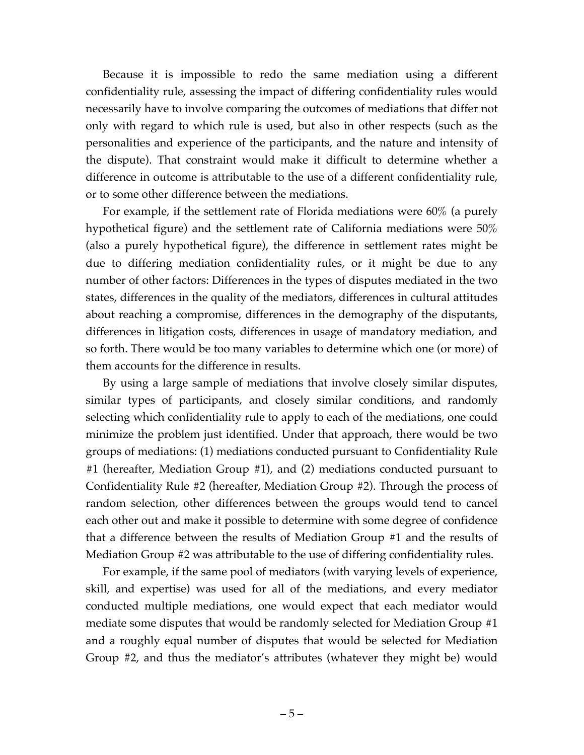Because it is impossible to redo the same mediation using a different confidentiality rule, assessing the impact of differing confidentiality rules would necessarily have to involve comparing the outcomes of mediations that differ not only with regard to which rule is used, but also in other respects (such as the personalities and experience of the participants, and the nature and intensity of the dispute). That constraint would make it difficult to determine whether a difference in outcome is attributable to the use of a different confidentiality rule, or to some other difference between the mediations.

For example, if the settlement rate of Florida mediations were 60% (a purely hypothetical figure) and the settlement rate of California mediations were 50% (also a purely hypothetical figure), the difference in settlement rates might be due to differing mediation confidentiality rules, or it might be due to any number of other factors: Differences in the types of disputes mediated in the two states, differences in the quality of the mediators, differences in cultural attitudes about reaching a compromise, differences in the demography of the disputants, differences in litigation costs, differences in usage of mandatory mediation, and so forth. There would be too many variables to determine which one (or more) of them accounts for the difference in results.

By using a large sample of mediations that involve closely similar disputes, similar types of participants, and closely similar conditions, and randomly selecting which confidentiality rule to apply to each of the mediations, one could minimize the problem just identified. Under that approach, there would be two groups of mediations: (1) mediations conducted pursuant to Confidentiality Rule #1 (hereafter, Mediation Group #1), and (2) mediations conducted pursuant to Confidentiality Rule #2 (hereafter, Mediation Group #2). Through the process of random selection, other differences between the groups would tend to cancel each other out and make it possible to determine with some degree of confidence that a difference between the results of Mediation Group #1 and the results of Mediation Group #2 was attributable to the use of differing confidentiality rules.

For example, if the same pool of mediators (with varying levels of experience, skill, and expertise) was used for all of the mediations, and every mediator conducted multiple mediations, one would expect that each mediator would mediate some disputes that would be randomly selected for Mediation Group #1 and a roughly equal number of disputes that would be selected for Mediation Group #2, and thus the mediator's attributes (whatever they might be) would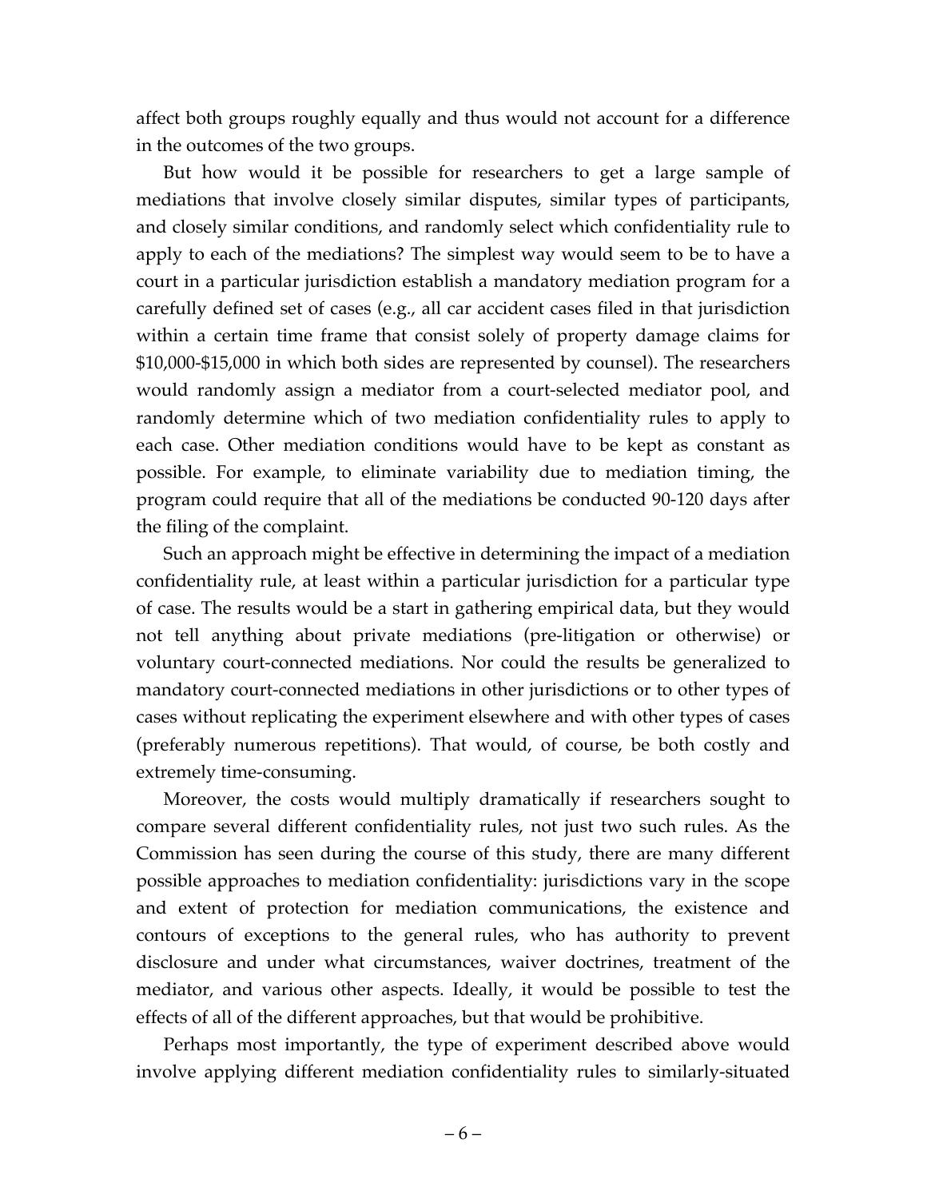affect both groups roughly equally and thus would not account for a difference in the outcomes of the two groups.

But how would it be possible for researchers to get a large sample of mediations that involve closely similar disputes, similar types of participants, and closely similar conditions, and randomly select which confidentiality rule to apply to each of the mediations? The simplest way would seem to be to have a court in a particular jurisdiction establish a mandatory mediation program for a carefully defined set of cases (e.g., all car accident cases filed in that jurisdiction within a certain time frame that consist solely of property damage claims for $10,000-$15,000 in which both sides are represented by counsel). The researchers would randomly assign a mediator from a court-selected mediator pool, and randomly determine which of two mediation confidentiality rules to apply to each case. Other mediation conditions would have to be kept as constant as possible. For example, to eliminate variability due to mediation timing, the program could require that all of the mediations be conducted 90-120 days after the filing of the complaint.

Such an approach might be effective in determining the impact of a mediation confidentiality rule, at least within a particular jurisdiction for a particular type of case. The results would be a start in gathering empirical data, but they would not tell anything about private mediations (pre-litigation or otherwise) or voluntary court-connected mediations. Nor could the results be generalized to mandatory court-connected mediations in other jurisdictions or to other types of cases without replicating the experiment elsewhere and with other types of cases (preferably numerous repetitions). That would, of course, be both costly and extremely time-consuming.

Moreover, the costs would multiply dramatically if researchers sought to compare several different confidentiality rules, not just two such rules. As the Commission has seen during the course of this study, there are many different possible approaches to mediation confidentiality: jurisdictions vary in the scope and extent of protection for mediation communications, the existence and contours of exceptions to the general rules, who has authority to prevent disclosure and under what circumstances, waiver doctrines, treatment of the mediator, and various other aspects. Ideally, it would be possible to test the effects of all of the different approaches, but that would be prohibitive.

Perhaps most importantly, the type of experiment described above would involve applying different mediation confidentiality rules to similarly-situated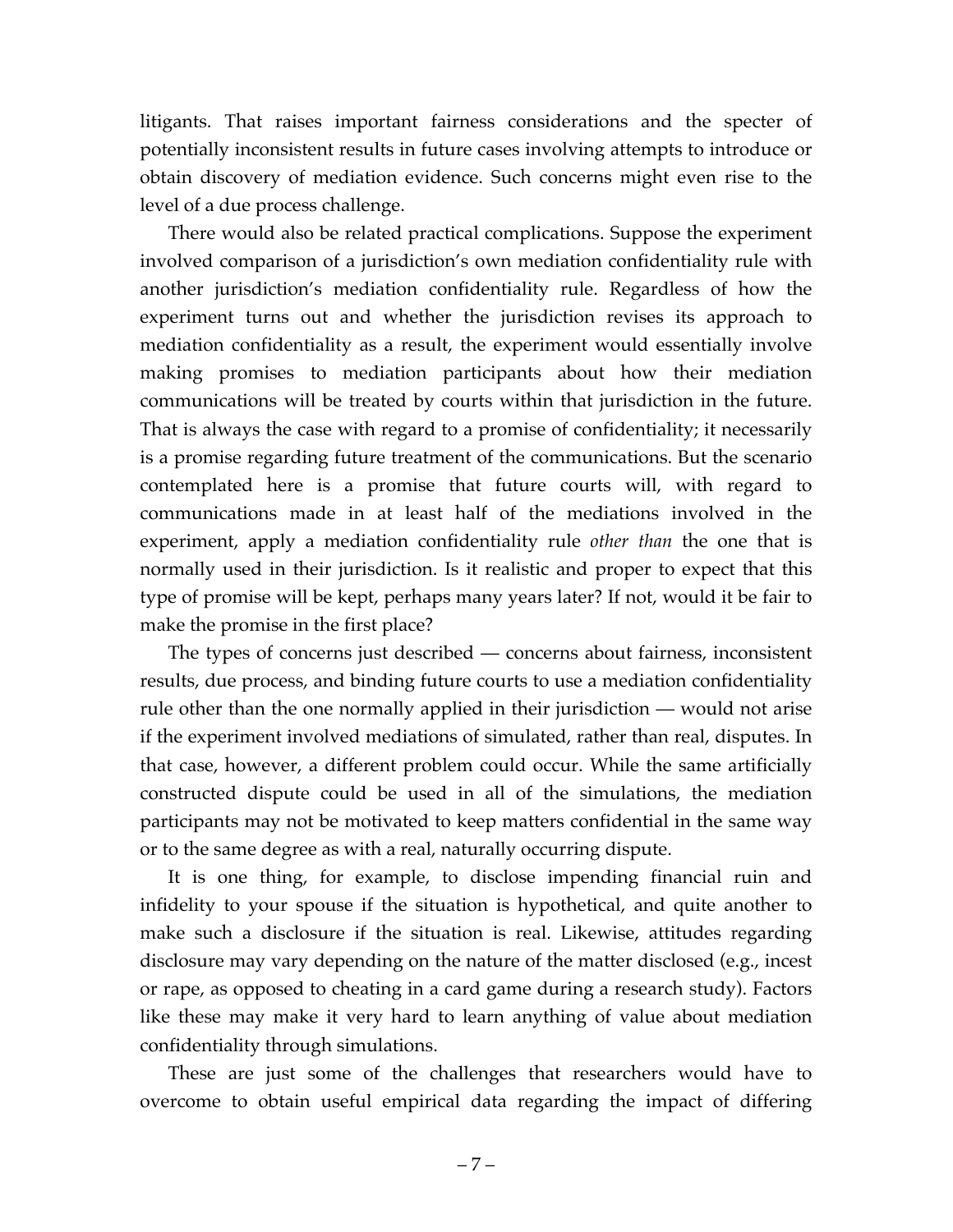litigants. That raises important fairness considerations and the specter of potentially inconsistent results in future cases involving attempts to introduce or obtain discovery of mediation evidence. Such concerns might even rise to the level of a due process challenge.

There would also be related practical complications. Suppose the experiment involved comparison of a jurisdiction's own mediation confidentiality rule with another jurisdiction's mediation confidentiality rule. Regardless of how the experiment turns out and whether the jurisdiction revises its approach to mediation confidentiality as a result, the experiment would essentially involve making promises to mediation participants about how their mediation communications will be treated by courts within that jurisdiction in the future. That is always the case with regard to a promise of confidentiality; it necessarily is a promise regarding future treatment of the communications. But the scenario contemplated here is a promise that future courts will, with regard to communications made in at least half of the mediations involved in the experiment, apply a mediation confidentiality rule *other than* the one that is normally used in their jurisdiction. Is it realistic and proper to expect that this type of promise will be kept, perhaps many years later? If not, would it be fair to make the promise in the first place?

The types of concerns just described — concerns about fairness, inconsistent results, due process, and binding future courts to use a mediation confidentiality rule other than the one normally applied in their jurisdiction — would not arise if the experiment involved mediations of simulated, rather than real, disputes. In that case, however, a different problem could occur. While the same artificially constructed dispute could be used in all of the simulations, the mediation participants may not be motivated to keep matters confidential in the same way or to the same degree as with a real, naturally occurring dispute.

It is one thing, for example, to disclose impending financial ruin and infidelity to your spouse if the situation is hypothetical, and quite another to make such a disclosure if the situation is real. Likewise, attitudes regarding disclosure may vary depending on the nature of the matter disclosed (e.g., incest or rape, as opposed to cheating in a card game during a research study). Factors like these may make it very hard to learn anything of value about mediation confidentiality through simulations.

These are just some of the challenges that researchers would have to overcome to obtain useful empirical data regarding the impact of differing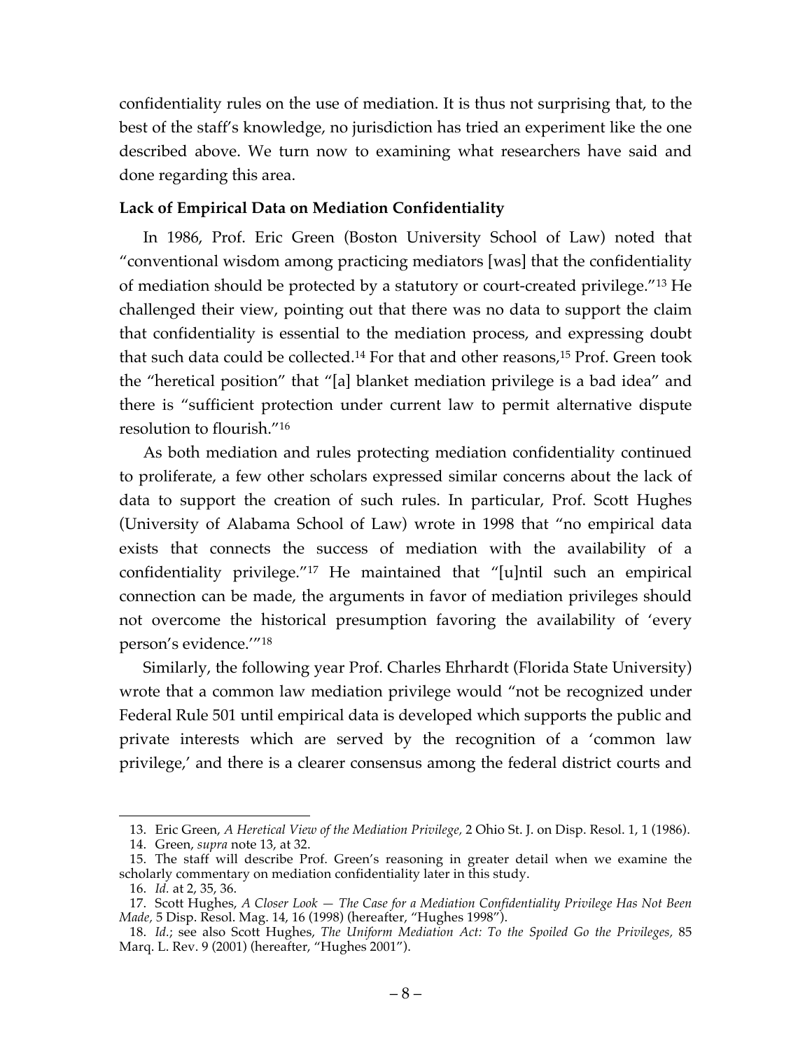confidentiality rules on the use of mediation. It is thus not surprising that, to the best of the staff's knowledge, no jurisdiction has tried an experiment like the one described above. We turn now to examining what researchers have said and done regarding this area.

**Lack of Empirical Data on Mediation Confidentiality**

In 1986, Prof. Eric Green (Boston University School of Law) noted that "conventional wisdom among practicing mediators [was] that the confidentiality of mediation should be protected by a statutory or court-created privilege."[13] He challenged their view, pointing out that there was no data to support the claim that confidentiality is essential to the mediation process, and expressing doubt that such data could be collected.[14] For that and other reasons,[15] Prof. Green took the "heretical position" that "[a] blanket mediation privilege is a bad idea" and there is "sufficient protection under current law to permit alternative dispute resolution to flourish."[16]

As both mediation and rules protecting mediation confidentiality continued to proliferate, a few other scholars expressed similar concerns about the lack of data to support the creation of such rules. In particular, Prof. Scott Hughes (University of Alabama School of Law) wrote in 1998 that "no empirical data exists that connects the success of mediation with the availability of a confidentiality privilege."[17] He maintained that "[u]ntil such an empirical connection can be made, the arguments in favor of mediation privileges should not overcome the historical presumption favoring the availability of 'every person's evidence.'"[18]

Similarly, the following year Prof. Charles Ehrhardt (Florida State University) wrote that a common law mediation privilege would "not be recognized under Federal Rule 501 until empirical data is developed which supports the public and private interests which are served by the recognition of a 'common law privilege,' and there is a clearer consensus among the federal district courts and

---

13. Eric Green, *A Heretical View of the Mediation Privilege,* 2 Ohio St. J. on Disp. Resol. 1, 1 (1986).

14. Green, *supra* note 13, at 32.

15. The staff will describe Prof. Green's reasoning in greater detail when we examine the scholarly commentary on mediation confidentiality later in this study.

16. *Id.* at 2, 35, 36.

17. Scott Hughes, *A Closer Look — The Case for a Mediation Confidentiality Privilege Has Not Been Made,* 5 Disp. Resol. Mag. 14, 16 (1998) (hereafter, "Hughes 1998").

18. *Id.*; see also Scott Hughes, *The Uniform Mediation Act: To the Spoiled Go the Privileges,* 85 Marq. L. Rev. 9 (2001) (hereafter, "Hughes 2001").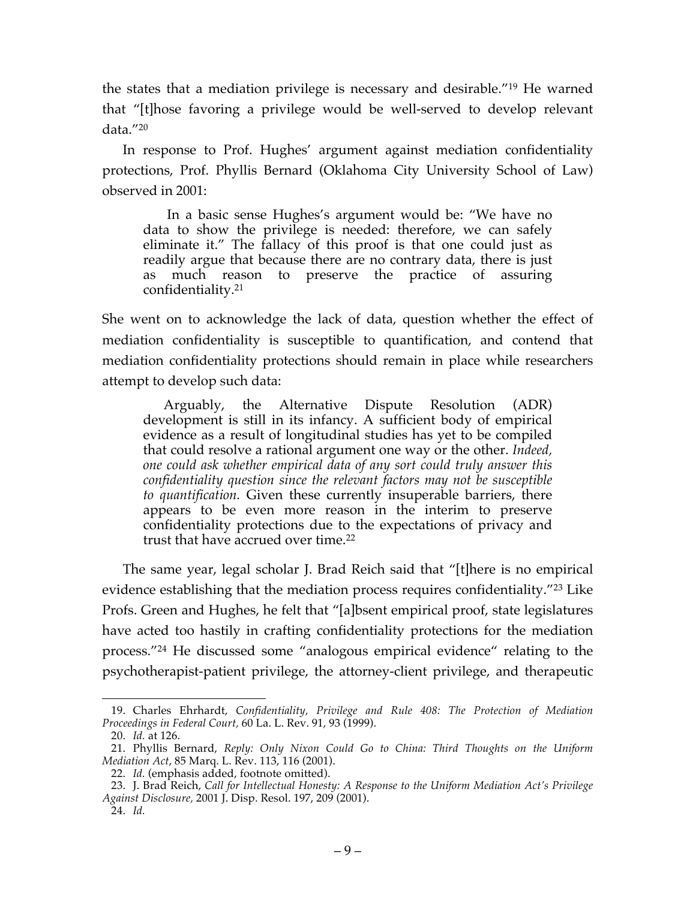the states that a mediation privilege is necessary and desirable."[19] He warned that "[t]hose favoring a privilege would be well-served to develop relevant data."[20]

In response to Prof. Hughes' argument against mediation confidentiality protections, Prof. Phyllis Bernard (Oklahoma City University School of Law) observed in 2001:

> In a basic sense Hughes's argument would be: "We have no data to show the privilege is needed: therefore, we can safely eliminate it." The fallacy of this proof is that one could just as readily argue that because there are no contrary data, there is just as much reason to preserve the practice of assuring confidentiality.[21]

She went on to acknowledge the lack of data, question whether the effect of mediation confidentiality is susceptible to quantification, and contend that mediation confidentiality protections should remain in place while researchers attempt to develop such data:

> Arguably, the Alternative Dispute Resolution (ADR) development is still in its infancy. A sufficient body of empirical evidence as a result of longitudinal studies has yet to be compiled that could resolve a rational argument one way or the other. *Indeed, one could ask whether empirical data of any sort could truly answer this confidentiality question since the relevant factors may not be susceptible to quantification.* Given these currently insuperable barriers, there appears to be even more reason in the interim to preserve confidentiality protections due to the expectations of privacy and trust that have accrued over time.[22]

The same year, legal scholar J. Brad Reich said that "[t]here is no empirical evidence establishing that the mediation process requires confidentiality."[23] Like Profs. Green and Hughes, he felt that "[a]bsent empirical proof, state legislatures have acted too hastily in crafting confidentiality protections for the mediation process."[24] He discussed some "analogous empirical evidence" relating to the psychotherapist-patient privilege, the attorney-client privilege, and therapeutic

---

19. Charles Ehrhardt, *Confidentiality, Privilege and Rule 408: The Protection of Mediation Proceedings in Federal Court,* 60 La. L. Rev. 91, 93 (1999).

20. *Id.* at 126.

21. Phyllis Bernard, *Reply: Only Nixon Could Go to China: Third Thoughts on the Uniform Mediation Act*, 85 Marq. L. Rev. 113, 116 (2001).

22. *Id.* (emphasis added, footnote omitted).

23. J. Brad Reich, *Call for Intellectual Honesty: A Response to the Uniform Mediation Act's Privilege Against Disclosure,* 2001 J. Disp. Resol. 197, 209 (2001).

24. *Id.*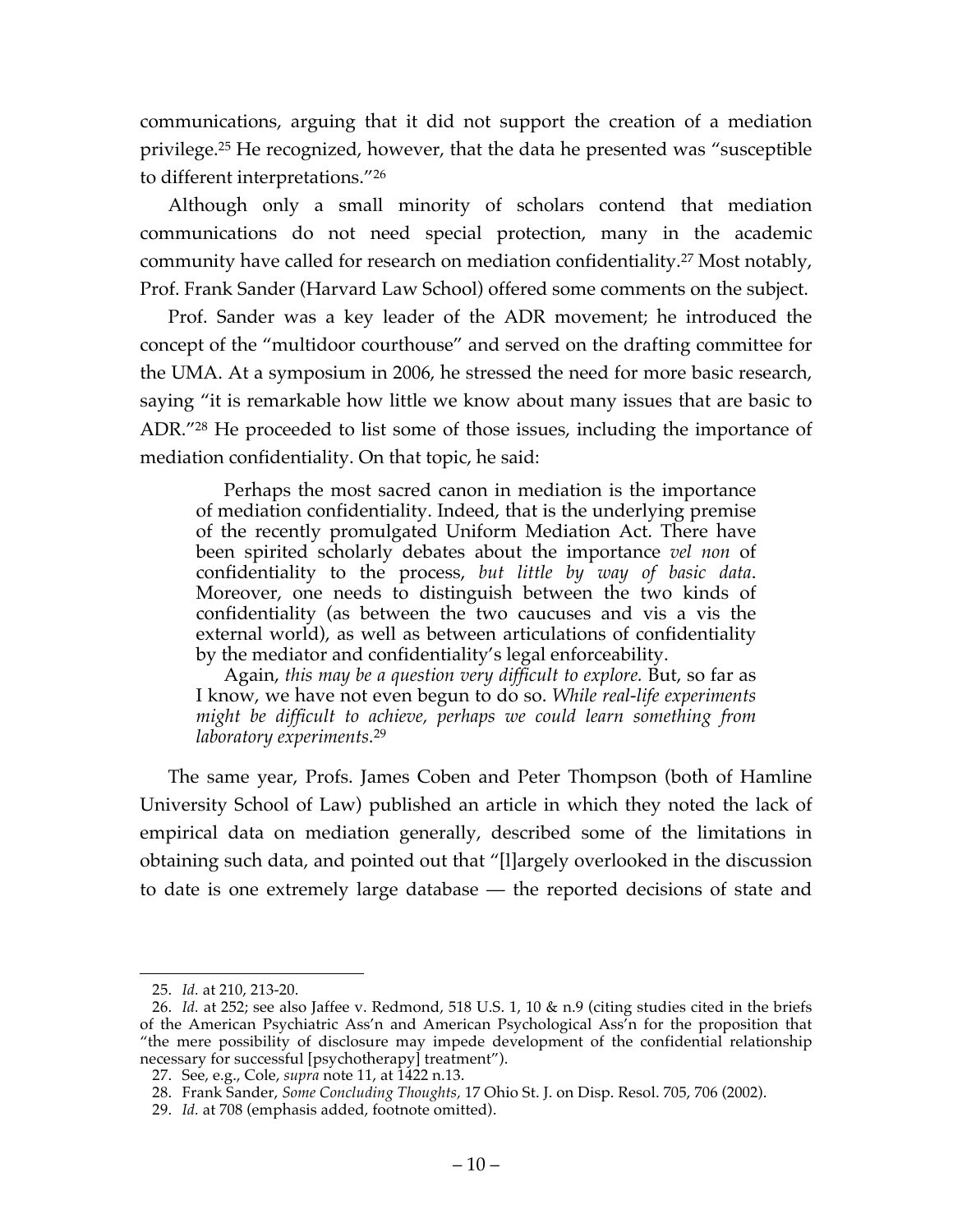communications, arguing that it did not support the creation of a mediation privilege.[25] He recognized, however, that the data he presented was "susceptible to different interpretations."[26]

Although only a small minority of scholars contend that mediation communications do not need special protection, many in the academic community have called for research on mediation confidentiality.[27] Most notably, Prof. Frank Sander (Harvard Law School) offered some comments on the subject.

Prof. Sander was a key leader of the ADR movement; he introduced the concept of the "multidoor courthouse" and served on the drafting committee for the UMA. At a symposium in 2006, he stressed the need for more basic research, saying "it is remarkable how little we know about many issues that are basic to ADR."[28] He proceeded to list some of those issues, including the importance of mediation confidentiality. On that topic, he said:

> Perhaps the most sacred canon in mediation is the importance of mediation confidentiality. Indeed, that is the underlying premise of the recently promulgated Uniform Mediation Act. There have been spirited scholarly debates about the importance *vel non* of confidentiality to the process, *but little by way of basic data*. Moreover, one needs to distinguish between the two kinds of confidentiality (as between the two caucuses and vis a vis the external world), as well as between articulations of confidentiality by the mediator and confidentiality's legal enforceability.
>
> Again, *this may be a question very difficult to explore.* But, so far as I know, we have not even begun to do so. *While real-life experiments might be difficult to achieve, perhaps we could learn something from laboratory experiments*.[29]

The same year, Profs. James Coben and Peter Thompson (both of Hamline University School of Law) published an article in which they noted the lack of empirical data on mediation generally, described some of the limitations in obtaining such data, and pointed out that "[l]argely overlooked in the discussion to date is one extremely large database — the reported decisions of state and

---

25. *Id.* at 210, 213-20.

26. *Id.* at 252; see also Jaffee v. Redmond, 518 U.S. 1, 10 & n.9 (citing studies cited in the briefs of the American Psychiatric Ass'n and American Psychological Ass'n for the proposition that "the mere possibility of disclosure may impede development of the confidential relationship necessary for successful [psychotherapy] treatment").

27. See, e.g., Cole, *supra* note 11, at 1422 n.13.

28. Frank Sander, *Some Concluding Thoughts,* 17 Ohio St. J. on Disp. Resol. 705, 706 (2002).

29. *Id.* at 708 (emphasis added, footnote omitted).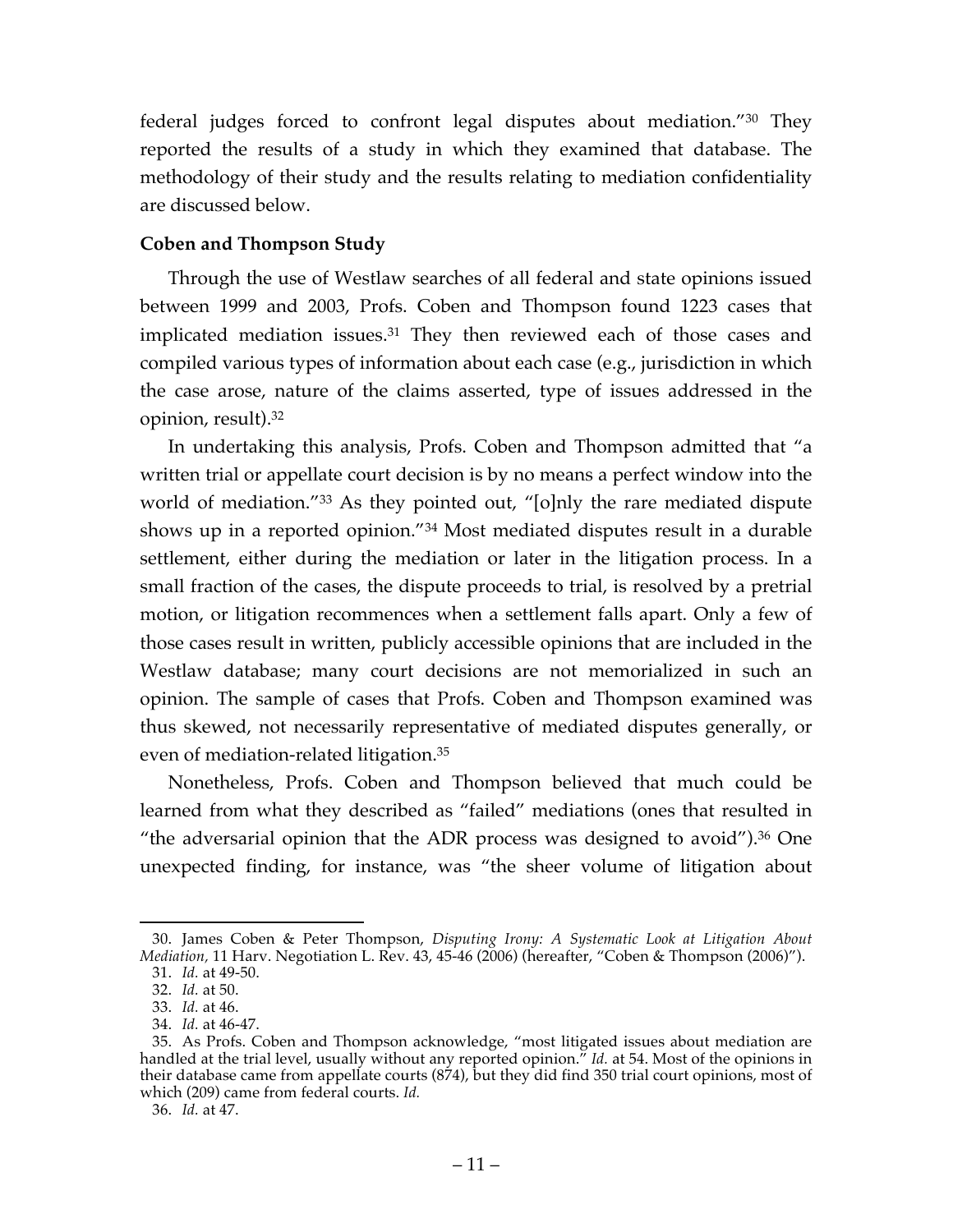federal judges forced to confront legal disputes about mediation."[30] They reported the results of a study in which they examined that database. The methodology of their study and the results relating to mediation confidentiality are discussed below.

**Coben and Thompson Study**

Through the use of Westlaw searches of all federal and state opinions issued between 1999 and 2003, Profs. Coben and Thompson found 1223 cases that implicated mediation issues.[31] They then reviewed each of those cases and compiled various types of information about each case (e.g., jurisdiction in which the case arose, nature of the claims asserted, type of issues addressed in the opinion, result).[32]

In undertaking this analysis, Profs. Coben and Thompson admitted that "a written trial or appellate court decision is by no means a perfect window into the world of mediation."[33] As they pointed out, "[o]nly the rare mediated dispute shows up in a reported opinion."[34] Most mediated disputes result in a durable settlement, either during the mediation or later in the litigation process. In a small fraction of the cases, the dispute proceeds to trial, is resolved by a pretrial motion, or litigation recommences when a settlement falls apart. Only a few of those cases result in written, publicly accessible opinions that are included in the Westlaw database; many court decisions are not memorialized in such an opinion. The sample of cases that Profs. Coben and Thompson examined was thus skewed, not necessarily representative of mediated disputes generally, or even of mediation-related litigation.[35]

Nonetheless, Profs. Coben and Thompson believed that much could be learned from what they described as "failed" mediations (ones that resulted in "the adversarial opinion that the ADR process was designed to avoid").[36] One unexpected finding, for instance, was "the sheer volume of litigation about

---

30. James Coben & Peter Thompson, *Disputing Irony: A Systematic Look at Litigation About Mediation,* 11 Harv. Negotiation L. Rev. 43, 45-46 (2006) (hereafter, "Coben & Thompson (2006)").

31. *Id.* at 49-50.

32. *Id.* at 50.

33. *Id.* at 46.

34. *Id.* at 46-47.

35. As Profs. Coben and Thompson acknowledge, "most litigated issues about mediation are handled at the trial level, usually without any reported opinion." *Id.* at 54. Most of the opinions in their database came from appellate courts (874), but they did find 350 trial court opinions, most of which (209) came from federal courts. *Id.*

36. *Id.* at 47.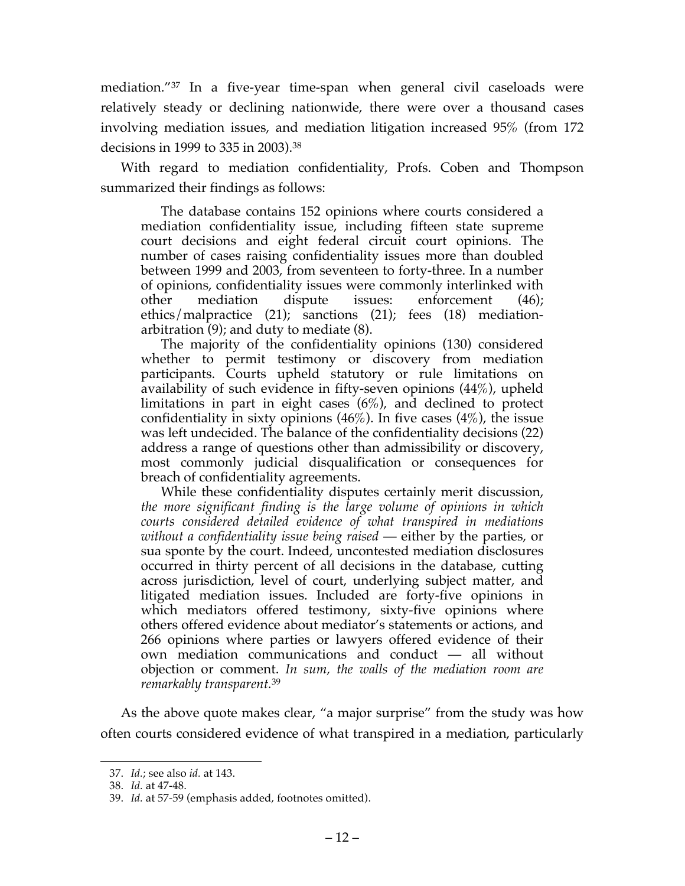mediation."[37] In a five-year time-span when general civil caseloads were relatively steady or declining nationwide, there were over a thousand cases involving mediation issues, and mediation litigation increased 95% (from 172 decisions in 1999 to 335 in 2003).[38]

With regard to mediation confidentiality, Profs. Coben and Thompson summarized their findings as follows:

> The database contains 152 opinions where courts considered a mediation confidentiality issue, including fifteen state supreme court decisions and eight federal circuit court opinions. The number of cases raising confidentiality issues more than doubled between 1999 and 2003, from seventeen to forty-three. In a number of opinions, confidentiality issues were commonly interlinked with other mediation dispute issues: enforcement (46); ethics/malpractice (21); sanctions (21); fees (18) mediation-arbitration (9); and duty to mediate (8).
>
> The majority of the confidentiality opinions (130) considered whether to permit testimony or discovery from mediation participants. Courts upheld statutory or rule limitations on availability of such evidence in fifty-seven opinions (44%), upheld limitations in part in eight cases (6%), and declined to protect confidentiality in sixty opinions (46%). In five cases (4%), the issue was left undecided. The balance of the confidentiality decisions (22) address a range of questions other than admissibility or discovery, most commonly judicial disqualification or consequences for breach of confidentiality agreements.
>
> While these confidentiality disputes certainly merit discussion, *the more significant finding is the large volume of opinions in which courts considered detailed evidence of what transpired in mediations without a confidentiality issue being raised* — either by the parties, or sua sponte by the court. Indeed, uncontested mediation disclosures occurred in thirty percent of all decisions in the database, cutting across jurisdiction, level of court, underlying subject matter, and litigated mediation issues. Included are forty-five opinions in which mediators offered testimony, sixty-five opinions where others offered evidence about mediator's statements or actions, and 266 opinions where parties or lawyers offered evidence of their own mediation communications and conduct — all without objection or comment. *In sum, the walls of the mediation room are remarkably transparent.*[39]

As the above quote makes clear, "a major surprise" from the study was how often courts considered evidence of what transpired in a mediation, particularly

---

37. *Id.*; see also *id.* at 143.

38. *Id.* at 47-48.

39. *Id.* at 57-59 (emphasis added, footnotes omitted).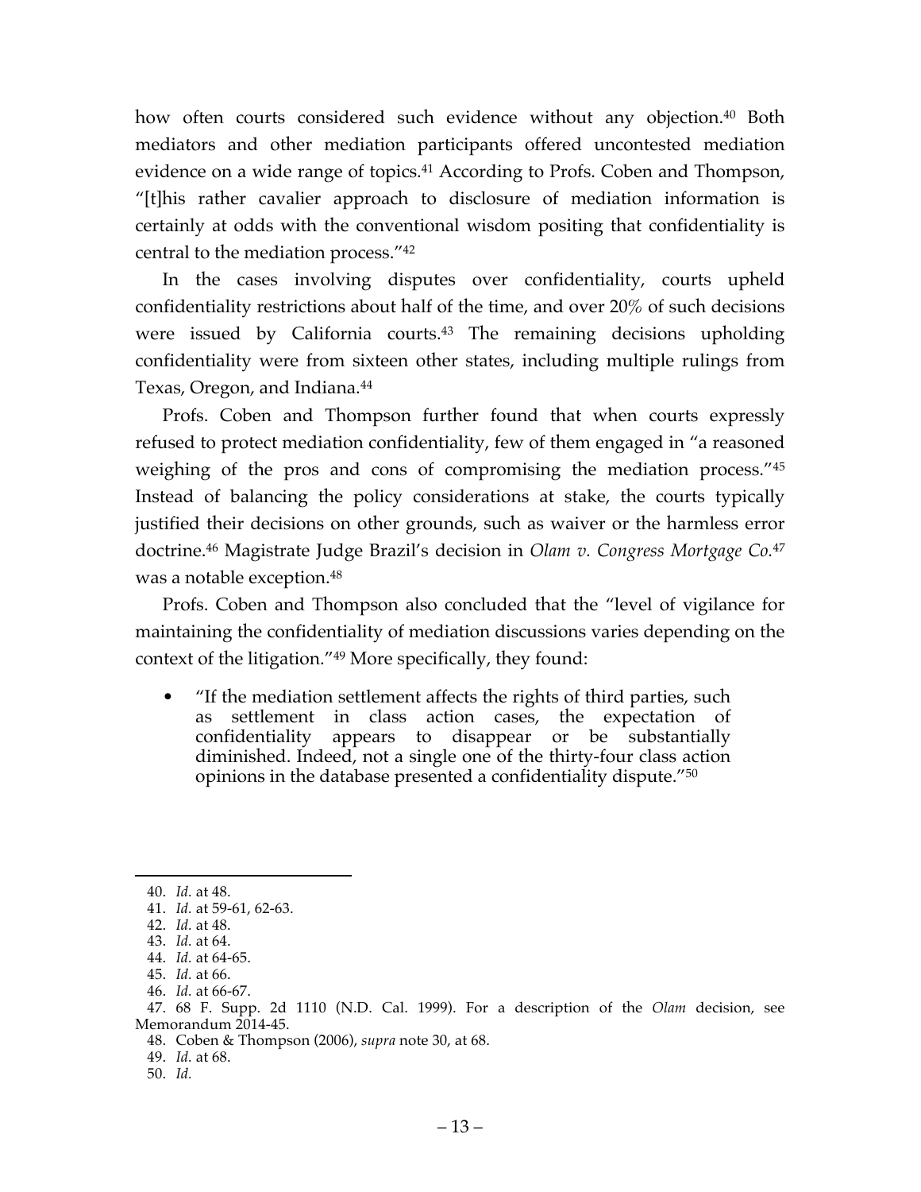how often courts considered such evidence without any objection.[40] Both mediators and other mediation participants offered uncontested mediation evidence on a wide range of topics.[41] According to Profs. Coben and Thompson, "[t]his rather cavalier approach to disclosure of mediation information is certainly at odds with the conventional wisdom positing that confidentiality is central to the mediation process."[42]

In the cases involving disputes over confidentiality, courts upheld confidentiality restrictions about half of the time, and over 20% of such decisions were issued by California courts.[43] The remaining decisions upholding confidentiality were from sixteen other states, including multiple rulings from Texas, Oregon, and Indiana.[44]

Profs. Coben and Thompson further found that when courts expressly refused to protect mediation confidentiality, few of them engaged in "a reasoned weighing of the pros and cons of compromising the mediation process."[45] Instead of balancing the policy considerations at stake, the courts typically justified their decisions on other grounds, such as waiver or the harmless error doctrine.[46] Magistrate Judge Brazil's decision in *Olam v. Congress Mortgage Co.*[47] was a notable exception.[48]

Profs. Coben and Thompson also concluded that the "level of vigilance for maintaining the confidentiality of mediation discussions varies depending on the context of the litigation."[49] More specifically, they found:

- "If the mediation settlement affects the rights of third parties, such as settlement in class action cases, the expectation of confidentiality appears to disappear or be substantially diminished. Indeed, not a single one of the thirty-four class action opinions in the database presented a confidentiality dispute."[50]

---

40. *Id.* at 48.
41. *Id.* at 59-61, 62-63.
42. *Id.* at 48.
43. *Id.* at 64.
44. *Id.* at 64-65.
45. *Id.* at 66.
46. *Id.* at 66-67.
47. 68 F. Supp. 2d 1110 (N.D. Cal. 1999). For a description of the *Olam* decision, see Memorandum 2014-45.
48. Coben & Thompson (2006), *supra* note 30, at 68.
49. *Id.* at 68.
50. *Id.*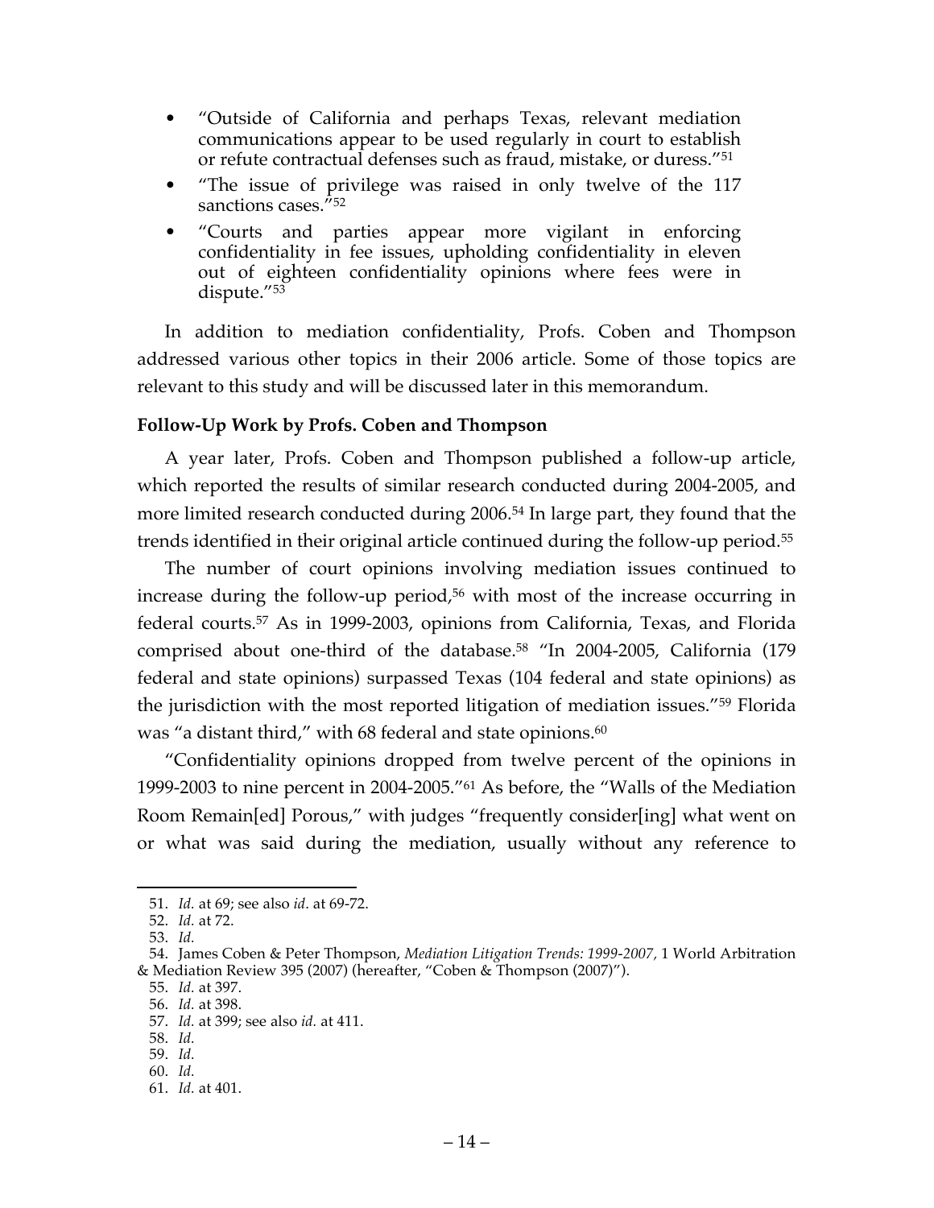- "Outside of California and perhaps Texas, relevant mediation communications appear to be used regularly in court to establish or refute contractual defenses such as fraud, mistake, or duress."[51]
- "The issue of privilege was raised in only twelve of the 117 sanctions cases."[52]
- "Courts and parties appear more vigilant in enforcing confidentiality in fee issues, upholding confidentiality in eleven out of eighteen confidentiality opinions where fees were in dispute."[53]

In addition to mediation confidentiality, Profs. Coben and Thompson addressed various other topics in their 2006 article. Some of those topics are relevant to this study and will be discussed later in this memorandum.

**Follow-Up Work by Profs. Coben and Thompson**

A year later, Profs. Coben and Thompson published a follow-up article, which reported the results of similar research conducted during 2004-2005, and more limited research conducted during 2006.[54] In large part, they found that the trends identified in their original article continued during the follow-up period.[55]

The number of court opinions involving mediation issues continued to increase during the follow-up period,[56] with most of the increase occurring in federal courts.[57] As in 1999-2003, opinions from California, Texas, and Florida comprised about one-third of the database.[58] "In 2004-2005, California (179 federal and state opinions) surpassed Texas (104 federal and state opinions) as the jurisdiction with the most reported litigation of mediation issues."[59] Florida was "a distant third," with 68 federal and state opinions.[60]

"Confidentiality opinions dropped from twelve percent of the opinions in 1999-2003 to nine percent in 2004-2005."[61] As before, the "Walls of the Mediation Room Remain[ed] Porous," with judges "frequently consider[ing] what went on or what was said during the mediation, usually without any reference to

---

51. *Id.* at 69; see also *id*. at 69-72.
52. *Id.* at 72.
53. *Id.*
54. James Coben & Peter Thompson, *Mediation Litigation Trends: 1999-2007*, 1 World Arbitration & Mediation Review 395 (2007) (hereafter, "Coben & Thompson (2007)").
55. *Id.* at 397.
56. *Id.* at 398.
57. *Id.* at 399; see also *id.* at 411.
58. *Id.*
59. *Id.*
60. *Id.*
61. *Id.* at 401.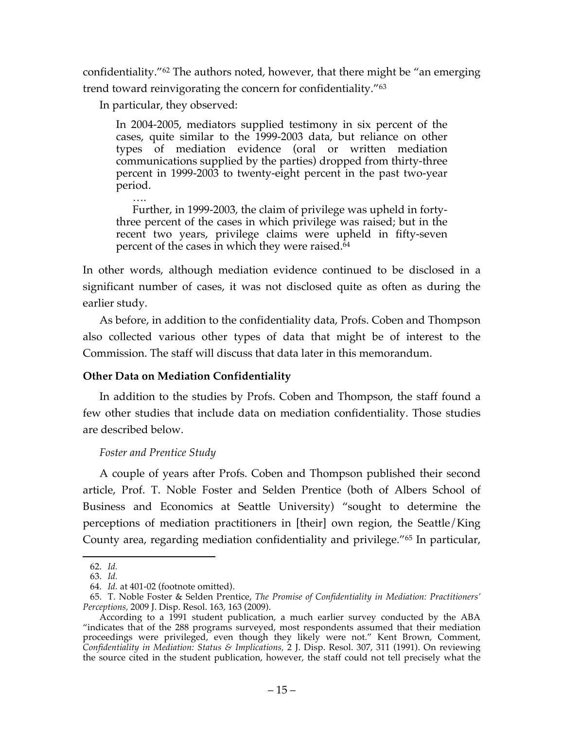confidentiality."[62] The authors noted, however, that there might be "an emerging trend toward reinvigorating the concern for confidentiality."[63]

In particular, they observed:

> In 2004-2005, mediators supplied testimony in six percent of the cases, quite similar to the 1999-2003 data, but reliance on other types of mediation evidence (oral or written mediation communications supplied by the parties) dropped from thirty-three percent in 1999-2003 to twenty-eight percent in the past two-year period.
>
> ….
>
> Further, in 1999-2003, the claim of privilege was upheld in forty-three percent of the cases in which privilege was raised; but in the recent two years, privilege claims were upheld in fifty-seven percent of the cases in which they were raised.[64]

In other words, although mediation evidence continued to be disclosed in a significant number of cases, it was not disclosed quite as often as during the earlier study.

As before, in addition to the confidentiality data, Profs. Coben and Thompson also collected various other types of data that might be of interest to the Commission. The staff will discuss that data later in this memorandum.

**Other Data on Mediation Confidentiality**

In addition to the studies by Profs. Coben and Thompson, the staff found a few other studies that include data on mediation confidentiality. Those studies are described below.

*Foster and Prentice Study*

A couple of years after Profs. Coben and Thompson published their second article, Prof. T. Noble Foster and Selden Prentice (both of Albers School of Business and Economics at Seattle University) "sought to determine the perceptions of mediation practitioners in [their] own region, the Seattle/King County area, regarding mediation confidentiality and privilege."[65] In particular,

---

62. *Id.*

63. *Id.*

64. *Id.* at 401-02 (footnote omitted).

65. T. Noble Foster & Selden Prentice, *The Promise of Confidentiality in Mediation: Practitioners' Perceptions,* 2009 J. Disp. Resol. 163, 163 (2009).

According to a 1991 student publication, a much earlier survey conducted by the ABA "indicates that of the 288 programs surveyed, most respondents assumed that their mediation proceedings were privileged, even though they likely were not." Kent Brown, Comment, *Confidentiality in Mediation: Status & Implications,* 2 J. Disp. Resol. 307, 311 (1991). On reviewing the source cited in the student publication, however, the staff could not tell precisely what the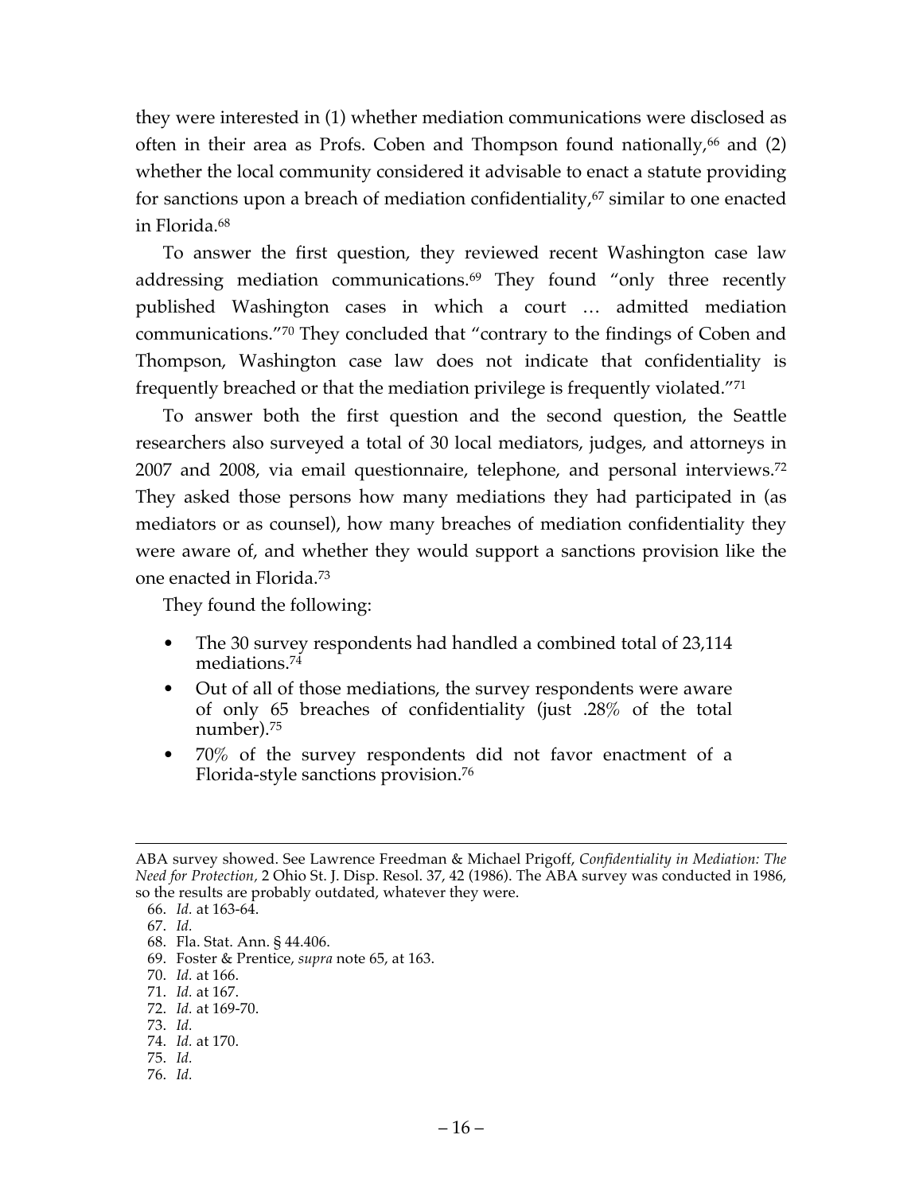they were interested in (1) whether mediation communications were disclosed as often in their area as Profs. Coben and Thompson found nationally,[66] and (2) whether the local community considered it advisable to enact a statute providing for sanctions upon a breach of mediation confidentiality,[67] similar to one enacted in Florida.[68]

To answer the first question, they reviewed recent Washington case law addressing mediation communications.[69] They found "only three recently published Washington cases in which a court … admitted mediation communications."[70] They concluded that "contrary to the findings of Coben and Thompson, Washington case law does not indicate that confidentiality is frequently breached or that the mediation privilege is frequently violated."[71]

To answer both the first question and the second question, the Seattle researchers also surveyed a total of 30 local mediators, judges, and attorneys in 2007 and 2008, via email questionnaire, telephone, and personal interviews.[72] They asked those persons how many mediations they had participated in (as mediators or as counsel), how many breaches of mediation confidentiality they were aware of, and whether they would support a sanctions provision like the one enacted in Florida.[73]

They found the following:

- The 30 survey respondents had handled a combined total of 23,114 mediations.[74]
- Out of all of those mediations, the survey respondents were aware of only 65 breaches of confidentiality (just .28% of the total number).[75]
- 70% of the survey respondents did not favor enactment of a Florida-style sanctions provision.[76]

---

ABA survey showed. See Lawrence Freedman & Michael Prigoff, *Confidentiality in Mediation: The Need for Protection,* 2 Ohio St. J. Disp. Resol. 37, 42 (1986). The ABA survey was conducted in 1986, so the results are probably outdated, whatever they were.

66. *Id.* at 163-64.
67. *Id.*
68. Fla. Stat. Ann. § 44.406.
69. Foster & Prentice, *supra* note 65, at 163.
70. *Id.* at 166.
71. *Id.* at 167.
72. *Id.* at 169-70.
73. *Id.*
74. *Id.* at 170.
75. *Id.*
76. *Id.*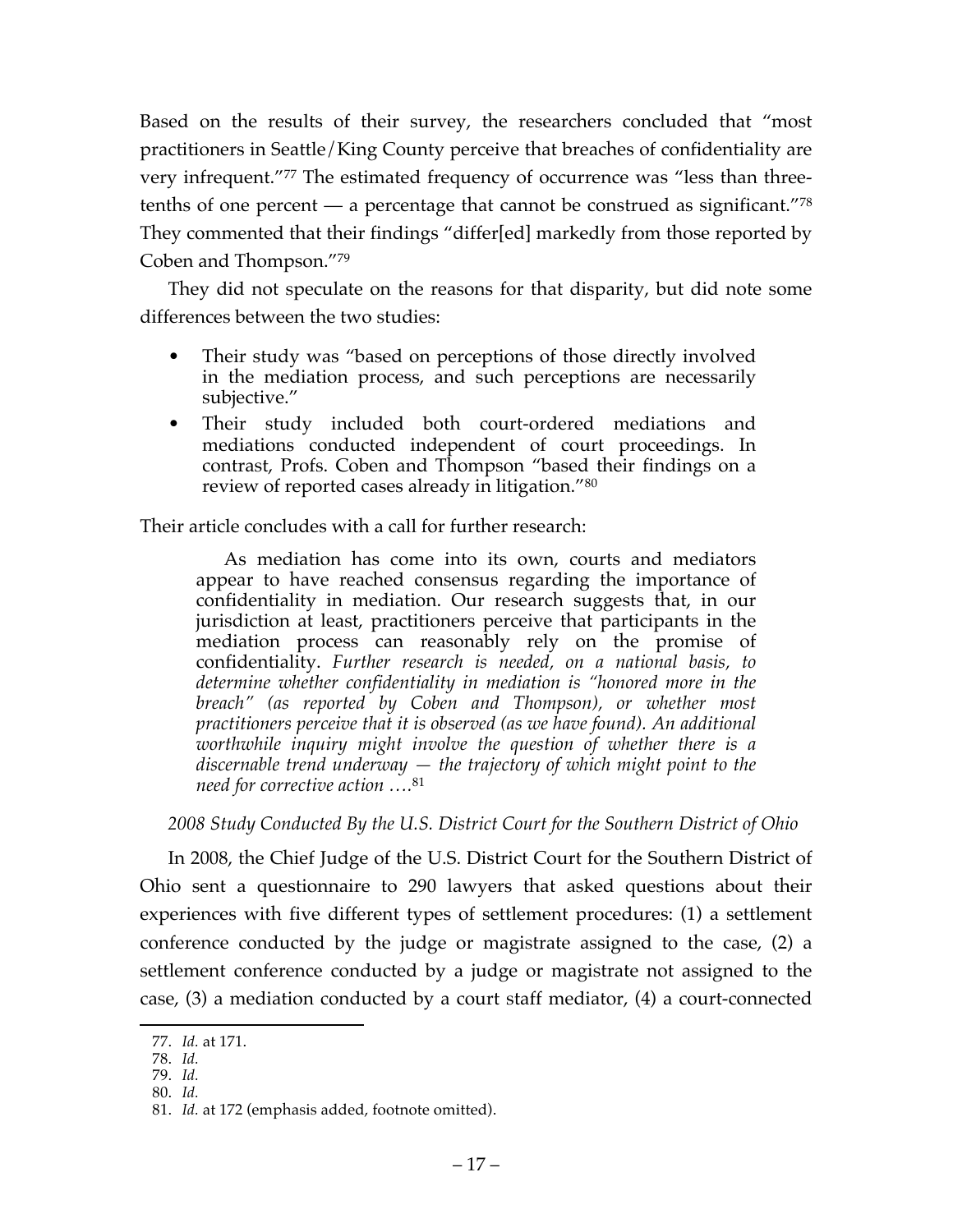Based on the results of their survey, the researchers concluded that "most practitioners in Seattle/King County perceive that breaches of confidentiality are very infrequent."[77] The estimated frequency of occurrence was "less than three-tenths of one percent — a percentage that cannot be construed as significant."[78] They commented that their findings "differ[ed] markedly from those reported by Coben and Thompson."[79]

They did not speculate on the reasons for that disparity, but did note some differences between the two studies:

- Their study was "based on perceptions of those directly involved in the mediation process, and such perceptions are necessarily subjective."
- Their study included both court-ordered mediations and mediations conducted independent of court proceedings. In contrast, Profs. Coben and Thompson "based their findings on a review of reported cases already in litigation."[80]

Their article concludes with a call for further research:

> As mediation has come into its own, courts and mediators appear to have reached consensus regarding the importance of confidentiality in mediation. Our research suggests that, in our jurisdiction at least, practitioners perceive that participants in the mediation process can reasonably rely on the promise of confidentiality. *Further research is needed, on a national basis, to determine whether confidentiality in mediation is "honored more in the breach" (as reported by Coben and Thompson), or whether most practitioners perceive that it is observed (as we have found). An additional worthwhile inquiry might involve the question of whether there is a discernable trend underway — the trajectory of which might point to the need for corrective action ….*[81]

*2008 Study Conducted By the U.S. District Court for the Southern District of Ohio*

In 2008, the Chief Judge of the U.S. District Court for the Southern District of Ohio sent a questionnaire to 290 lawyers that asked questions about their experiences with five different types of settlement procedures: (1) a settlement conference conducted by the judge or magistrate assigned to the case, (2) a settlement conference conducted by a judge or magistrate not assigned to the case, (3) a mediation conducted by a court staff mediator, (4) a court-connected

---

77. *Id.* at 171.
78. *Id.*
79. *Id.*
80. *Id.*
81. *Id.* at 172 (emphasis added, footnote omitted).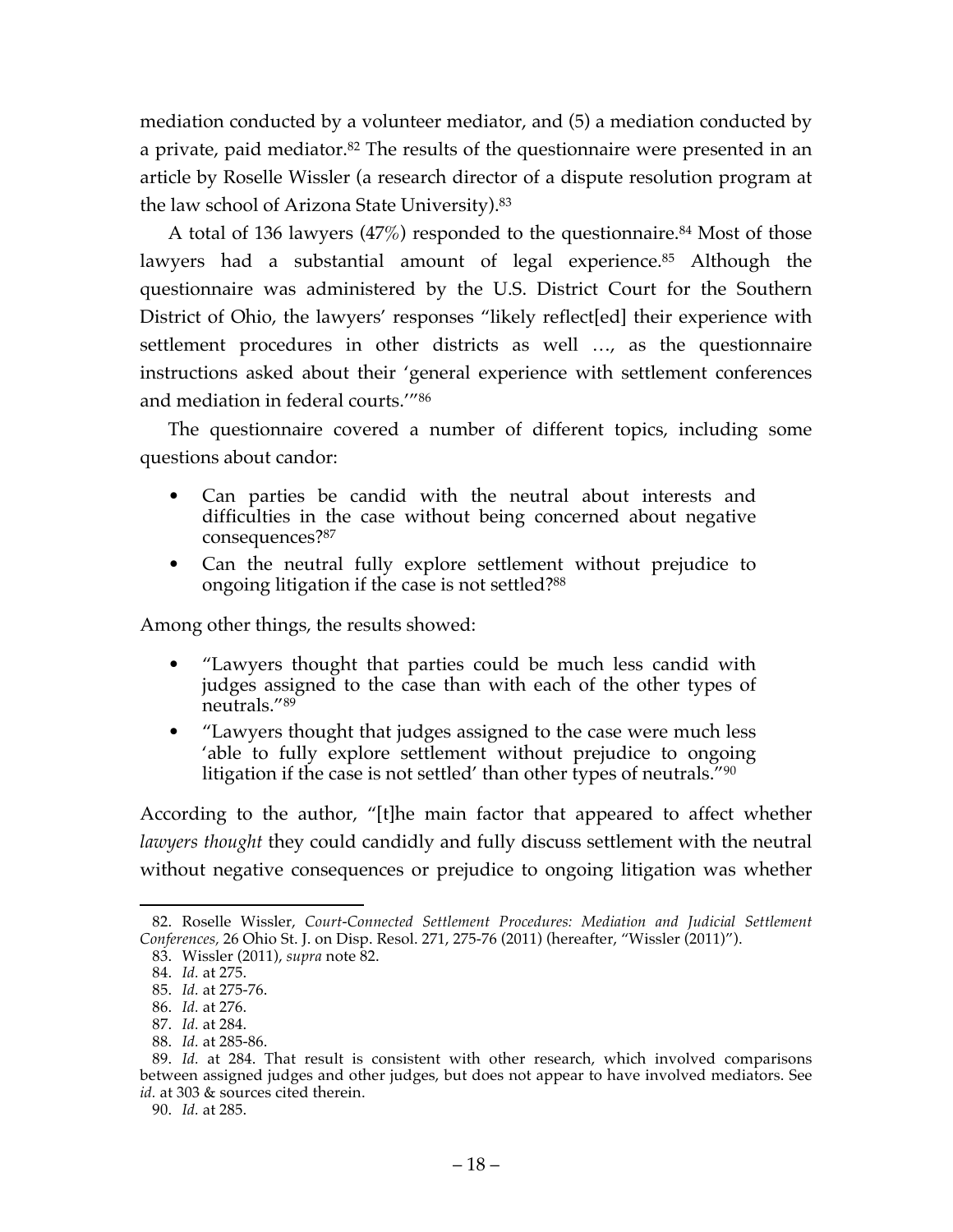mediation conducted by a volunteer mediator, and (5) a mediation conducted by a private, paid mediator.[82] The results of the questionnaire were presented in an article by Roselle Wissler (a research director of a dispute resolution program at the law school of Arizona State University).[83]

A total of 136 lawyers (47%) responded to the questionnaire.[84] Most of those lawyers had a substantial amount of legal experience.[85] Although the questionnaire was administered by the U.S. District Court for the Southern District of Ohio, the lawyers' responses "likely reflect[ed] their experience with settlement procedures in other districts as well …, as the questionnaire instructions asked about their 'general experience with settlement conferences and mediation in federal courts.'"[86]

The questionnaire covered a number of different topics, including some questions about candor:

- Can parties be candid with the neutral about interests and difficulties in the case without being concerned about negative consequences?[87]
- Can the neutral fully explore settlement without prejudice to ongoing litigation if the case is not settled?[88]

Among other things, the results showed:

- "Lawyers thought that parties could be much less candid with judges assigned to the case than with each of the other types of neutrals."[89]
- "Lawyers thought that judges assigned to the case were much less 'able to fully explore settlement without prejudice to ongoing litigation if the case is not settled' than other types of neutrals."[90]

According to the author, "[t]he main factor that appeared to affect whether *lawyers thought* they could candidly and fully discuss settlement with the neutral without negative consequences or prejudice to ongoing litigation was whether

---

82. Roselle Wissler, *Court-Connected Settlement Procedures: Mediation and Judicial Settlement Conferences*, 26 Ohio St. J. on Disp. Resol. 271, 275-76 (2011) (hereafter, "Wissler (2011)").

83. Wissler (2011), *supra* note 82.

84. *Id.* at 275.

85. *Id.* at 275-76.

86. *Id.* at 276.

87. *Id.* at 284.

88. *Id.* at 285-86.

89. *Id.* at 284. That result is consistent with other research, which involved comparisons between assigned judges and other judges, but does not appear to have involved mediators. See *id.* at 303 & sources cited therein.

90. *Id.* at 285.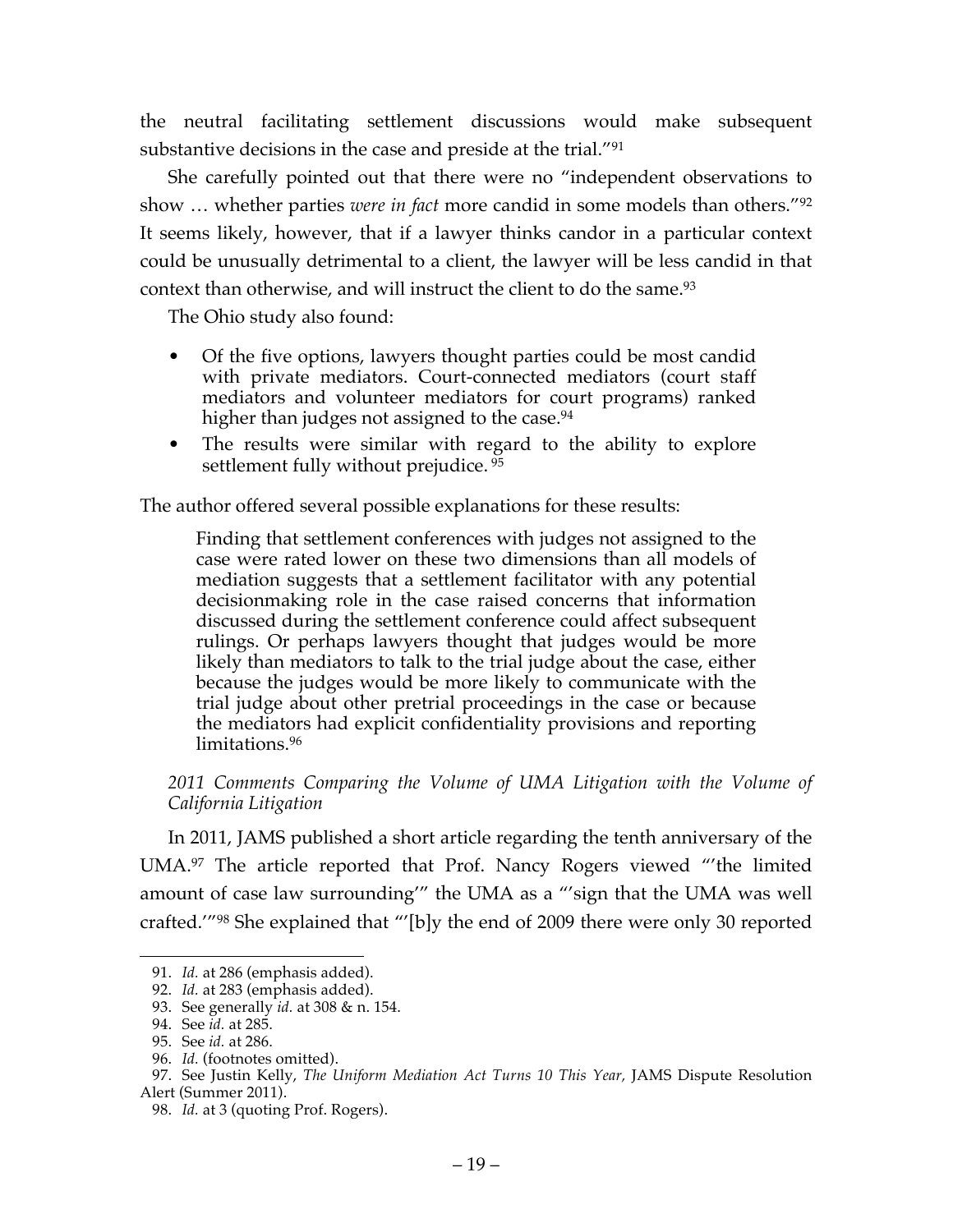the neutral facilitating settlement discussions would make subsequent substantive decisions in the case and preside at the trial."[91]

She carefully pointed out that there were no "independent observations to show … whether parties *were in fact* more candid in some models than others."[92] It seems likely, however, that if a lawyer thinks candor in a particular context could be unusually detrimental to a client, the lawyer will be less candid in that context than otherwise, and will instruct the client to do the same.[93]

The Ohio study also found:

- Of the five options, lawyers thought parties could be most candid with private mediators. Court-connected mediators (court staff mediators and volunteer mediators for court programs) ranked higher than judges not assigned to the case.[94]
- The results were similar with regard to the ability to explore settlement fully without prejudice.[95]

The author offered several possible explanations for these results:

> Finding that settlement conferences with judges not assigned to the case were rated lower on these two dimensions than all models of mediation suggests that a settlement facilitator with any potential decisionmaking role in the case raised concerns that information discussed during the settlement conference could affect subsequent rulings. Or perhaps lawyers thought that judges would be more likely than mediators to talk to the trial judge about the case, either because the judges would be more likely to communicate with the trial judge about other pretrial proceedings in the case or because the mediators had explicit confidentiality provisions and reporting limitations.[96]

*2011 Comments Comparing the Volume of UMA Litigation with the Volume of California Litigation*

In 2011, JAMS published a short article regarding the tenth anniversary of the UMA.[97] The article reported that Prof. Nancy Rogers viewed "'the limited amount of case law surrounding'" the UMA as a "'sign that the UMA was well crafted.'"[98] She explained that "'[b]y the end of 2009 there were only 30 reported

---

91. *Id.* at 286 (emphasis added).

92. *Id.* at 283 (emphasis added).

93. See generally *id.* at 308 & n. 154.

94. See *id.* at 285.

95. See *id.* at 286.

96. *Id.* (footnotes omitted).

97. See Justin Kelly, *The Uniform Mediation Act Turns 10 This Year,* JAMS Dispute Resolution Alert (Summer 2011).

98. *Id.* at 3 (quoting Prof. Rogers).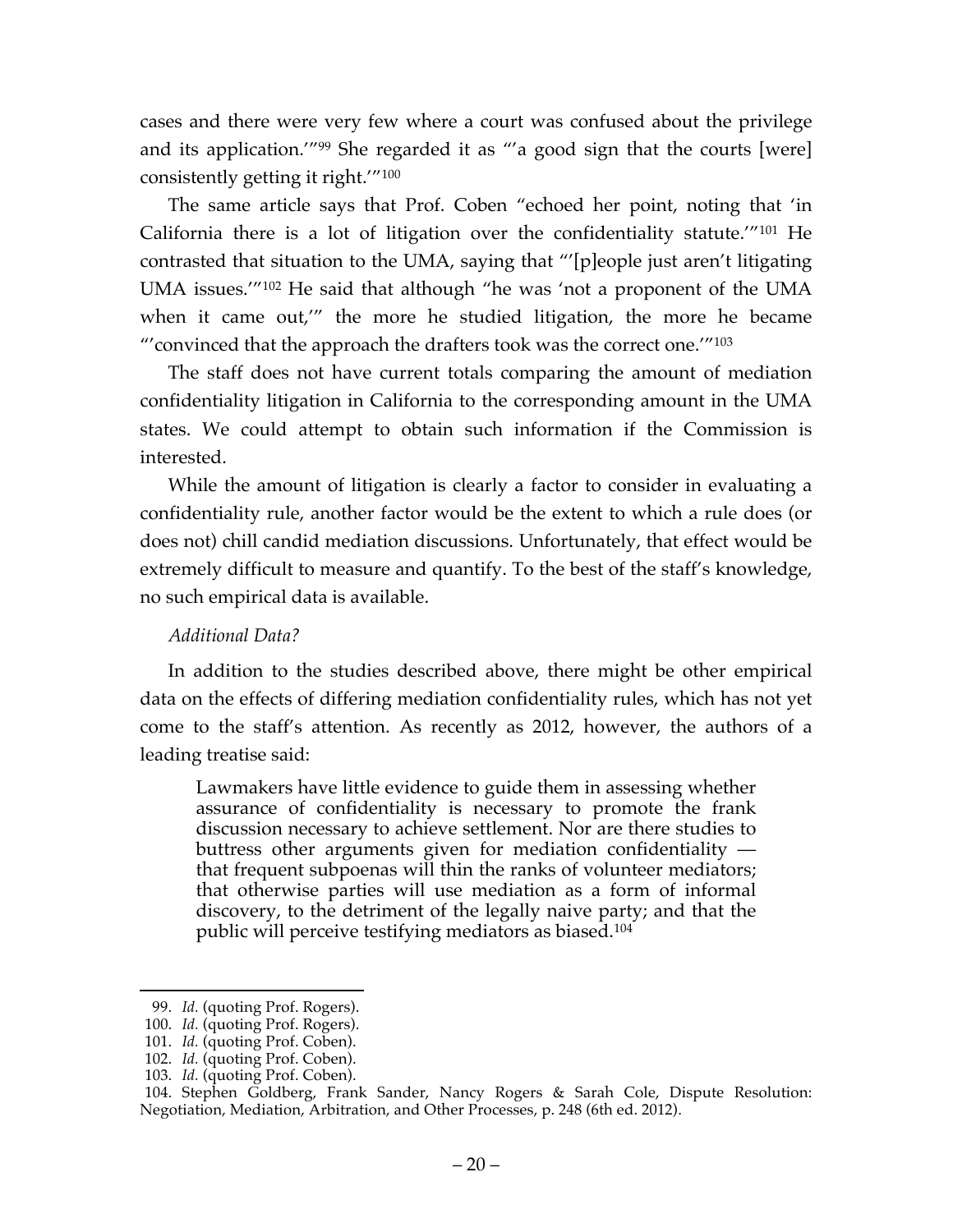cases and there were very few where a court was confused about the privilege and its application.'"[99] She regarded it as "'a good sign that the courts [were] consistently getting it right.'"[100]

The same article says that Prof. Coben "echoed her point, noting that 'in California there is a lot of litigation over the confidentiality statute.'"[101] He contrasted that situation to the UMA, saying that "'[p]eople just aren't litigating UMA issues.'"[102] He said that although "he was 'not a proponent of the UMA when it came out,'" the more he studied litigation, the more he became "'convinced that the approach the drafters took was the correct one.'"[103]

The staff does not have current totals comparing the amount of mediation confidentiality litigation in California to the corresponding amount in the UMA states. We could attempt to obtain such information if the Commission is interested.

While the amount of litigation is clearly a factor to consider in evaluating a confidentiality rule, another factor would be the extent to which a rule does (or does not) chill candid mediation discussions. Unfortunately, that effect would be extremely difficult to measure and quantify. To the best of the staff's knowledge, no such empirical data is available.

*Additional Data?*

In addition to the studies described above, there might be other empirical data on the effects of differing mediation confidentiality rules, which has not yet come to the staff's attention. As recently as 2012, however, the authors of a leading treatise said:

> Lawmakers have little evidence to guide them in assessing whether assurance of confidentiality is necessary to promote the frank discussion necessary to achieve settlement. Nor are there studies to buttress other arguments given for mediation confidentiality — that frequent subpoenas will thin the ranks of volunteer mediators; that otherwise parties will use mediation as a form of informal discovery, to the detriment of the legally naive party; and that the public will perceive testifying mediators as biased.[104]

---

99. *Id.* (quoting Prof. Rogers).
100. *Id.* (quoting Prof. Rogers).
101. *Id.* (quoting Prof. Coben).
102. *Id.* (quoting Prof. Coben).
103. *Id.* (quoting Prof. Coben).
104. Stephen Goldberg, Frank Sander, Nancy Rogers & Sarah Cole, Dispute Resolution: Negotiation, Mediation, Arbitration, and Other Processes, p. 248 (6th ed. 2012).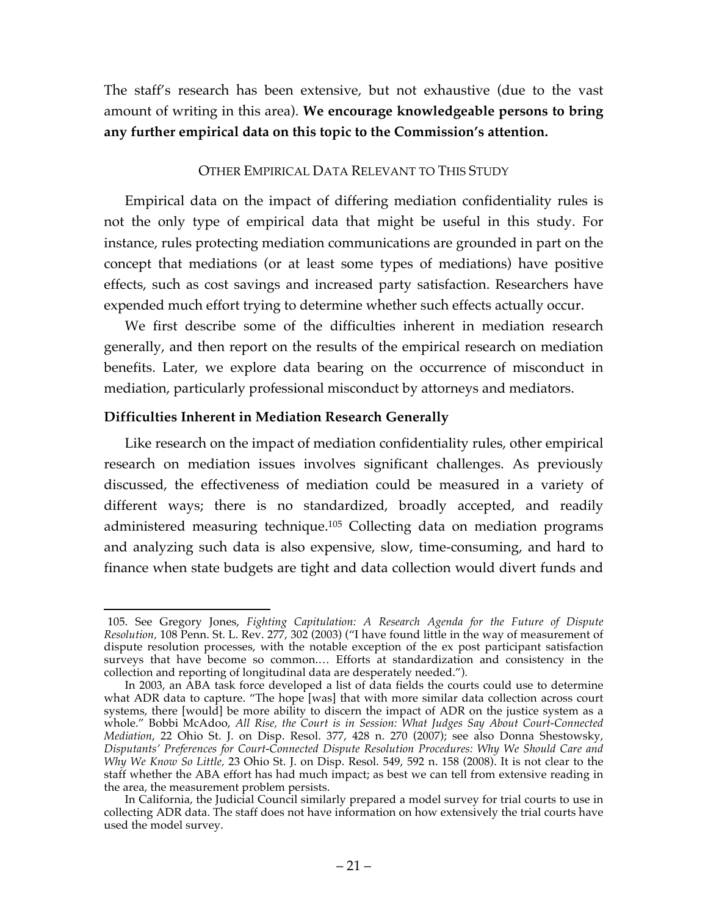The staff's research has been extensive, but not exhaustive (due to the vast amount of writing in this area). **We encourage knowledgeable persons to bring any further empirical data on this topic to the Commission's attention.**

## OTHER EMPIRICAL DATA RELEVANT TO THIS STUDY

Empirical data on the impact of differing mediation confidentiality rules is not the only type of empirical data that might be useful in this study. For instance, rules protecting mediation communications are grounded in part on the concept that mediations (or at least some types of mediations) have positive effects, such as cost savings and increased party satisfaction. Researchers have expended much effort trying to determine whether such effects actually occur.

We first describe some of the difficulties inherent in mediation research generally, and then report on the results of the empirical research on mediation benefits. Later, we explore data bearing on the occurrence of misconduct in mediation, particularly professional misconduct by attorneys and mediators.

### Difficulties Inherent in Mediation Research Generally

Like research on the impact of mediation confidentiality rules, other empirical research on mediation issues involves significant challenges. As previously discussed, the effectiveness of mediation could be measured in a variety of different ways; there is no standardized, broadly accepted, and readily administered measuring technique.[105] Collecting data on mediation programs and analyzing such data is also expensive, slow, time-consuming, and hard to finance when state budgets are tight and data collection would divert funds and

---

105. See Gregory Jones, *Fighting Capitulation: A Research Agenda for the Future of Dispute Resolution*, 108 Penn. St. L. Rev. 277, 302 (2003) ("I have found little in the way of measurement of dispute resolution processes, with the notable exception of the ex post participant satisfaction surveys that have become so common.… Efforts at standardization and consistency in the collection and reporting of longitudinal data are desperately needed.").

In 2003, an ABA task force developed a list of data fields the courts could use to determine what ADR data to capture. "The hope [was] that with more similar data collection across court systems, there [would] be more ability to discern the impact of ADR on the justice system as a whole." Bobbi McAdoo, *All Rise, the Court is in Session: What Judges Say About Court-Connected Mediation*, 22 Ohio St. J. on Disp. Resol. 377, 428 n. 270 (2007); see also Donna Shestowsky, *Disputants' Preferences for Court-Connected Dispute Resolution Procedures: Why We Should Care and Why We Know So Little,* 23 Ohio St. J. on Disp. Resol. 549, 592 n. 158 (2008). It is not clear to the staff whether the ABA effort has had much impact; as best we can tell from extensive reading in the area, the measurement problem persists.

In California, the Judicial Council similarly prepared a model survey for trial courts to use in collecting ADR data. The staff does not have information on how extensively the trial courts have used the model survey.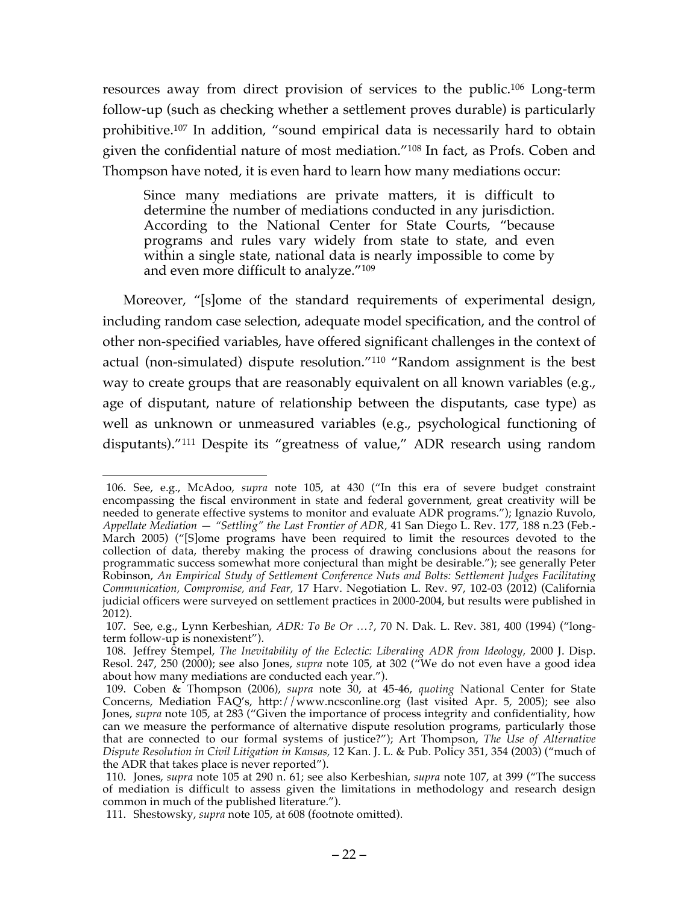resources away from direct provision of services to the public.[106] Long-term follow-up (such as checking whether a settlement proves durable) is particularly prohibitive.[107] In addition, "sound empirical data is necessarily hard to obtain given the confidential nature of most mediation."[108] In fact, as Profs. Coben and Thompson have noted, it is even hard to learn how many mediations occur:

> Since many mediations are private matters, it is difficult to determine the number of mediations conducted in any jurisdiction. According to the National Center for State Courts, "because programs and rules vary widely from state to state, and even within a single state, national data is nearly impossible to come by and even more difficult to analyze."[109]

Moreover, "[s]ome of the standard requirements of experimental design, including random case selection, adequate model specification, and the control of other non-specified variables, have offered significant challenges in the context of actual (non-simulated) dispute resolution."[110] "Random assignment is the best way to create groups that are reasonably equivalent on all known variables (e.g., age of disputant, nature of relationship between the disputants, case type) as well as unknown or unmeasured variables (e.g., psychological functioning of disputants)."[111] Despite its "greatness of value," ADR research using random

---

106. See, e.g., McAdoo, *supra* note 105, at 430 ("In this era of severe budget constraint encompassing the fiscal environment in state and federal government, great creativity will be needed to generate effective systems to monitor and evaluate ADR programs."); Ignazio Ruvolo, *Appellate Mediation — "Settling" the Last Frontier of ADR,* 41 San Diego L. Rev. 177, 188 n.23 (Feb.-March 2005) ("[S]ome programs have been required to limit the resources devoted to the collection of data, thereby making the process of drawing conclusions about the reasons for programmatic success somewhat more conjectural than might be desirable."); see generally Peter Robinson, *An Empirical Study of Settlement Conference Nuts and Bolts: Settlement Judges Facilitating Communication, Compromise, and Fear,* 17 Harv. Negotiation L. Rev. 97, 102-03 (2012) (California judicial officers were surveyed on settlement practices in 2000-2004, but results were published in 2012).

107. See, e.g., Lynn Kerbeshian, *ADR: To Be Or …?*, 70 N. Dak. L. Rev. 381, 400 (1994) ("long-term follow-up is nonexistent").

108. Jeffrey Stempel, *The Inevitability of the Eclectic: Liberating ADR from Ideology,* 2000 J. Disp. Resol. 247, 250 (2000); see also Jones, *supra* note 105, at 302 ("We do not even have a good idea about how many mediations are conducted each year.").

109. Coben & Thompson (2006), *supra* note 30, at 45-46, *quoting* National Center for State Concerns, Mediation FAQ's, http://www.ncsconline.org (last visited Apr. 5, 2005); see also Jones, *supra* note 105, at 283 ("Given the importance of process integrity and confidentiality, how can we measure the performance of alternative dispute resolution programs, particularly those that are connected to our formal systems of justice?"); Art Thompson, *The Use of Alternative Dispute Resolution in Civil Litigation in Kansas,* 12 Kan. J. L. & Pub. Policy 351, 354 (2003) ("much of the ADR that takes place is never reported").

110. Jones, *supra* note 105 at 290 n. 61; see also Kerbeshian, *supra* note 107, at 399 ("The success of mediation is difficult to assess given the limitations in methodology and research design common in much of the published literature.").

111. Shestowsky, *supra* note 105, at 608 (footnote omitted).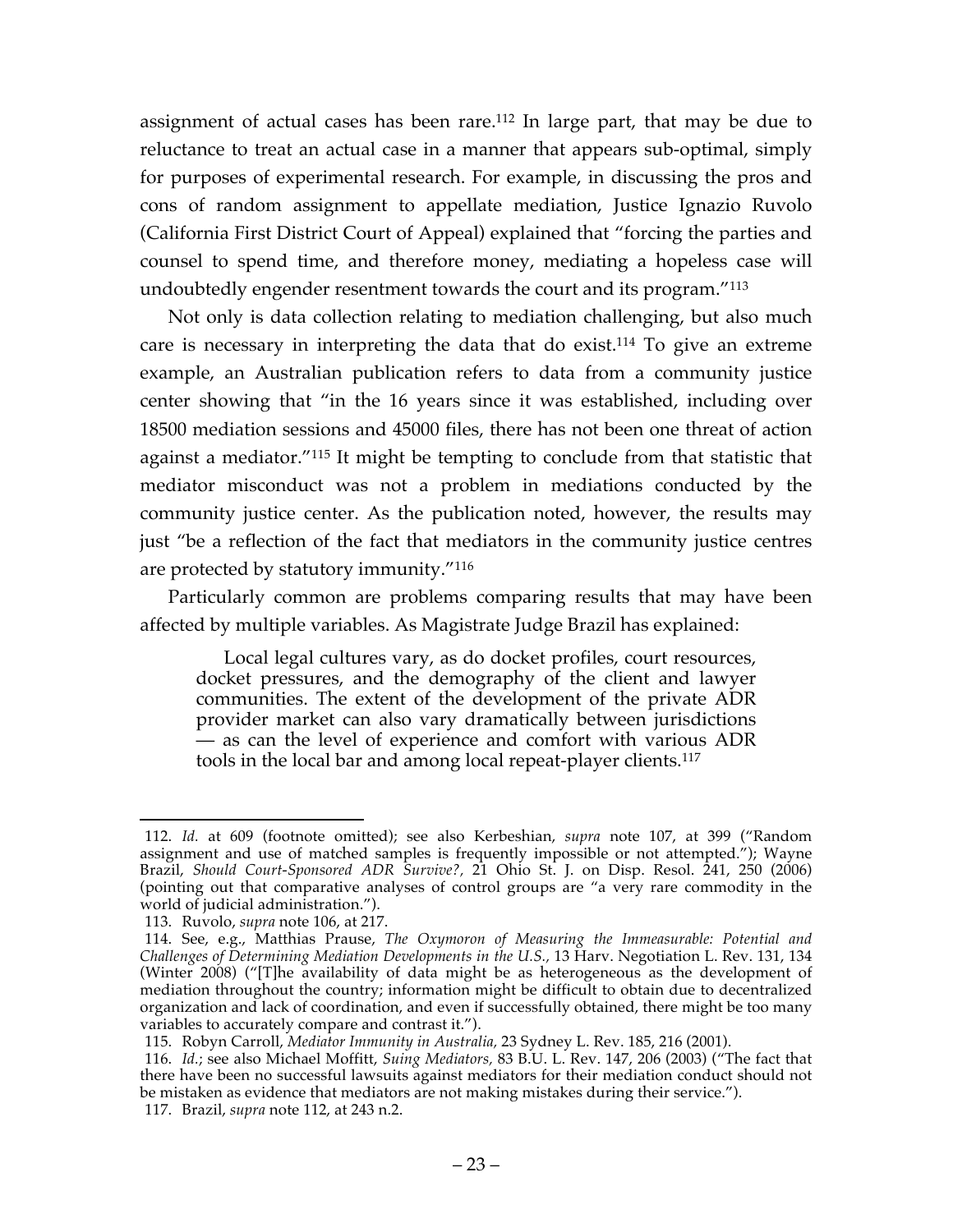assignment of actual cases has been rare.[112] In large part, that may be due to reluctance to treat an actual case in a manner that appears sub-optimal, simply for purposes of experimental research. For example, in discussing the pros and cons of random assignment to appellate mediation, Justice Ignazio Ruvolo (California First District Court of Appeal) explained that "forcing the parties and counsel to spend time, and therefore money, mediating a hopeless case will undoubtedly engender resentment towards the court and its program."[113]

Not only is data collection relating to mediation challenging, but also much care is necessary in interpreting the data that do exist.[114] To give an extreme example, an Australian publication refers to data from a community justice center showing that "in the 16 years since it was established, including over 18500 mediation sessions and 45000 files, there has not been one threat of action against a mediator."[115] It might be tempting to conclude from that statistic that mediator misconduct was not a problem in mediations conducted by the community justice center. As the publication noted, however, the results may just "be a reflection of the fact that mediators in the community justice centres are protected by statutory immunity."[116]

Particularly common are problems comparing results that may have been affected by multiple variables. As Magistrate Judge Brazil has explained:

> Local legal cultures vary, as do docket profiles, court resources, docket pressures, and the demography of the client and lawyer communities. The extent of the development of the private ADR provider market can also vary dramatically between jurisdictions — as can the level of experience and comfort with various ADR tools in the local bar and among local repeat-player clients.[117]

---

112. *Id.* at 609 (footnote omitted); see also Kerbeshian, *supra* note 107, at 399 ("Random assignment and use of matched samples is frequently impossible or not attempted."); Wayne Brazil, *Should Court-Sponsored ADR Survive?*, 21 Ohio St. J. on Disp. Resol. 241, 250 (2006) (pointing out that comparative analyses of control groups are "a very rare commodity in the world of judicial administration.").

113. Ruvolo, *supra* note 106, at 217.

114. See, e.g., Matthias Prause, *The Oxymoron of Measuring the Immeasurable: Potential and Challenges of Determining Mediation Developments in the U.S.*, 13 Harv. Negotiation L. Rev. 131, 134 (Winter 2008) ("[T]he availability of data might be as heterogeneous as the development of mediation throughout the country; information might be difficult to obtain due to decentralized organization and lack of coordination, and even if successfully obtained, there might be too many variables to accurately compare and contrast it.").

115. Robyn Carroll, *Mediator Immunity in Australia*, 23 Sydney L. Rev. 185, 216 (2001).

116. *Id.*; see also Michael Moffitt, *Suing Mediators*, 83 B.U. L. Rev. 147, 206 (2003) ("The fact that there have been no successful lawsuits against mediators for their mediation conduct should not be mistaken as evidence that mediators are not making mistakes during their service.").

117. Brazil, *supra* note 112, at 243 n.2.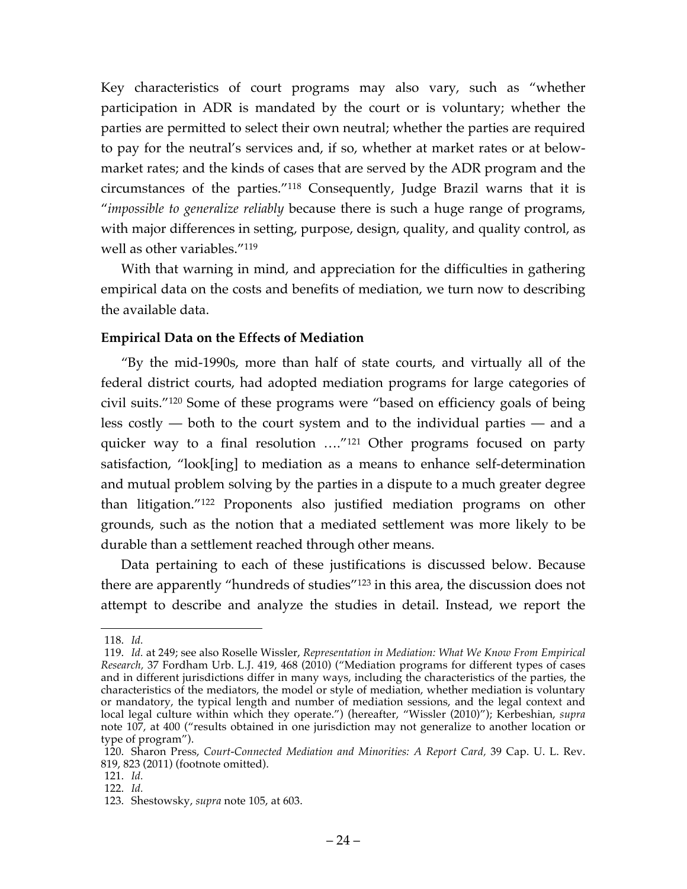Key characteristics of court programs may also vary, such as "whether participation in ADR is mandated by the court or is voluntary; whether the parties are permitted to select their own neutral; whether the parties are required to pay for the neutral's services and, if so, whether at market rates or at below-market rates; and the kinds of cases that are served by the ADR program and the circumstances of the parties."[118] Consequently, Judge Brazil warns that it is "*impossible to generalize reliably* because there is such a huge range of programs, with major differences in setting, purpose, design, quality, and quality control, as well as other variables."[119]

With that warning in mind, and appreciation for the difficulties in gathering empirical data on the costs and benefits of mediation, we turn now to describing the available data.

**Empirical Data on the Effects of Mediation**

"By the mid-1990s, more than half of state courts, and virtually all of the federal district courts, had adopted mediation programs for large categories of civil suits."[120] Some of these programs were "based on efficiency goals of being less costly — both to the court system and to the individual parties — and a quicker way to a final resolution …."[121] Other programs focused on party satisfaction, "look[ing] to mediation as a means to enhance self-determination and mutual problem solving by the parties in a dispute to a much greater degree than litigation."[122] Proponents also justified mediation programs on other grounds, such as the notion that a mediated settlement was more likely to be durable than a settlement reached through other means.

Data pertaining to each of these justifications is discussed below. Because there are apparently "hundreds of studies"[123] in this area, the discussion does not attempt to describe and analyze the studies in detail. Instead, we report the

---

118. *Id.*

119. *Id.* at 249; see also Roselle Wissler, *Representation in Mediation: What We Know From Empirical Research,* 37 Fordham Urb. L.J. 419, 468 (2010) ("Mediation programs for different types of cases and in different jurisdictions differ in many ways, including the characteristics of the parties, the characteristics of the mediators, the model or style of mediation, whether mediation is voluntary or mandatory, the typical length and number of mediation sessions, and the legal context and local legal culture within which they operate.") (hereafter, "Wissler (2010)"); Kerbeshian, *supra* note 107, at 400 ("results obtained in one jurisdiction may not generalize to another location or type of program").

120. Sharon Press, *Court-Connected Mediation and Minorities: A Report Card,* 39 Cap. U. L. Rev. 819, 823 (2011) (footnote omitted).

121. *Id.*

122. *Id.*

123. Shestowsky, *supra* note 105, at 603.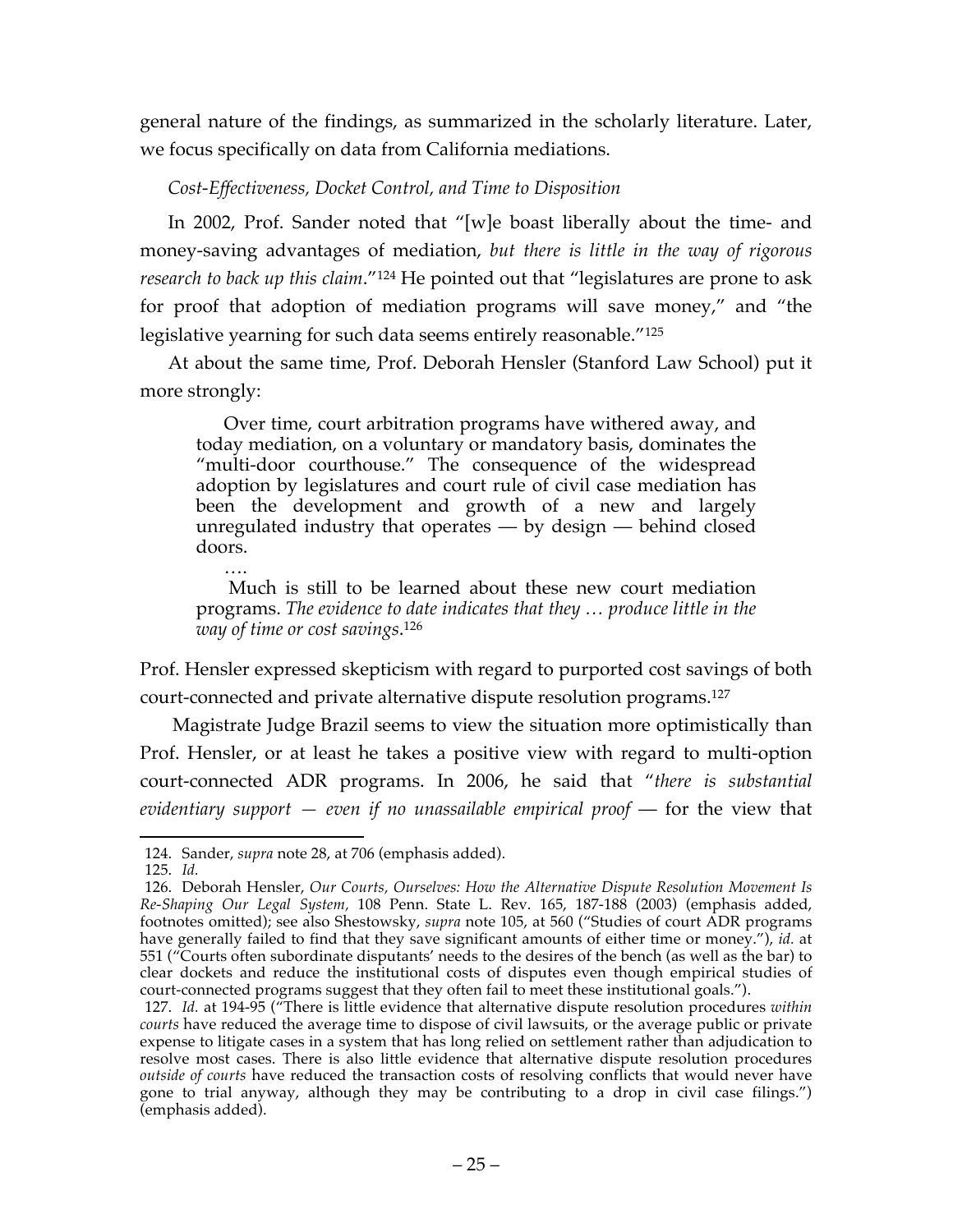general nature of the findings, as summarized in the scholarly literature. Later, we focus specifically on data from California mediations.

*Cost-Effectiveness, Docket Control, and Time to Disposition*

In 2002, Prof. Sander noted that "[w]e boast liberally about the time- and money-saving advantages of mediation, *but there is little in the way of rigorous research to back up this claim*."[124] He pointed out that "legislatures are prone to ask for proof that adoption of mediation programs will save money," and "the legislative yearning for such data seems entirely reasonable."[125]

At about the same time, Prof. Deborah Hensler (Stanford Law School) put it more strongly:

> Over time, court arbitration programs have withered away, and today mediation, on a voluntary or mandatory basis, dominates the "multi-door courthouse." The consequence of the widespread adoption by legislatures and court rule of civil case mediation has been the development and growth of a new and largely unregulated industry that operates — by design — behind closed doors.
>
> ….
>
> Much is still to be learned about these new court mediation programs. *The evidence to date indicates that they … produce little in the way of time or cost savings*.[126]

Prof. Hensler expressed skepticism with regard to purported cost savings of both court-connected and private alternative dispute resolution programs.[127]

Magistrate Judge Brazil seems to view the situation more optimistically than Prof. Hensler, or at least he takes a positive view with regard to multi-option court-connected ADR programs. In 2006, he said that "*there is substantial evidentiary support — even if no unassailable empirical proof* — for the view that

---

124. Sander, *supra* note 28, at 706 (emphasis added).

125. *Id.*

126. Deborah Hensler, *Our Courts, Ourselves: How the Alternative Dispute Resolution Movement Is Re-Shaping Our Legal System*, 108 Penn. State L. Rev. 165, 187-188 (2003) (emphasis added, footnotes omitted); see also Shestowsky, *supra* note 105, at 560 ("Studies of court ADR programs have generally failed to find that they save significant amounts of either time or money."), *id.* at 551 ("Courts often subordinate disputants' needs to the desires of the bench (as well as the bar) to clear dockets and reduce the institutional costs of disputes even though empirical studies of court-connected programs suggest that they often fail to meet these institutional goals.").

127. *Id.* at 194-95 ("There is little evidence that alternative dispute resolution procedures *within courts* have reduced the average time to dispose of civil lawsuits, or the average public or private expense to litigate cases in a system that has long relied on settlement rather than adjudication to resolve most cases. There is also little evidence that alternative dispute resolution procedures *outside of courts* have reduced the transaction costs of resolving conflicts that would never have gone to trial anyway, although they may be contributing to a drop in civil case filings.") (emphasis added).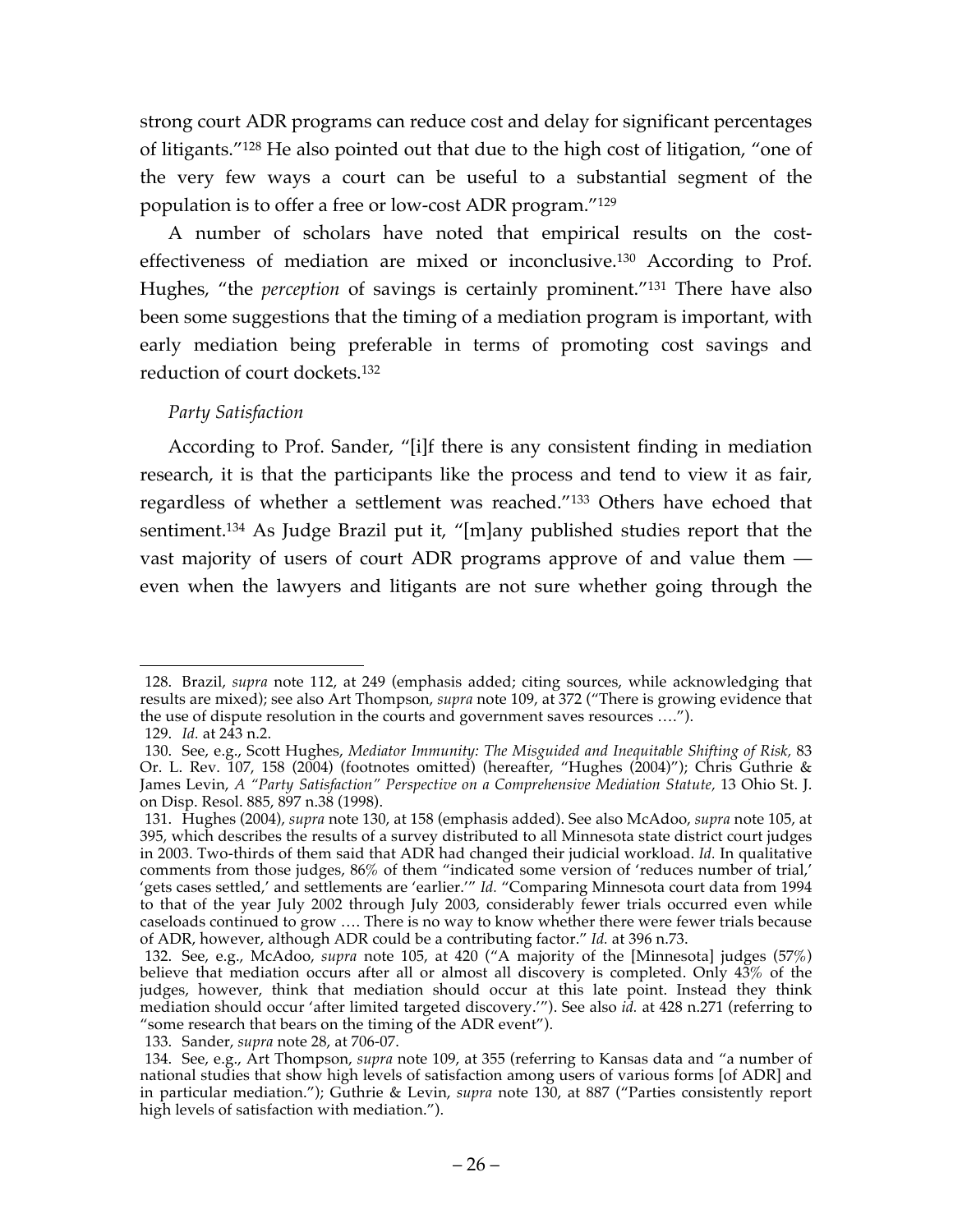strong court ADR programs can reduce cost and delay for significant percentages of litigants."[128] He also pointed out that due to the high cost of litigation, "one of the very few ways a court can be useful to a substantial segment of the population is to offer a free or low-cost ADR program."[129]

A number of scholars have noted that empirical results on the cost-effectiveness of mediation are mixed or inconclusive.[130] According to Prof. Hughes, "the *perception* of savings is certainly prominent."[131] There have also been some suggestions that the timing of a mediation program is important, with early mediation being preferable in terms of promoting cost savings and reduction of court dockets.[132]

*Party Satisfaction*

According to Prof. Sander, "[i]f there is any consistent finding in mediation research, it is that the participants like the process and tend to view it as fair, regardless of whether a settlement was reached."[133] Others have echoed that sentiment.[134] As Judge Brazil put it, "[m]any published studies report that the vast majority of users of court ADR programs approve of and value them — even when the lawyers and litigants are not sure whether going through the

---

128. Brazil, *supra* note 112, at 249 (emphasis added; citing sources, while acknowledging that results are mixed); see also Art Thompson, *supra* note 109, at 372 ("There is growing evidence that the use of dispute resolution in the courts and government saves resources ….").

129. *Id.* at 243 n.2.

130. See, e.g., Scott Hughes, *Mediator Immunity: The Misguided and Inequitable Shifting of Risk,* 83 Or. L. Rev. 107, 158 (2004) (footnotes omitted) (hereafter, "Hughes (2004)"); Chris Guthrie & James Levin, *A "Party Satisfaction" Perspective on a Comprehensive Mediation Statute,* 13 Ohio St. J. on Disp. Resol. 885, 897 n.38 (1998).

131. Hughes (2004), *supra* note 130, at 158 (emphasis added). See also McAdoo, *supra* note 105, at 395, which describes the results of a survey distributed to all Minnesota state district court judges in 2003. Two-thirds of them said that ADR had changed their judicial workload. *Id.* In qualitative comments from those judges, 86% of them "indicated some version of 'reduces number of trial,' 'gets cases settled,' and settlements are 'earlier.'" *Id.* "Comparing Minnesota court data from 1994 to that of the year July 2002 through July 2003, considerably fewer trials occurred even while caseloads continued to grow …. There is no way to know whether there were fewer trials because of ADR, however, although ADR could be a contributing factor." *Id.* at 396 n.73.

132. See, e.g., McAdoo, *supra* note 105, at 420 ("A majority of the [Minnesota] judges (57%) believe that mediation occurs after all or almost all discovery is completed. Only 43% of the judges, however, think that mediation should occur at this late point. Instead they think mediation should occur 'after limited targeted discovery.'"). See also *id.* at 428 n.271 (referring to "some research that bears on the timing of the ADR event").

133. Sander, *supra* note 28, at 706-07.

134. See, e.g., Art Thompson, *supra* note 109, at 355 (referring to Kansas data and "a number of national studies that show high levels of satisfaction among users of various forms [of ADR] and in particular mediation."); Guthrie & Levin, *supra* note 130, at 887 ("Parties consistently report high levels of satisfaction with mediation.").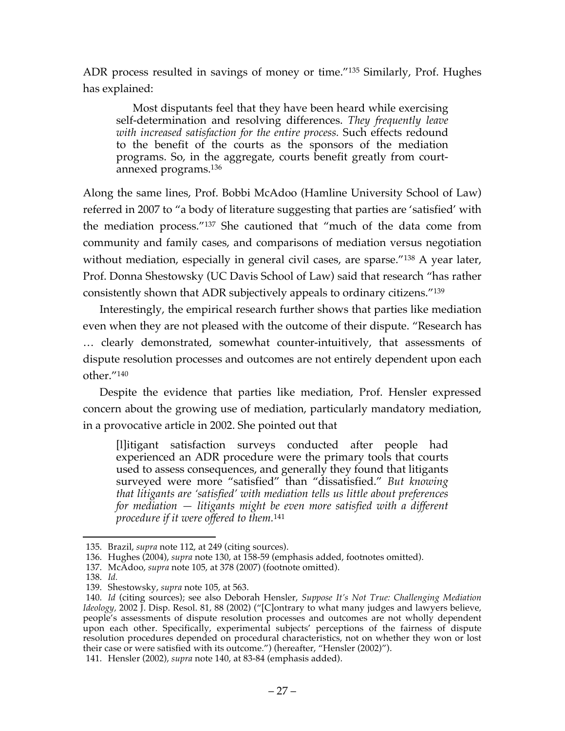ADR process resulted in savings of money or time."[135] Similarly, Prof. Hughes has explained:

> Most disputants feel that they have been heard while exercising self-determination and resolving differences. *They frequently leave with increased satisfaction for the entire process.* Such effects redound to the benefit of the courts as the sponsors of the mediation programs. So, in the aggregate, courts benefit greatly from court-annexed programs.[136]

Along the same lines, Prof. Bobbi McAdoo (Hamline University School of Law) referred in 2007 to "a body of literature suggesting that parties are 'satisfied' with the mediation process."[137] She cautioned that "much of the data come from community and family cases, and comparisons of mediation versus negotiation without mediation, especially in general civil cases, are sparse."[138] A year later, Prof. Donna Shestowsky (UC Davis School of Law) said that research "has rather consistently shown that ADR subjectively appeals to ordinary citizens."[139]

Interestingly, the empirical research further shows that parties like mediation even when they are not pleased with the outcome of their dispute. "Research has … clearly demonstrated, somewhat counter-intuitively, that assessments of dispute resolution processes and outcomes are not entirely dependent upon each other."[140]

Despite the evidence that parties like mediation, Prof. Hensler expressed concern about the growing use of mediation, particularly mandatory mediation, in a provocative article in 2002. She pointed out that

> [l]itigant satisfaction surveys conducted after people had experienced an ADR procedure were the primary tools that courts used to assess consequences, and generally they found that litigants surveyed were more "satisfied" than "dissatisfied." *But knowing that litigants are 'satisfied' with mediation tells us little about preferences for mediation — litigants might be even more satisfied with a different procedure if it were offered to them.*[141]

---

135. Brazil, *supra* note 112, at 249 (citing sources).

136. Hughes (2004), *supra* note 130, at 158-59 (emphasis added, footnotes omitted).

137. McAdoo, *supra* note 105, at 378 (2007) (footnote omitted).

138. *Id.*

139. Shestowsky, *supra* note 105, at 563.

140. *Id* (citing sources); see also Deborah Hensler, *Suppose It's Not True: Challenging Mediation Ideology*, 2002 J. Disp. Resol. 81, 88 (2002) ("[C]ontrary to what many judges and lawyers believe, people's assessments of dispute resolution processes and outcomes are not wholly dependent upon each other. Specifically, experimental subjects' perceptions of the fairness of dispute resolution procedures depended on procedural characteristics, not on whether they won or lost their case or were satisfied with its outcome.") (hereafter, "Hensler (2002)").

141. Hensler (2002), *supra* note 140, at 83-84 (emphasis added).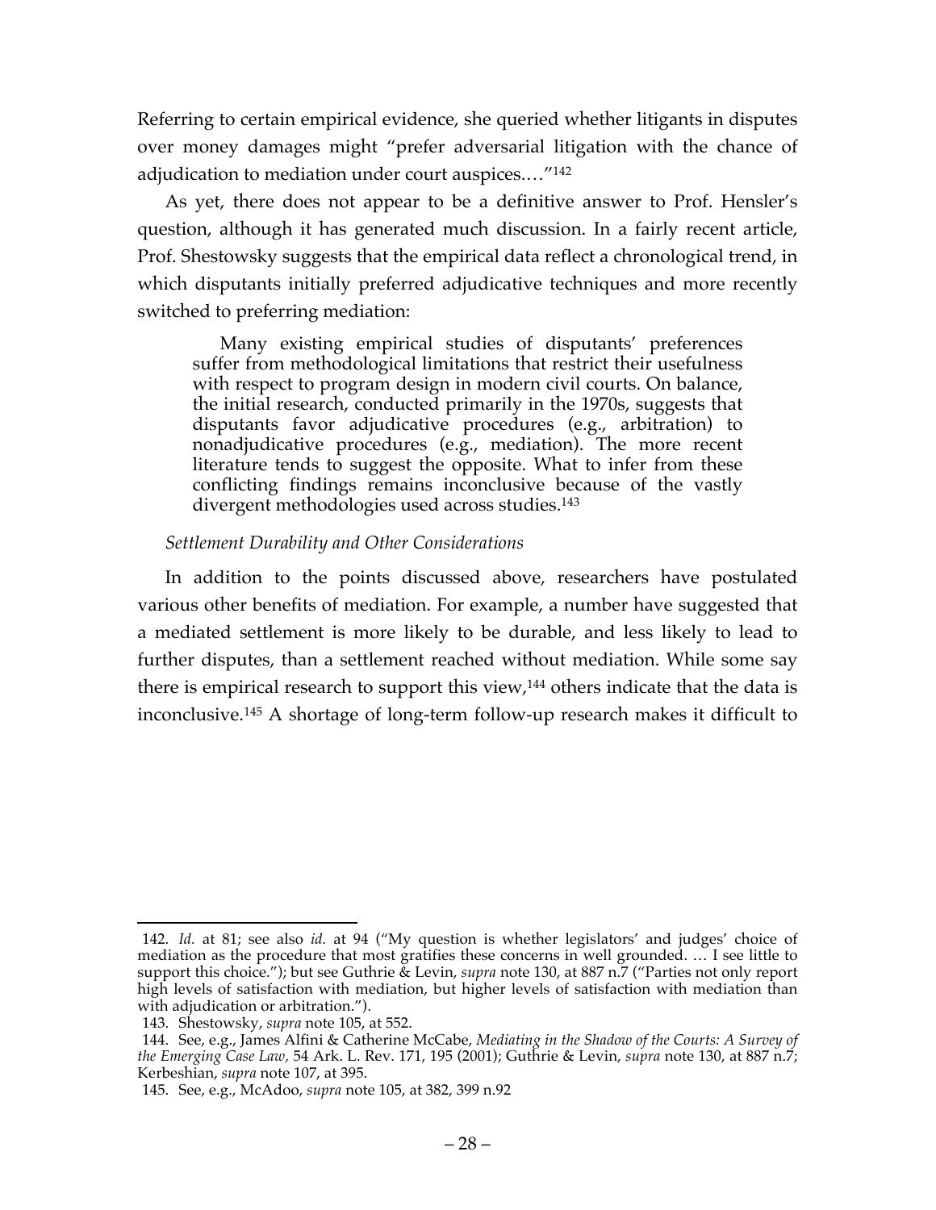Referring to certain empirical evidence, she queried whether litigants in disputes over money damages might "prefer adversarial litigation with the chance of adjudication to mediation under court auspices.…"[142]

As yet, there does not appear to be a definitive answer to Prof. Hensler's question, although it has generated much discussion. In a fairly recent article, Prof. Shestowsky suggests that the empirical data reflect a chronological trend, in which disputants initially preferred adjudicative techniques and more recently switched to preferring mediation:

> Many existing empirical studies of disputants' preferences suffer from methodological limitations that restrict their usefulness with respect to program design in modern civil courts. On balance, the initial research, conducted primarily in the 1970s, suggests that disputants favor adjudicative procedures (e.g., arbitration) to nonadjudicative procedures (e.g., mediation). The more recent literature tends to suggest the opposite. What to infer from these conflicting findings remains inconclusive because of the vastly divergent methodologies used across studies.[143]

*Settlement Durability and Other Considerations*

In addition to the points discussed above, researchers have postulated various other benefits of mediation. For example, a number have suggested that a mediated settlement is more likely to be durable, and less likely to lead to further disputes, than a settlement reached without mediation. While some say there is empirical research to support this view,[144] others indicate that the data is inconclusive.[145] A shortage of long-term follow-up research makes it difficult to

---

142. *Id.* at 81; see also *id.* at 94 ("My question is whether legislators' and judges' choice of mediation as the procedure that most gratifies these concerns in well grounded. … I see little to support this choice."); but see Guthrie & Levin, *supra* note 130, at 887 n.7 ("Parties not only report high levels of satisfaction with mediation, but higher levels of satisfaction with mediation than with adjudication or arbitration.").

143. Shestowsky, *supra* note 105, at 552.

144. See, e.g., James Alfini & Catherine McCabe, *Mediating in the Shadow of the Courts: A Survey of the Emerging Case Law,* 54 Ark. L. Rev. 171, 195 (2001); Guthrie & Levin, *supra* note 130, at 887 n.7; Kerbeshian, *supra* note 107, at 395.

145. See, e.g., McAdoo, *supra* note 105, at 382, 399 n.92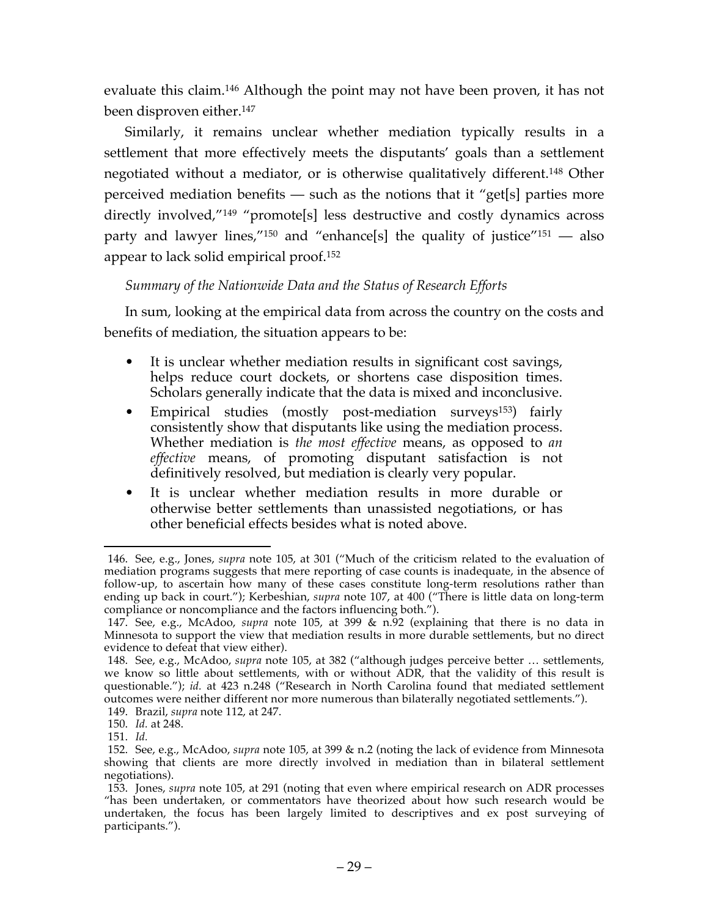evaluate this claim.[146] Although the point may not have been proven, it has not been disproven either.[147]

Similarly, it remains unclear whether mediation typically results in a settlement that more effectively meets the disputants' goals than a settlement negotiated without a mediator, or is otherwise qualitatively different.[148] Other perceived mediation benefits — such as the notions that it "get[s] parties more directly involved,"[149] "promote[s] less destructive and costly dynamics across party and lawyer lines,"[150] and "enhance[s] the quality of justice"[151] — also appear to lack solid empirical proof.[152]

*Summary of the Nationwide Data and the Status of Research Efforts*

In sum, looking at the empirical data from across the country on the costs and benefits of mediation, the situation appears to be:

- It is unclear whether mediation results in significant cost savings, helps reduce court dockets, or shortens case disposition times. Scholars generally indicate that the data is mixed and inconclusive.
- Empirical studies (mostly post-mediation surveys[153]) fairly consistently show that disputants like using the mediation process. Whether mediation is *the most effective* means, as opposed to *an effective* means, of promoting disputant satisfaction is not definitively resolved, but mediation is clearly very popular.
- It is unclear whether mediation results in more durable or otherwise better settlements than unassisted negotiations, or has other beneficial effects besides what is noted above.

---

146. See, e.g., Jones, *supra* note 105, at 301 ("Much of the criticism related to the evaluation of mediation programs suggests that mere reporting of case counts is inadequate, in the absence of follow-up, to ascertain how many of these cases constitute long-term resolutions rather than ending up back in court."); Kerbeshian, *supra* note 107, at 400 ("There is little data on long-term compliance or noncompliance and the factors influencing both.").

147. See, e.g., McAdoo, *supra* note 105, at 399 & n.92 (explaining that there is no data in Minnesota to support the view that mediation results in more durable settlements, but no direct evidence to defeat that view either).

148. See, e.g., McAdoo, *supra* note 105, at 382 ("although judges perceive better … settlements, we know so little about settlements, with or without ADR, that the validity of this result is questionable."); *id.* at 423 n.248 ("Research in North Carolina found that mediated settlement outcomes were neither different nor more numerous than bilaterally negotiated settlements.").

149. Brazil, *supra* note 112, at 247.

150. *Id.* at 248.

151. *Id.*

152. See, e.g., McAdoo, *supra* note 105, at 399 & n.2 (noting the lack of evidence from Minnesota showing that clients are more directly involved in mediation than in bilateral settlement negotiations).

153. Jones, *supra* note 105, at 291 (noting that even where empirical research on ADR processes "has been undertaken, or commentators have theorized about how such research would be undertaken, the focus has been largely limited to descriptives and ex post surveying of participants.").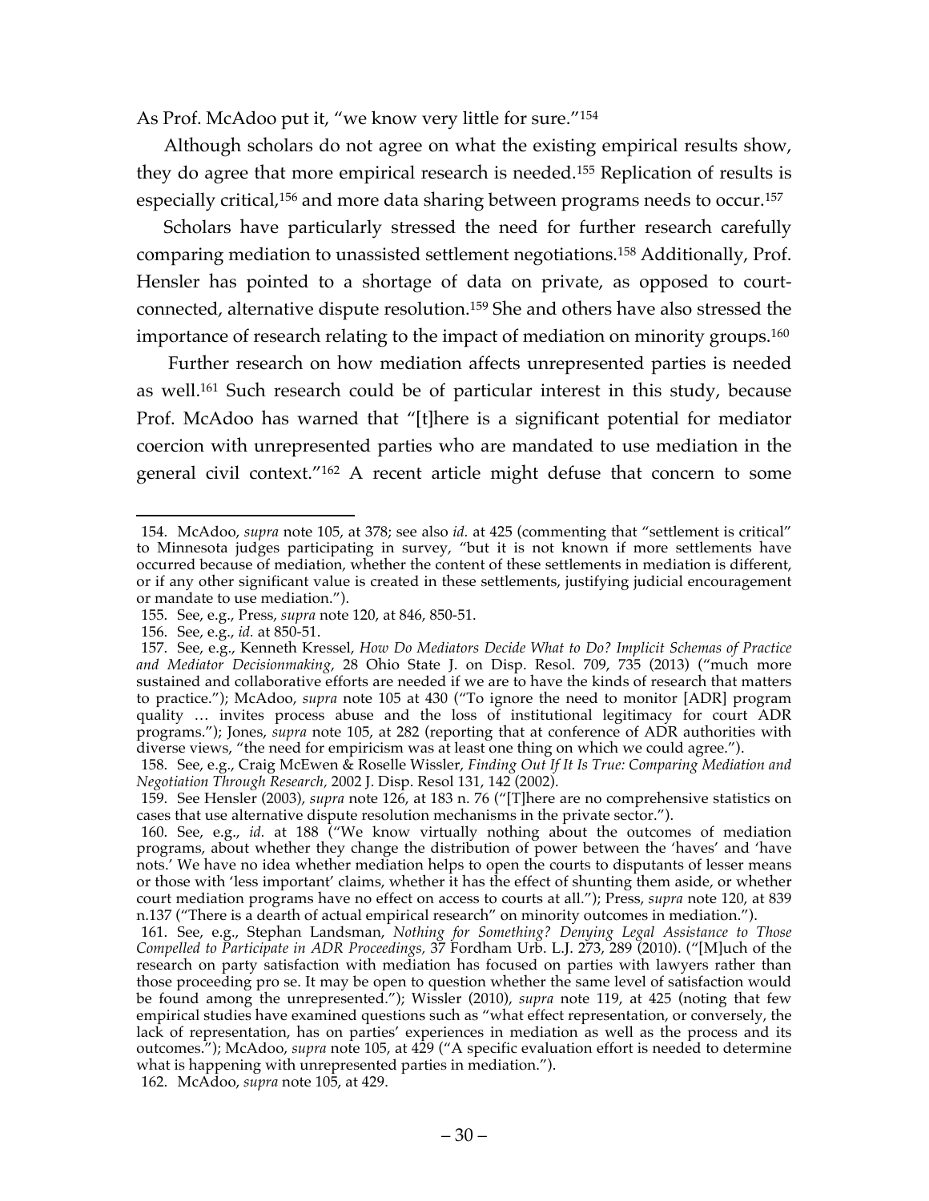As Prof. McAdoo put it, "we know very little for sure."[154]

Although scholars do not agree on what the existing empirical results show, they do agree that more empirical research is needed.[155] Replication of results is especially critical,[156] and more data sharing between programs needs to occur.[157]

Scholars have particularly stressed the need for further research carefully comparing mediation to unassisted settlement negotiations.[158] Additionally, Prof. Hensler has pointed to a shortage of data on private, as opposed to court-connected, alternative dispute resolution.[159] She and others have also stressed the importance of research relating to the impact of mediation on minority groups.[160]

Further research on how mediation affects unrepresented parties is needed as well.[161] Such research could be of particular interest in this study, because Prof. McAdoo has warned that "[t]here is a significant potential for mediator coercion with unrepresented parties who are mandated to use mediation in the general civil context."[162] A recent article might defuse that concern to some

---

154. McAdoo, *supra* note 105, at 378; see also *id.* at 425 (commenting that "settlement is critical" to Minnesota judges participating in survey, "but it is not known if more settlements have occurred because of mediation, whether the content of these settlements in mediation is different, or if any other significant value is created in these settlements, justifying judicial encouragement or mandate to use mediation.").

155. See, e.g., Press, *supra* note 120, at 846, 850-51.

156. See, e.g., *id.* at 850-51.

157. See, e.g., Kenneth Kressel, *How Do Mediators Decide What to Do? Implicit Schemas of Practice and Mediator Decisionmaking*, 28 Ohio State J. on Disp. Resol. 709, 735 (2013) ("much more sustained and collaborative efforts are needed if we are to have the kinds of research that matters to practice."); McAdoo, *supra* note 105 at 430 ("To ignore the need to monitor [ADR] program quality … invites process abuse and the loss of institutional legitimacy for court ADR programs."); Jones, *supra* note 105, at 282 (reporting that at conference of ADR authorities with diverse views, "the need for empiricism was at least one thing on which we could agree.").

158. See, e.g., Craig McEwen & Roselle Wissler, *Finding Out If It Is True: Comparing Mediation and Negotiation Through Research*, 2002 J. Disp. Resol 131, 142 (2002).

159. See Hensler (2003), *supra* note 126, at 183 n. 76 ("[T]here are no comprehensive statistics on cases that use alternative dispute resolution mechanisms in the private sector.").

160. See, e.g., *id.* at 188 ("We know virtually nothing about the outcomes of mediation programs, about whether they change the distribution of power between the 'haves' and 'have nots.' We have no idea whether mediation helps to open the courts to disputants of lesser means or those with 'less important' claims, whether it has the effect of shunting them aside, or whether court mediation programs have no effect on access to courts at all."); Press, *supra* note 120, at 839 n.137 ("There is a dearth of actual empirical research" on minority outcomes in mediation.").

161. See, e.g., Stephan Landsman, *Nothing for Something? Denying Legal Assistance to Those Compelled to Participate in ADR Proceedings*, 37 Fordham Urb. L.J. 273, 289 (2010). ("[M]uch of the research on party satisfaction with mediation has focused on parties with lawyers rather than those proceeding pro se. It may be open to question whether the same level of satisfaction would be found among the unrepresented."); Wissler (2010), *supra* note 119, at 425 (noting that few empirical studies have examined questions such as "what effect representation, or conversely, the lack of representation, has on parties' experiences in mediation as well as the process and its outcomes."); McAdoo, *supra* note 105, at 429 ("A specific evaluation effort is needed to determine what is happening with unrepresented parties in mediation.").

162. McAdoo, *supra* note 105, at 429.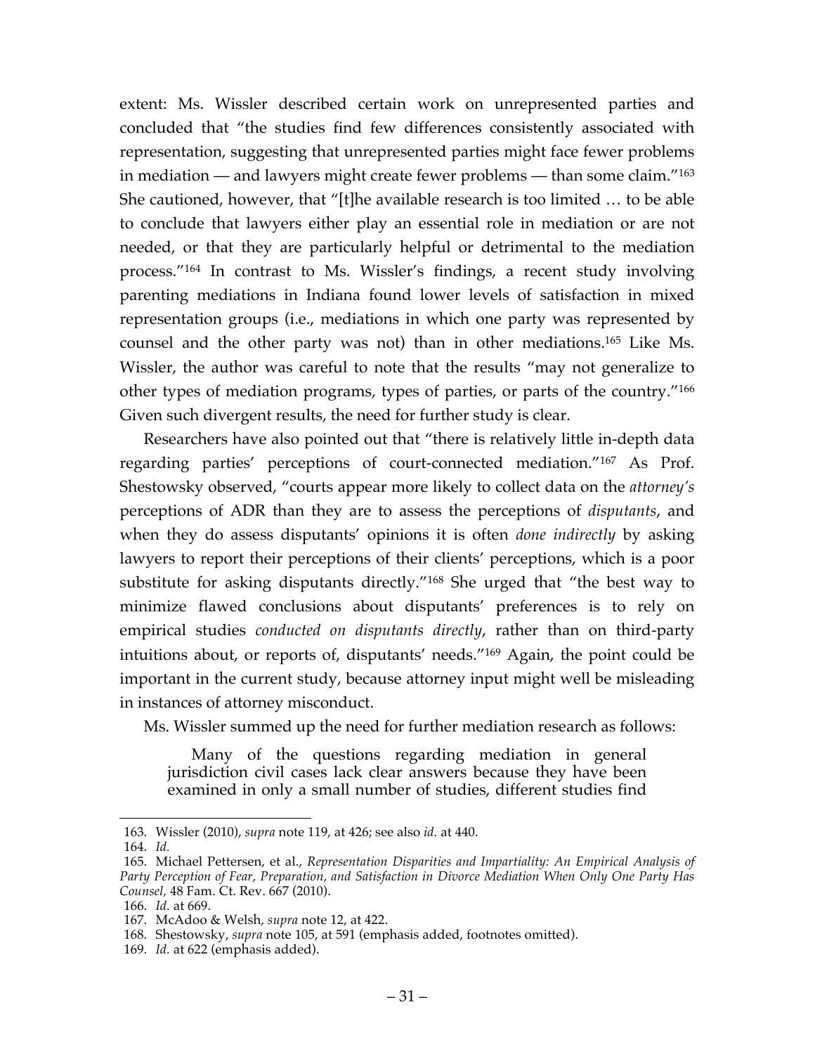extent: Ms. Wissler described certain work on unrepresented parties and concluded that "the studies find few differences consistently associated with representation, suggesting that unrepresented parties might face fewer problems in mediation — and lawyers might create fewer problems — than some claim."[163] She cautioned, however, that "[t]he available research is too limited … to be able to conclude that lawyers either play an essential role in mediation or are not needed, or that they are particularly helpful or detrimental to the mediation process."[164] In contrast to Ms. Wissler's findings, a recent study involving parenting mediations in Indiana found lower levels of satisfaction in mixed representation groups (i.e., mediations in which one party was represented by counsel and the other party was not) than in other mediations.[165] Like Ms. Wissler, the author was careful to note that the results "may not generalize to other types of mediation programs, types of parties, or parts of the country."[166] Given such divergent results, the need for further study is clear.

Researchers have also pointed out that "there is relatively little in-depth data regarding parties' perceptions of court-connected mediation."[167] As Prof. Shestowsky observed, "courts appear more likely to collect data on the *attorney's* perceptions of ADR than they are to assess the perceptions of *disputants*, and when they do assess disputants' opinions it is often *done indirectly* by asking lawyers to report their perceptions of their clients' perceptions, which is a poor substitute for asking disputants directly."[168] She urged that "the best way to minimize flawed conclusions about disputants' preferences is to rely on empirical studies *conducted on disputants directly*, rather than on third-party intuitions about, or reports of, disputants' needs."[169] Again, the point could be important in the current study, because attorney input might well be misleading in instances of attorney misconduct.

Ms. Wissler summed up the need for further mediation research as follows:

> Many of the questions regarding mediation in general jurisdiction civil cases lack clear answers because they have been examined in only a small number of studies, different studies find

---

163. Wissler (2010), *supra* note 119, at 426; see also *id.* at 440.

164. *Id.*

165. Michael Pettersen, et al., *Representation Disparities and Impartiality: An Empirical Analysis of Party Perception of Fear, Preparation, and Satisfaction in Divorce Mediation When Only One Party Has Counsel*, 48 Fam. Ct. Rev. 667 (2010).

166. *Id.* at 669.

167. McAdoo & Welsh, *supra* note 12, at 422.

168. Shestowsky, *supra* note 105, at 591 (emphasis added, footnotes omitted).

169. *Id.* at 622 (emphasis added).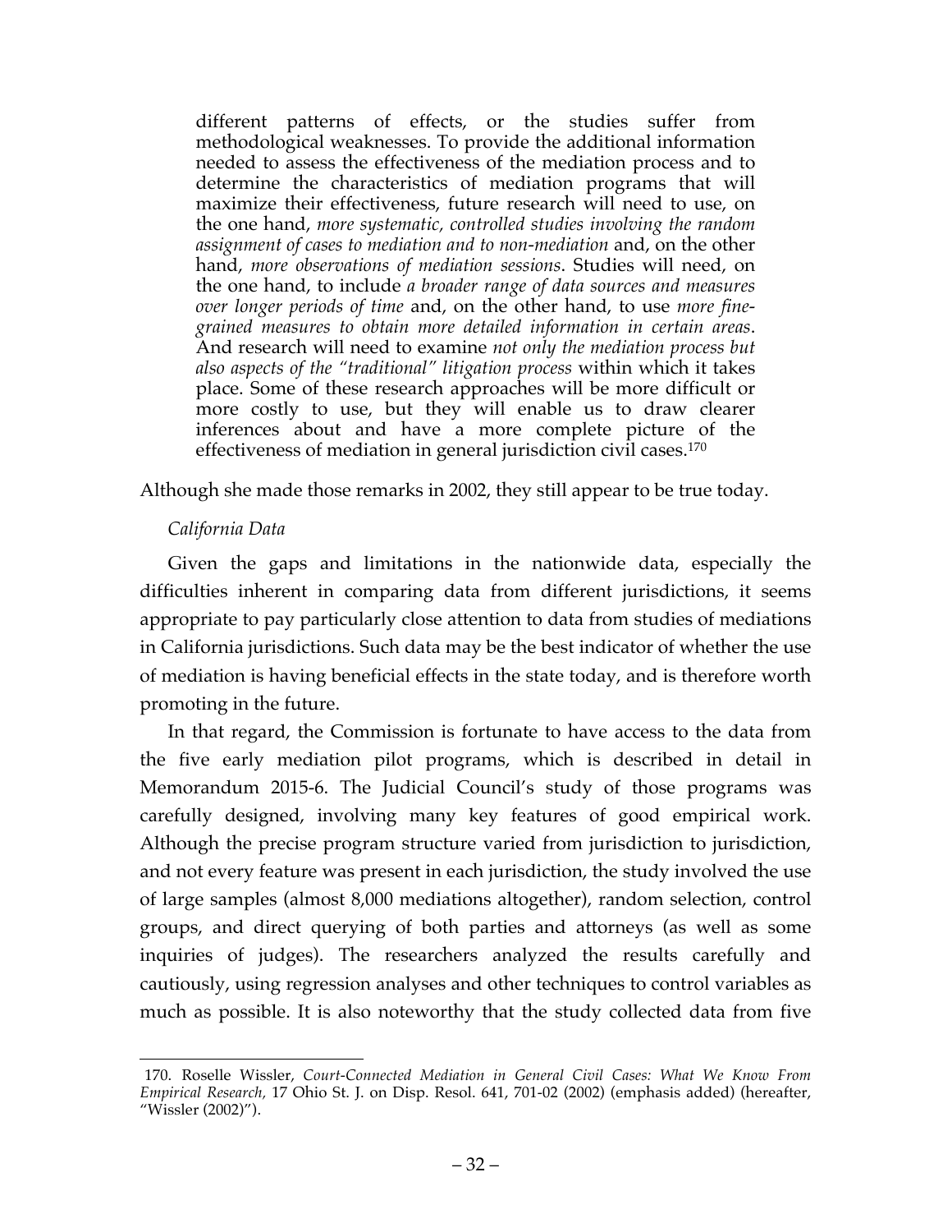> different patterns of effects, or the studies suffer from methodological weaknesses. To provide the additional information needed to assess the effectiveness of the mediation process and to determine the characteristics of mediation programs that will maximize their effectiveness, future research will need to use, on the one hand, *more systematic, controlled studies involving the random assignment of cases to mediation and to non-mediation* and, on the other hand, *more observations of mediation sessions*. Studies will need, on the one hand, to include *a broader range of data sources and measures over longer periods of time* and, on the other hand, to use *more fine-grained measures to obtain more detailed information in certain areas*. And research will need to examine *not only the mediation process but also aspects of the "traditional" litigation process* within which it takes place. Some of these research approaches will be more difficult or more costly to use, but they will enable us to draw clearer inferences about and have a more complete picture of the effectiveness of mediation in general jurisdiction civil cases.[170]

Although she made those remarks in 2002, they still appear to be true today.

*California Data*

Given the gaps and limitations in the nationwide data, especially the difficulties inherent in comparing data from different jurisdictions, it seems appropriate to pay particularly close attention to data from studies of mediations in California jurisdictions. Such data may be the best indicator of whether the use of mediation is having beneficial effects in the state today, and is therefore worth promoting in the future.

In that regard, the Commission is fortunate to have access to the data from the five early mediation pilot programs, which is described in detail in Memorandum 2015-6. The Judicial Council's study of those programs was carefully designed, involving many key features of good empirical work. Although the precise program structure varied from jurisdiction to jurisdiction, and not every feature was present in each jurisdiction, the study involved the use of large samples (almost 8,000 mediations altogether), random selection, control groups, and direct querying of both parties and attorneys (as well as some inquiries of judges). The researchers analyzed the results carefully and cautiously, using regression analyses and other techniques to control variables as much as possible. It is also noteworthy that the study collected data from five

---

170. Roselle Wissler, *Court-Connected Mediation in General Civil Cases: What We Know From Empirical Research,* 17 Ohio St. J. on Disp. Resol. 641, 701-02 (2002) (emphasis added) (hereafter, "Wissler (2002)").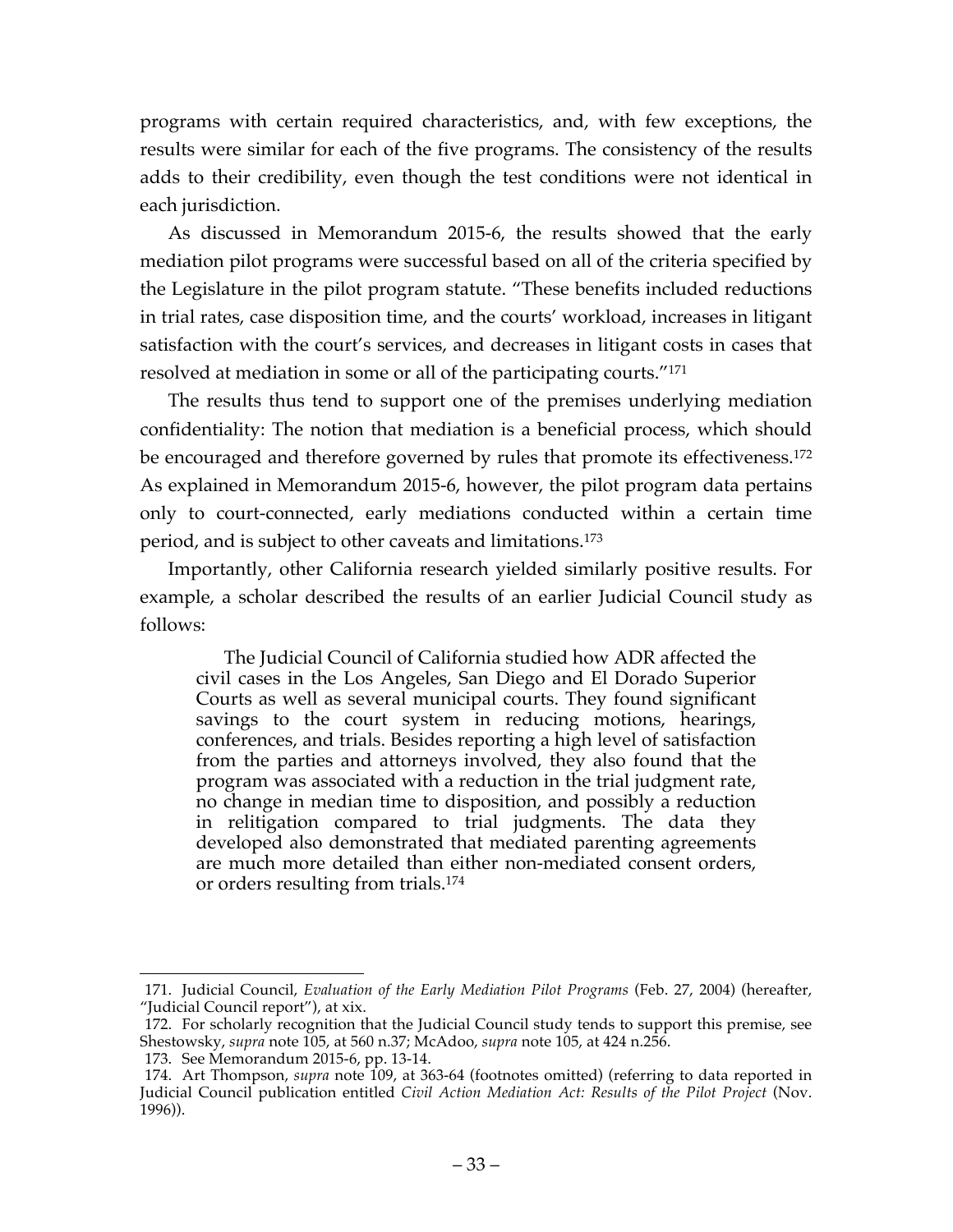programs with certain required characteristics, and, with few exceptions, the results were similar for each of the five programs. The consistency of the results adds to their credibility, even though the test conditions were not identical in each jurisdiction.

As discussed in Memorandum 2015-6, the results showed that the early mediation pilot programs were successful based on all of the criteria specified by the Legislature in the pilot program statute. "These benefits included reductions in trial rates, case disposition time, and the courts' workload, increases in litigant satisfaction with the court's services, and decreases in litigant costs in cases that resolved at mediation in some or all of the participating courts."[171]

The results thus tend to support one of the premises underlying mediation confidentiality: The notion that mediation is a beneficial process, which should be encouraged and therefore governed by rules that promote its effectiveness.[172] As explained in Memorandum 2015-6, however, the pilot program data pertains only to court-connected, early mediations conducted within a certain time period, and is subject to other caveats and limitations.[173]

Importantly, other California research yielded similarly positive results. For example, a scholar described the results of an earlier Judicial Council study as follows:

> The Judicial Council of California studied how ADR affected the civil cases in the Los Angeles, San Diego and El Dorado Superior Courts as well as several municipal courts. They found significant savings to the court system in reducing motions, hearings, conferences, and trials. Besides reporting a high level of satisfaction from the parties and attorneys involved, they also found that the program was associated with a reduction in the trial judgment rate, no change in median time to disposition, and possibly a reduction in relitigation compared to trial judgments. The data they developed also demonstrated that mediated parenting agreements are much more detailed than either non-mediated consent orders, or orders resulting from trials.[174]

---

171. Judicial Council, *Evaluation of the Early Mediation Pilot Programs* (Feb. 27, 2004) (hereafter, "Judicial Council report"), at xix.

172. For scholarly recognition that the Judicial Council study tends to support this premise, see Shestowsky, *supra* note 105, at 560 n.37; McAdoo, *supra* note 105, at 424 n.256.

173. See Memorandum 2015-6, pp. 13-14.

174. Art Thompson, *supra* note 109, at 363-64 (footnotes omitted) (referring to data reported in Judicial Council publication entitled *Civil Action Mediation Act: Results of the Pilot Project* (Nov. 1996)).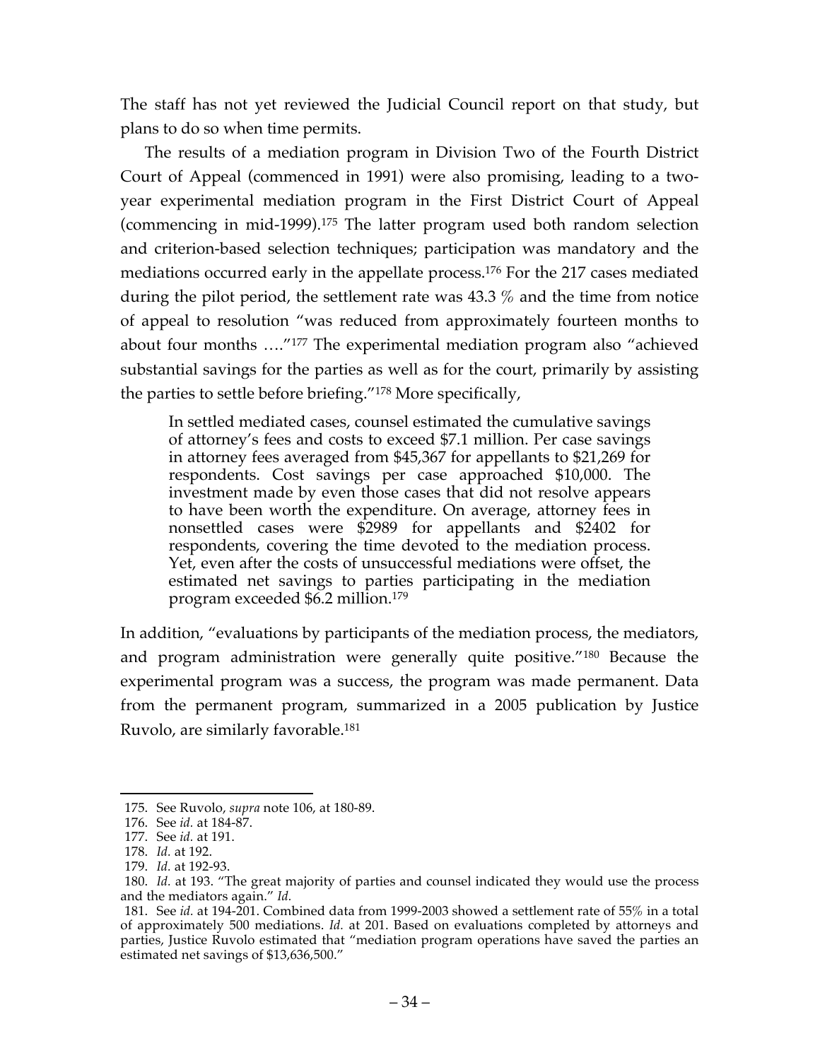The staff has not yet reviewed the Judicial Council report on that study, but plans to do so when time permits.

The results of a mediation program in Division Two of the Fourth District Court of Appeal (commenced in 1991) were also promising, leading to a two-year experimental mediation program in the First District Court of Appeal (commencing in mid-1999).[175] The latter program used both random selection and criterion-based selection techniques; participation was mandatory and the mediations occurred early in the appellate process.[176] For the 217 cases mediated during the pilot period, the settlement rate was 43.3 % and the time from notice of appeal to resolution "was reduced from approximately fourteen months to about four months …."[177] The experimental mediation program also "achieved substantial savings for the parties as well as for the court, primarily by assisting the parties to settle before briefing."[178] More specifically,

> In settled mediated cases, counsel estimated the cumulative savings of attorney's fees and costs to exceed $7.1 million. Per case savings in attorney fees averaged from $45,367 for appellants to $21,269 for respondents. Cost savings per case approached $10,000. The investment made by even those cases that did not resolve appears to have been worth the expenditure. On average, attorney fees in nonsettled cases were $2989 for appellants and $2402 for respondents, covering the time devoted to the mediation process. Yet, even after the costs of unsuccessful mediations were offset, the estimated net savings to parties participating in the mediation program exceeded $6.2 million.[179]

In addition, "evaluations by participants of the mediation process, the mediators, and program administration were generally quite positive."[180] Because the experimental program was a success, the program was made permanent. Data from the permanent program, summarized in a 2005 publication by Justice Ruvolo, are similarly favorable.[181]

---

175. See Ruvolo, *supra* note 106, at 180-89.

176. See *id.* at 184-87.

177. See *id.* at 191.

178. *Id.* at 192.

179. *Id.* at 192-93.

180. *Id.* at 193. "The great majority of parties and counsel indicated they would use the process and the mediators again." *Id.*

181. See *id.* at 194-201. Combined data from 1999-2003 showed a settlement rate of 55% in a total of approximately 500 mediations. *Id.* at 201. Based on evaluations completed by attorneys and parties, Justice Ruvolo estimated that "mediation program operations have saved the parties an estimated net savings of $13,636,500."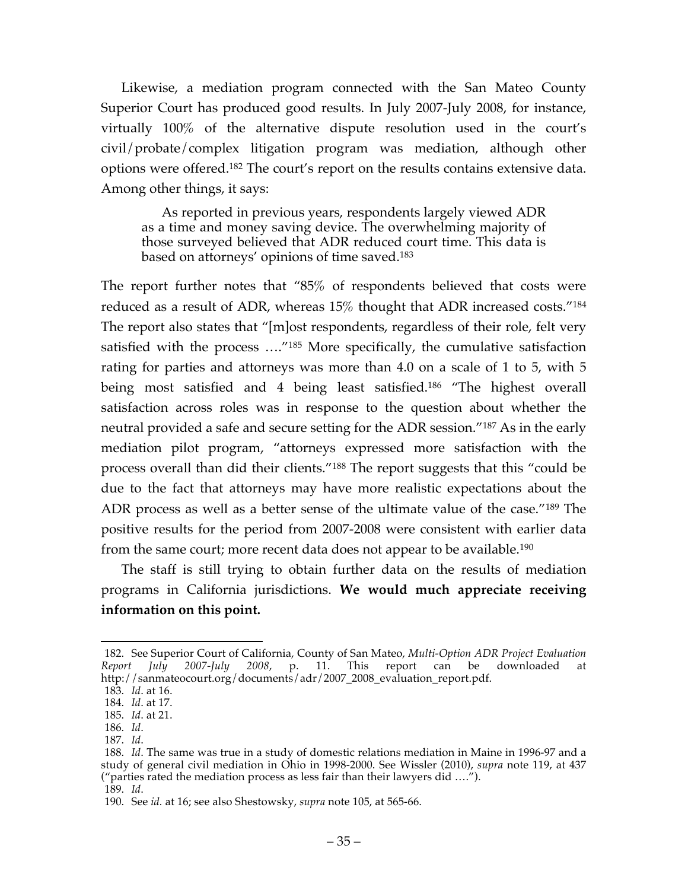Likewise, a mediation program connected with the San Mateo County Superior Court has produced good results. In July 2007-July 2008, for instance, virtually 100% of the alternative dispute resolution used in the court's civil/probate/complex litigation program was mediation, although other options were offered.[182] The court's report on the results contains extensive data. Among other things, it says:

> As reported in previous years, respondents largely viewed ADR as a time and money saving device. The overwhelming majority of those surveyed believed that ADR reduced court time. This data is based on attorneys' opinions of time saved.[183]

The report further notes that "85% of respondents believed that costs were reduced as a result of ADR, whereas 15% thought that ADR increased costs."[184] The report also states that "[m]ost respondents, regardless of their role, felt very satisfied with the process …."[185] More specifically, the cumulative satisfaction rating for parties and attorneys was more than 4.0 on a scale of 1 to 5, with 5 being most satisfied and 4 being least satisfied.[186] "The highest overall satisfaction across roles was in response to the question about whether the neutral provided a safe and secure setting for the ADR session."[187] As in the early mediation pilot program, "attorneys expressed more satisfaction with the process overall than did their clients."[188] The report suggests that this "could be due to the fact that attorneys may have more realistic expectations about the ADR process as well as a better sense of the ultimate value of the case."[189] The positive results for the period from 2007-2008 were consistent with earlier data from the same court; more recent data does not appear to be available.[190]

The staff is still trying to obtain further data on the results of mediation programs in California jurisdictions. **We would much appreciate receiving information on this point.**

---

182. See Superior Court of California, County of San Mateo, *Multi-Option ADR Project Evaluation Report July 2007-July 2008*, p. 11. This report can be downloaded at http://sanmateocourt.org/documents/adr/2007_2008_evaluation_report.pdf.

183. *Id*. at 16.

184. *Id*. at 17.

185. *Id*. at 21.

186. *Id*.

187. *Id*.

188. *Id*. The same was true in a study of domestic relations mediation in Maine in 1996-97 and a study of general civil mediation in Ohio in 1998-2000. See Wissler (2010), *supra* note 119, at 437 ("parties rated the mediation process as less fair than their lawyers did ….").

189. *Id*.

190. See *id.* at 16; see also Shestowsky, *supra* note 105, at 565-66.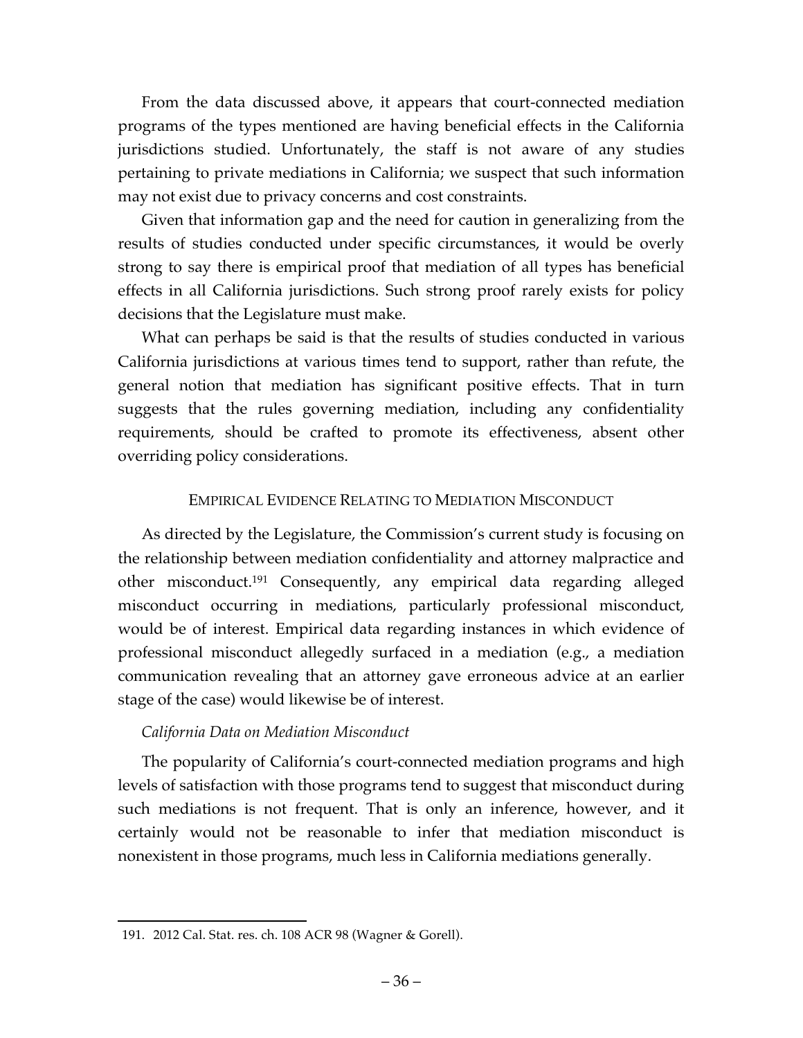From the data discussed above, it appears that court-connected mediation programs of the types mentioned are having beneficial effects in the California jurisdictions studied. Unfortunately, the staff is not aware of any studies pertaining to private mediations in California; we suspect that such information may not exist due to privacy concerns and cost constraints.

Given that information gap and the need for caution in generalizing from the results of studies conducted under specific circumstances, it would be overly strong to say there is empirical proof that mediation of all types has beneficial effects in all California jurisdictions. Such strong proof rarely exists for policy decisions that the Legislature must make.

What can perhaps be said is that the results of studies conducted in various California jurisdictions at various times tend to support, rather than refute, the general notion that mediation has significant positive effects. That in turn suggests that the rules governing mediation, including any confidentiality requirements, should be crafted to promote its effectiveness, absent other overriding policy considerations.

## EMPIRICAL EVIDENCE RELATING TO MEDIATION MISCONDUCT

As directed by the Legislature, the Commission's current study is focusing on the relationship between mediation confidentiality and attorney malpractice and other misconduct.[191] Consequently, any empirical data regarding alleged misconduct occurring in mediations, particularly professional misconduct, would be of interest. Empirical data regarding instances in which evidence of professional misconduct allegedly surfaced in a mediation (e.g., a mediation communication revealing that an attorney gave erroneous advice at an earlier stage of the case) would likewise be of interest.

### *California Data on Mediation Misconduct*

The popularity of California's court-connected mediation programs and high levels of satisfaction with those programs tend to suggest that misconduct during such mediations is not frequent. That is only an inference, however, and it certainly would not be reasonable to infer that mediation misconduct is nonexistent in those programs, much less in California mediations generally.

191. 2012 Cal. Stat. res. ch. 108 ACR 98 (Wagner & Gorell).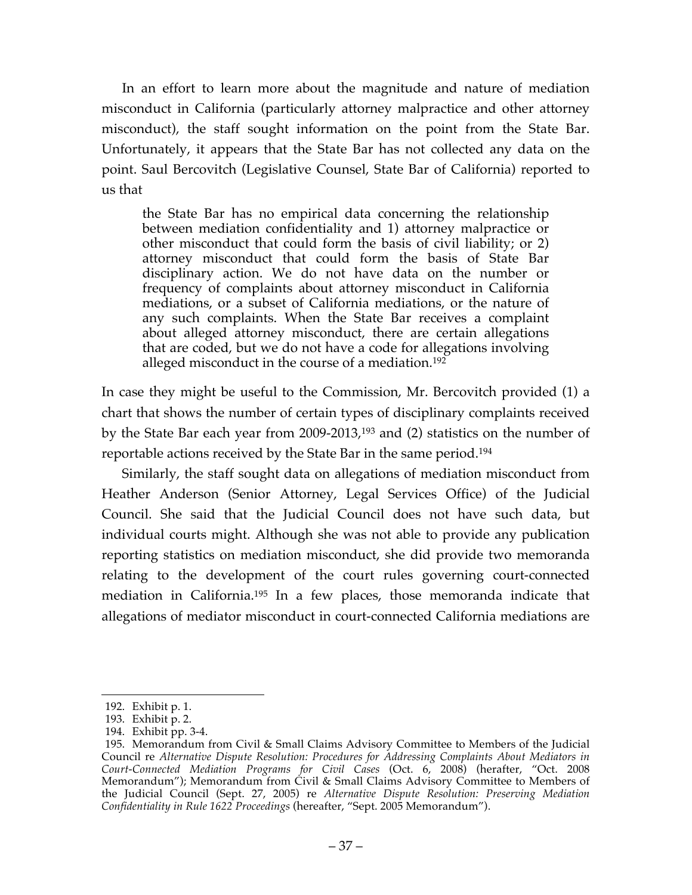In an effort to learn more about the magnitude and nature of mediation misconduct in California (particularly attorney malpractice and other attorney misconduct), the staff sought information on the point from the State Bar. Unfortunately, it appears that the State Bar has not collected any data on the point. Saul Bercovitch (Legislative Counsel, State Bar of California) reported to us that

> the State Bar has no empirical data concerning the relationship between mediation confidentiality and 1) attorney malpractice or other misconduct that could form the basis of civil liability; or 2) attorney misconduct that could form the basis of State Bar disciplinary action. We do not have data on the number or frequency of complaints about attorney misconduct in California mediations, or a subset of California mediations, or the nature of any such complaints. When the State Bar receives a complaint about alleged attorney misconduct, there are certain allegations that are coded, but we do not have a code for allegations involving alleged misconduct in the course of a mediation.[192]

In case they might be useful to the Commission, Mr. Bercovitch provided (1) a chart that shows the number of certain types of disciplinary complaints received by the State Bar each year from 2009-2013,[193] and (2) statistics on the number of reportable actions received by the State Bar in the same period.[194]

Similarly, the staff sought data on allegations of mediation misconduct from Heather Anderson (Senior Attorney, Legal Services Office) of the Judicial Council. She said that the Judicial Council does not have such data, but individual courts might. Although she was not able to provide any publication reporting statistics on mediation misconduct, she did provide two memoranda relating to the development of the court rules governing court-connected mediation in California.[195] In a few places, those memoranda indicate that allegations of mediator misconduct in court-connected California mediations are

---

192. Exhibit p. 1.

193. Exhibit p. 2.

194. Exhibit pp. 3-4.

195. Memorandum from Civil & Small Claims Advisory Committee to Members of the Judicial Council re *Alternative Dispute Resolution: Procedures for Addressing Complaints About Mediators in Court-Connected Mediation Programs for Civil Cases* (Oct. 6, 2008) (herafter, "Oct. 2008 Memorandum"); Memorandum from Civil & Small Claims Advisory Committee to Members of the Judicial Council (Sept. 27, 2005) re *Alternative Dispute Resolution: Preserving Mediation Confidentiality in Rule 1622 Proceedings* (hereafter, "Sept. 2005 Memorandum").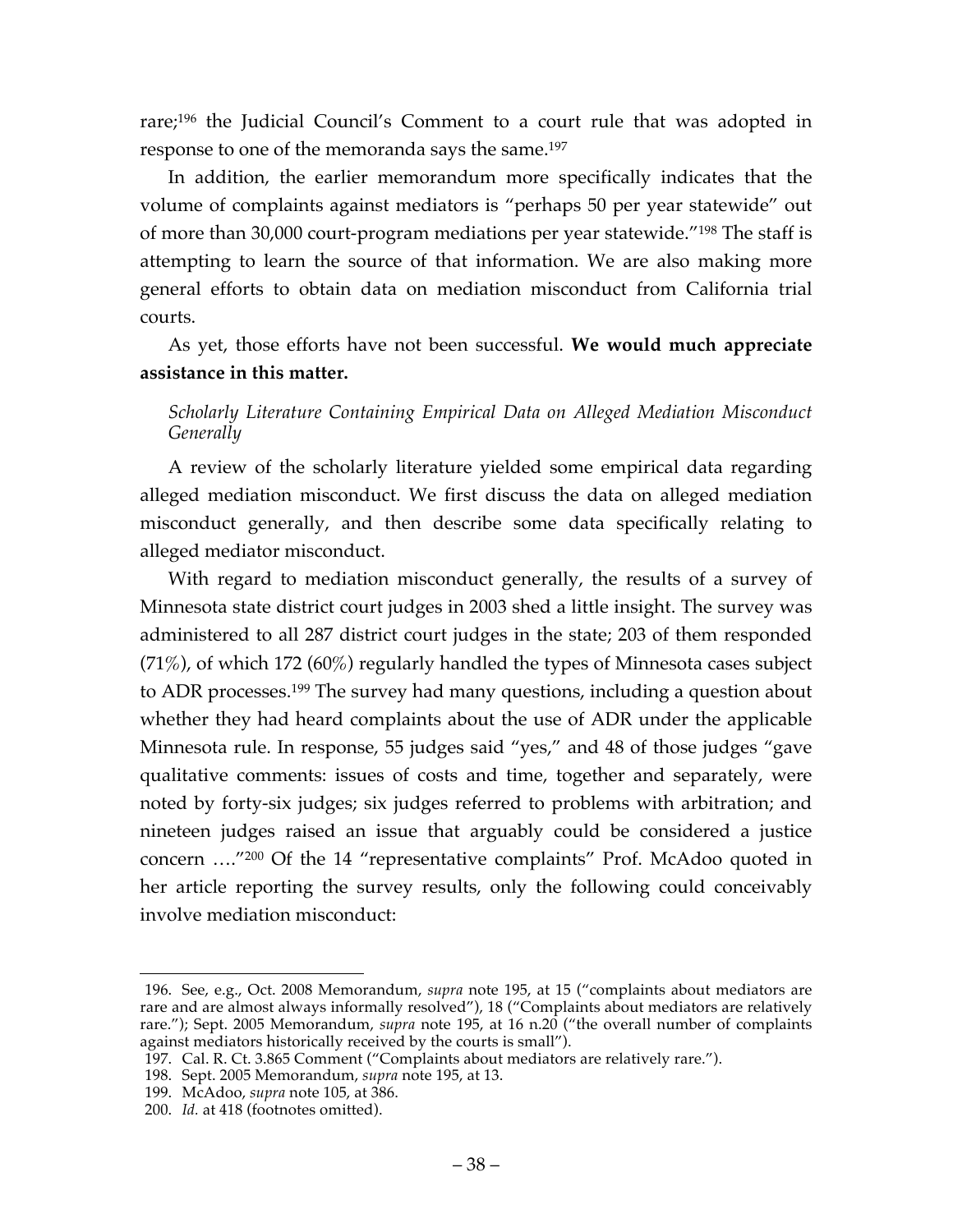rare;[196] the Judicial Council's Comment to a court rule that was adopted in response to one of the memoranda says the same.[197]

In addition, the earlier memorandum more specifically indicates that the volume of complaints against mediators is "perhaps 50 per year statewide" out of more than 30,000 court-program mediations per year statewide."[198] The staff is attempting to learn the source of that information. We are also making more general efforts to obtain data on mediation misconduct from California trial courts.

As yet, those efforts have not been successful. **We would much appreciate assistance in this matter.**

*Scholarly Literature Containing Empirical Data on Alleged Mediation Misconduct Generally*

A review of the scholarly literature yielded some empirical data regarding alleged mediation misconduct. We first discuss the data on alleged mediation misconduct generally, and then describe some data specifically relating to alleged mediator misconduct.

With regard to mediation misconduct generally, the results of a survey of Minnesota state district court judges in 2003 shed a little insight. The survey was administered to all 287 district court judges in the state; 203 of them responded (71%), of which 172 (60%) regularly handled the types of Minnesota cases subject to ADR processes.[199] The survey had many questions, including a question about whether they had heard complaints about the use of ADR under the applicable Minnesota rule. In response, 55 judges said "yes," and 48 of those judges "gave qualitative comments: issues of costs and time, together and separately, were noted by forty-six judges; six judges referred to problems with arbitration; and nineteen judges raised an issue that arguably could be considered a justice concern …."[200] Of the 14 "representative complaints" Prof. McAdoo quoted in her article reporting the survey results, only the following could conceivably involve mediation misconduct:

---

196. See, e.g., Oct. 2008 Memorandum, *supra* note 195, at 15 ("complaints about mediators are rare and are almost always informally resolved"), 18 ("Complaints about mediators are relatively rare."); Sept. 2005 Memorandum, *supra* note 195, at 16 n.20 ("the overall number of complaints against mediators historically received by the courts is small").

197. Cal. R. Ct. 3.865 Comment ("Complaints about mediators are relatively rare.").

198. Sept. 2005 Memorandum, *supra* note 195, at 13.

199. McAdoo, *supra* note 105, at 386.

200. *Id.* at 418 (footnotes omitted).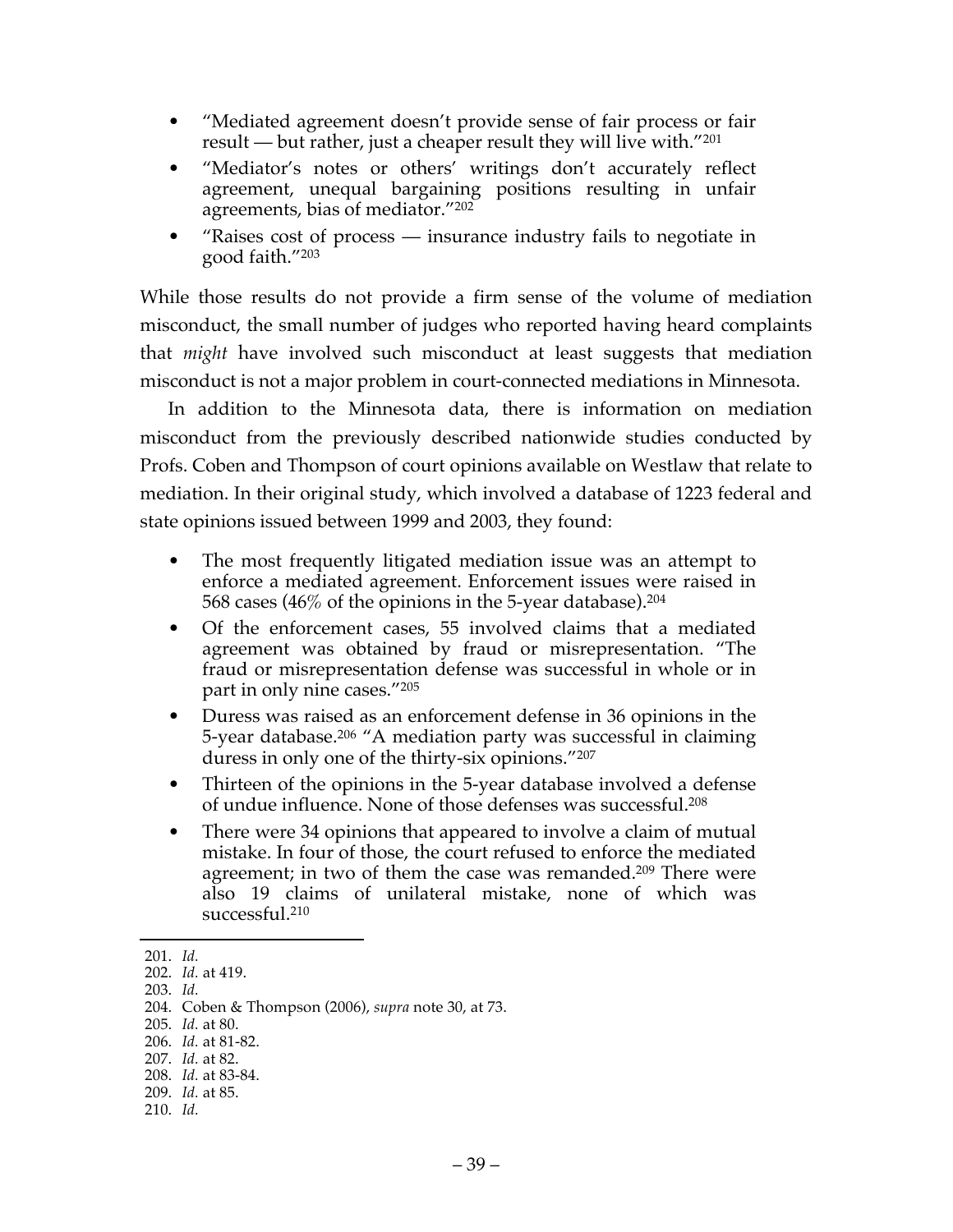- "Mediated agreement doesn't provide sense of fair process or fair result — but rather, just a cheaper result they will live with."[201]
- "Mediator's notes or others' writings don't accurately reflect agreement, unequal bargaining positions resulting in unfair agreements, bias of mediator."[202]
- "Raises cost of process — insurance industry fails to negotiate in good faith."[203]

While those results do not provide a firm sense of the volume of mediation misconduct, the small number of judges who reported having heard complaints that *might* have involved such misconduct at least suggests that mediation misconduct is not a major problem in court-connected mediations in Minnesota.

In addition to the Minnesota data, there is information on mediation misconduct from the previously described nationwide studies conducted by Profs. Coben and Thompson of court opinions available on Westlaw that relate to mediation. In their original study, which involved a database of 1223 federal and state opinions issued between 1999 and 2003, they found:

- The most frequently litigated mediation issue was an attempt to enforce a mediated agreement. Enforcement issues were raised in 568 cases (46% of the opinions in the 5-year database).[204]
- Of the enforcement cases, 55 involved claims that a mediated agreement was obtained by fraud or misrepresentation. "The fraud or misrepresentation defense was successful in whole or in part in only nine cases."[205]
- Duress was raised as an enforcement defense in 36 opinions in the 5-year database.[206] "A mediation party was successful in claiming duress in only one of the thirty-six opinions."[207]
- Thirteen of the opinions in the 5-year database involved a defense of undue influence. None of those defenses was successful.[208]
- There were 34 opinions that appeared to involve a claim of mutual mistake. In four of those, the court refused to enforce the mediated agreement; in two of them the case was remanded.[209] There were also 19 claims of unilateral mistake, none of which was successful.[210]

---

201. *Id.*
202. *Id.* at 419.
203. *Id.*
204. Coben & Thompson (2006), *supra* note 30, at 73.
205. *Id.* at 80.
206. *Id.* at 81-82.
207. *Id.* at 82.
208. *Id.* at 83-84.
209. *Id.* at 85.
210. *Id.*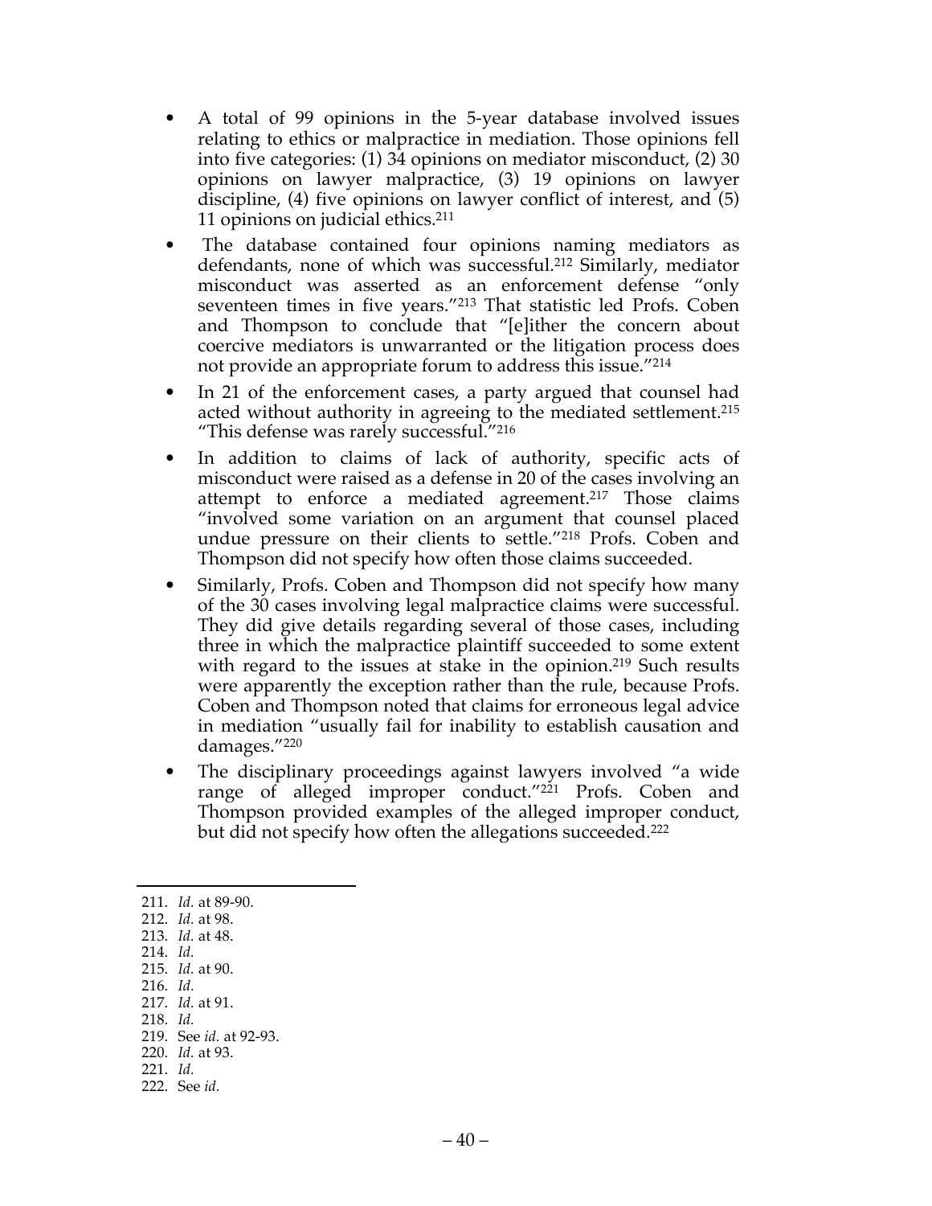- A total of 99 opinions in the 5-year database involved issues relating to ethics or malpractice in mediation. Those opinions fell into five categories: (1) 34 opinions on mediator misconduct, (2) 30 opinions on lawyer malpractice, (3) 19 opinions on lawyer discipline, (4) five opinions on lawyer conflict of interest, and (5) 11 opinions on judicial ethics.[211]
- The database contained four opinions naming mediators as defendants, none of which was successful.[212] Similarly, mediator misconduct was asserted as an enforcement defense "only seventeen times in five years."[213] That statistic led Profs. Coben and Thompson to conclude that "[e]ither the concern about coercive mediators is unwarranted or the litigation process does not provide an appropriate forum to address this issue."[214]
- In 21 of the enforcement cases, a party argued that counsel had acted without authority in agreeing to the mediated settlement.[215] "This defense was rarely successful."[216]
- In addition to claims of lack of authority, specific acts of misconduct were raised as a defense in 20 of the cases involving an attempt to enforce a mediated agreement.[217] Those claims "involved some variation on an argument that counsel placed undue pressure on their clients to settle."[218] Profs. Coben and Thompson did not specify how often those claims succeeded.
- Similarly, Profs. Coben and Thompson did not specify how many of the 30 cases involving legal malpractice claims were successful. They did give details regarding several of those cases, including three in which the malpractice plaintiff succeeded to some extent with regard to the issues at stake in the opinion.[219] Such results were apparently the exception rather than the rule, because Profs. Coben and Thompson noted that claims for erroneous legal advice in mediation "usually fail for inability to establish causation and damages."[220]
- The disciplinary proceedings against lawyers involved "a wide range of alleged improper conduct."[221] Profs. Coben and Thompson provided examples of the alleged improper conduct, but did not specify how often the allegations succeeded.[222]

---

211. *Id.* at 89-90.
212. *Id.* at 98.
213. *Id.* at 48.
214. *Id.*
215. *Id.* at 90.
216. *Id.*
217. *Id.* at 91.
218. *Id.*
219. See *id.* at 92-93.
220. *Id.* at 93.
221. *Id.*
222. See *id.*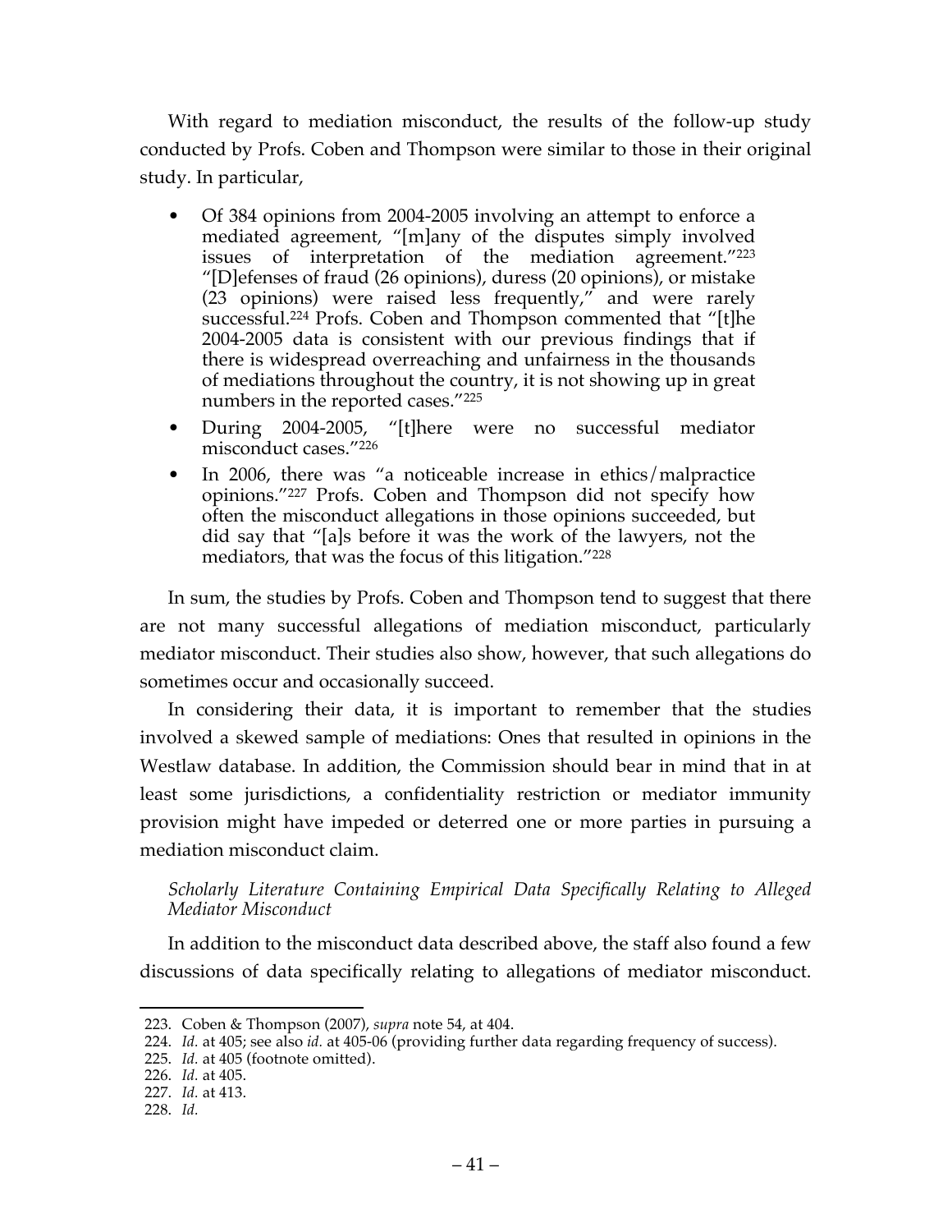With regard to mediation misconduct, the results of the follow-up study conducted by Profs. Coben and Thompson were similar to those in their original study. In particular,

- Of 384 opinions from 2004-2005 involving an attempt to enforce a mediated agreement, "[m]any of the disputes simply involved issues of interpretation of the mediation agreement."[223] "[D]efenses of fraud (26 opinions), duress (20 opinions), or mistake (23 opinions) were raised less frequently," and were rarely successful.[224] Profs. Coben and Thompson commented that "[t]he 2004-2005 data is consistent with our previous findings that if there is widespread overreaching and unfairness in the thousands of mediations throughout the country, it is not showing up in great numbers in the reported cases."[225]
- During 2004-2005, "[t]here were no successful mediator misconduct cases."[226]
- In 2006, there was "a noticeable increase in ethics/malpractice opinions."[227] Profs. Coben and Thompson did not specify how often the misconduct allegations in those opinions succeeded, but did say that "[a]s before it was the work of the lawyers, not the mediators, that was the focus of this litigation."[228]

In sum, the studies by Profs. Coben and Thompson tend to suggest that there are not many successful allegations of mediation misconduct, particularly mediator misconduct. Their studies also show, however, that such allegations do sometimes occur and occasionally succeed.

In considering their data, it is important to remember that the studies involved a skewed sample of mediations: Ones that resulted in opinions in the Westlaw database. In addition, the Commission should bear in mind that in at least some jurisdictions, a confidentiality restriction or mediator immunity provision might have impeded or deterred one or more parties in pursuing a mediation misconduct claim.

*Scholarly Literature Containing Empirical Data Specifically Relating to Alleged Mediator Misconduct*

In addition to the misconduct data described above, the staff also found a few discussions of data specifically relating to allegations of mediator misconduct.

---

223. Coben & Thompson (2007), *supra* note 54, at 404.

224. *Id.* at 405; see also *id.* at 405-06 (providing further data regarding frequency of success).

225. *Id.* at 405 (footnote omitted).

226. *Id.* at 405.

227. *Id.* at 413.

228. *Id.*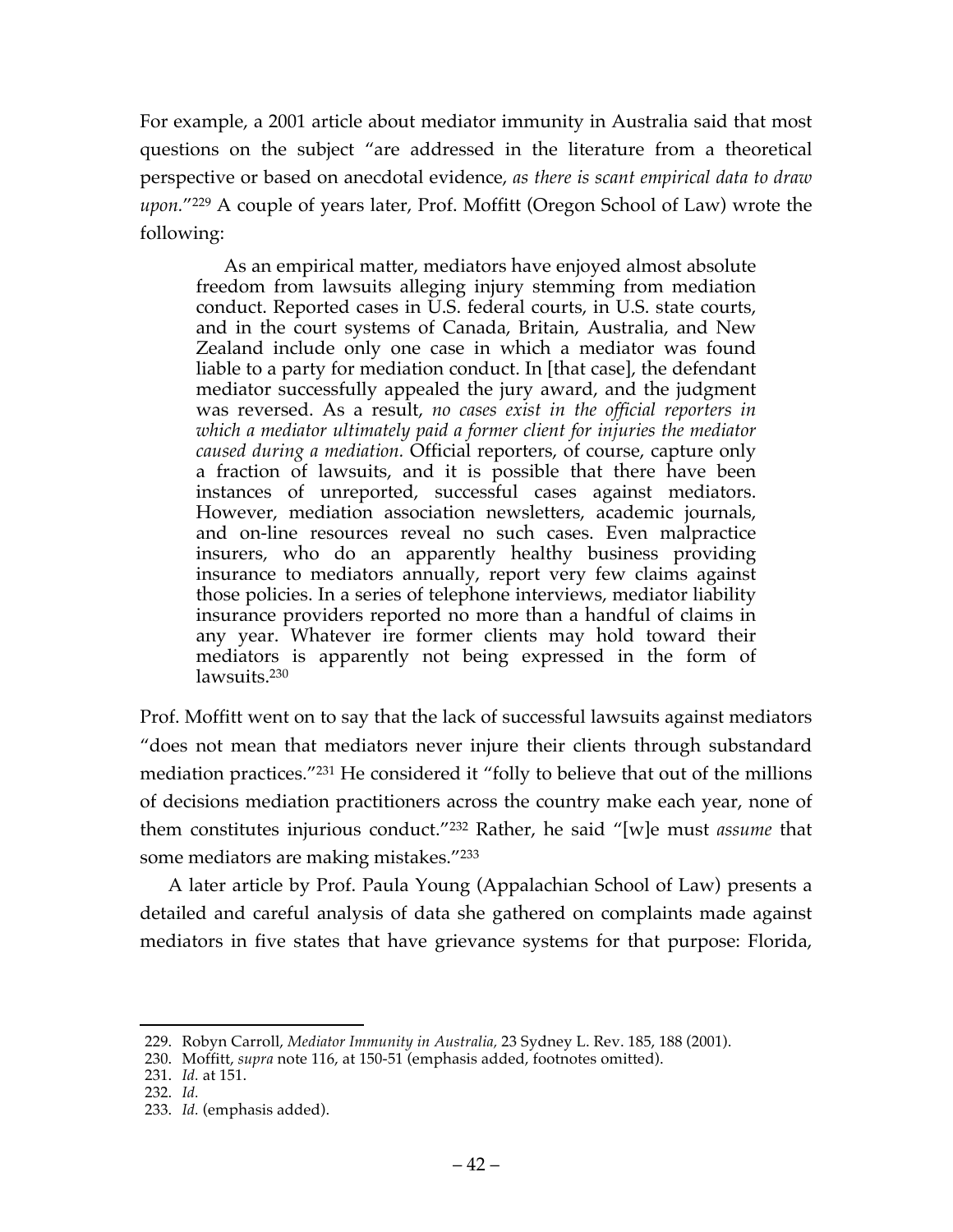For example, a 2001 article about mediator immunity in Australia said that most questions on the subject "are addressed in the literature from a theoretical perspective or based on anecdotal evidence, *as there is scant empirical data to draw upon*."[229] A couple of years later, Prof. Moffitt (Oregon School of Law) wrote the following:

> As an empirical matter, mediators have enjoyed almost absolute freedom from lawsuits alleging injury stemming from mediation conduct. Reported cases in U.S. federal courts, in U.S. state courts, and in the court systems of Canada, Britain, Australia, and New Zealand include only one case in which a mediator was found liable to a party for mediation conduct. In [that case], the defendant mediator successfully appealed the jury award, and the judgment was reversed. As a result, *no cases exist in the official reporters in which a mediator ultimately paid a former client for injuries the mediator caused during a mediation.* Official reporters, of course, capture only a fraction of lawsuits, and it is possible that there have been instances of unreported, successful cases against mediators. However, mediation association newsletters, academic journals, and on-line resources reveal no such cases. Even malpractice insurers, who do an apparently healthy business providing insurance to mediators annually, report very few claims against those policies. In a series of telephone interviews, mediator liability insurance providers reported no more than a handful of claims in any year. Whatever ire former clients may hold toward their mediators is apparently not being expressed in the form of lawsuits.[230]

Prof. Moffitt went on to say that the lack of successful lawsuits against mediators "does not mean that mediators never injure their clients through substandard mediation practices."[231] He considered it "folly to believe that out of the millions of decisions mediation practitioners across the country make each year, none of them constitutes injurious conduct."[232] Rather, he said "[w]e must *assume* that some mediators are making mistakes."[233]

A later article by Prof. Paula Young (Appalachian School of Law) presents a detailed and careful analysis of data she gathered on complaints made against mediators in five states that have grievance systems for that purpose: Florida,

---

229. Robyn Carroll, *Mediator Immunity in Australia*, 23 Sydney L. Rev. 185, 188 (2001).
230. Moffitt, *supra* note 116, at 150-51 (emphasis added, footnotes omitted).
231. *Id.* at 151.
232. *Id.*
233. *Id.* (emphasis added).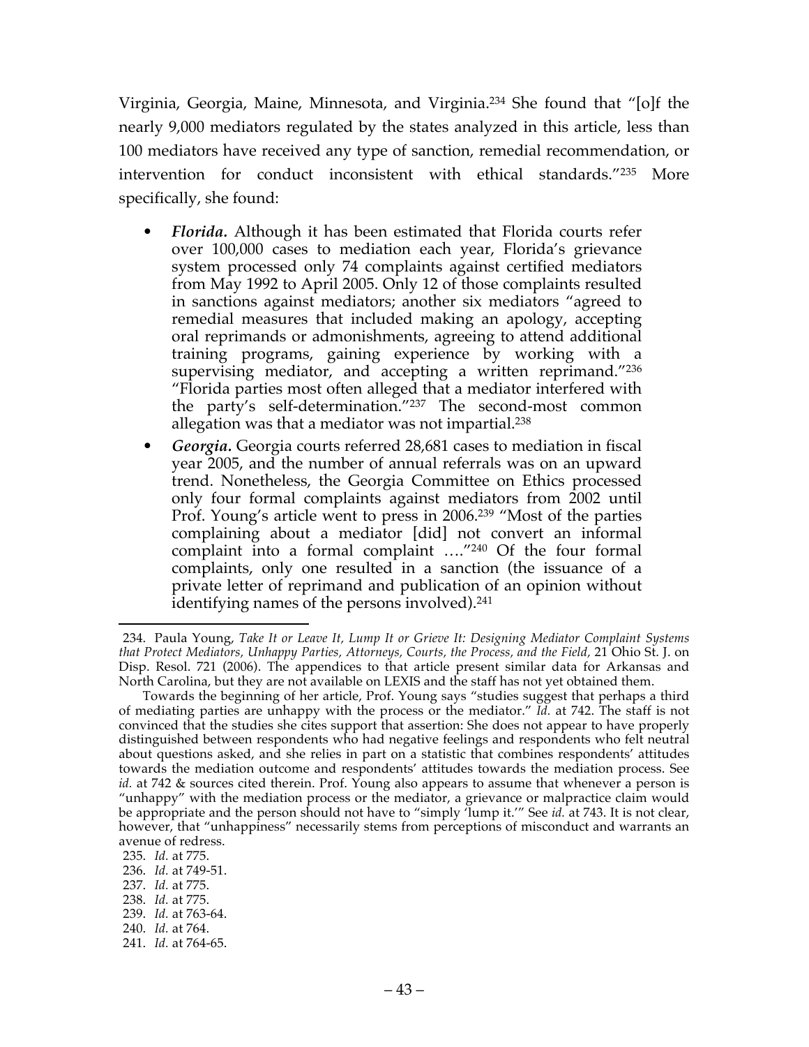Virginia, Georgia, Maine, Minnesota, and Virginia.[234] She found that "[o]f the nearly 9,000 mediators regulated by the states analyzed in this article, less than 100 mediators have received any type of sanction, remedial recommendation, or intervention for conduct inconsistent with ethical standards."[235] More specifically, she found:

- ***Florida.*** Although it has been estimated that Florida courts refer over 100,000 cases to mediation each year, Florida's grievance system processed only 74 complaints against certified mediators from May 1992 to April 2005. Only 12 of those complaints resulted in sanctions against mediators; another six mediators "agreed to remedial measures that included making an apology, accepting oral reprimands or admonishments, agreeing to attend additional training programs, gaining experience by working with a supervising mediator, and accepting a written reprimand."[236] "Florida parties most often alleged that a mediator interfered with the party's self-determination."[237] The second-most common allegation was that a mediator was not impartial.[238]
- ***Georgia.*** Georgia courts referred 28,681 cases to mediation in fiscal year 2005, and the number of annual referrals was on an upward trend. Nonetheless, the Georgia Committee on Ethics processed only four formal complaints against mediators from 2002 until Prof. Young's article went to press in 2006.[239] "Most of the parties complaining about a mediator [did] not convert an informal complaint into a formal complaint …."[240] Of the four formal complaints, only one resulted in a sanction (the issuance of a private letter of reprimand and publication of an opinion without identifying names of the persons involved).[241]

---

234. Paula Young, *Take It or Leave It, Lump It or Grieve It: Designing Mediator Complaint Systems that Protect Mediators, Unhappy Parties, Attorneys, Courts, the Process, and the Field,* 21 Ohio St. J. on Disp. Resol. 721 (2006). The appendices to that article present similar data for Arkansas and North Carolina, but they are not available on LEXIS and the staff has not yet obtained them.

Towards the beginning of her article, Prof. Young says "studies suggest that perhaps a third of mediating parties are unhappy with the process or the mediator." *Id.* at 742. The staff is not convinced that the studies she cites support that assertion: She does not appear to have properly distinguished between respondents who had negative feelings and respondents who felt neutral about questions asked, and she relies in part on a statistic that combines respondents' attitudes towards the mediation outcome and respondents' attitudes towards the mediation process. See *id.* at 742 & sources cited therein. Prof. Young also appears to assume that whenever a person is "unhappy" with the mediation process or the mediator, a grievance or malpractice claim would be appropriate and the person should not have to "simply 'lump it.'" See *id.* at 743. It is not clear, however, that "unhappiness" necessarily stems from perceptions of misconduct and warrants an avenue of redress.

235. *Id.* at 775.

236. *Id.* at 749-51.

237. *Id.* at 775.

238. *Id.* at 775.

239. *Id.* at 763-64.

240. *Id.* at 764.

241. *Id.* at 764-65.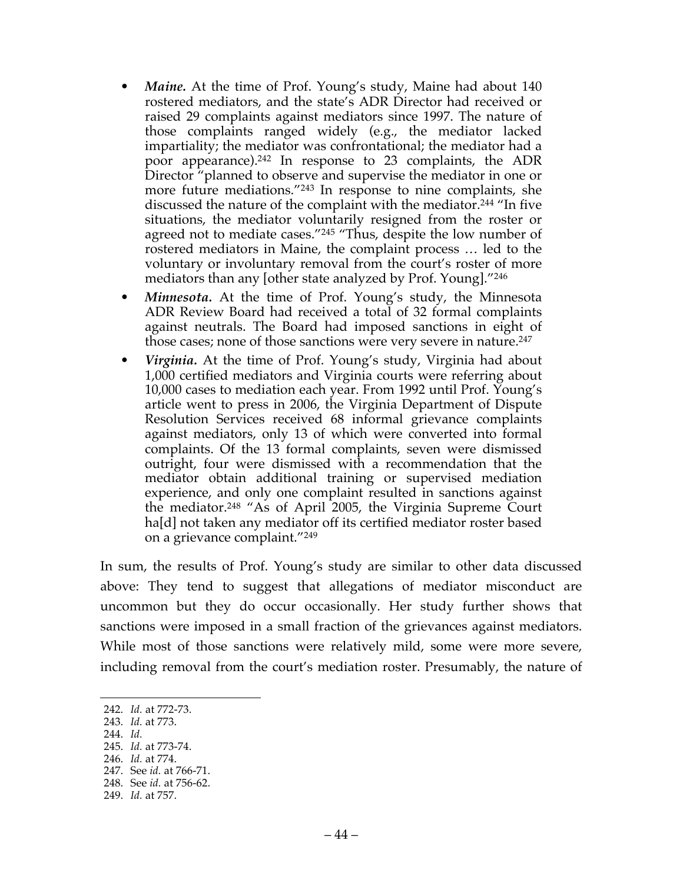- ***Maine.*** At the time of Prof. Young's study, Maine had about 140 rostered mediators, and the state's ADR Director had received or raised 29 complaints against mediators since 1997. The nature of those complaints ranged widely (e.g., the mediator lacked impartiality; the mediator was confrontational; the mediator had a poor appearance).[242] In response to 23 complaints, the ADR Director "planned to observe and supervise the mediator in one or more future mediations."[243] In response to nine complaints, she discussed the nature of the complaint with the mediator.[244] "In five situations, the mediator voluntarily resigned from the roster or agreed not to mediate cases."[245] "Thus, despite the low number of rostered mediators in Maine, the complaint process … led to the voluntary or involuntary removal from the court's roster of more mediators than any [other state analyzed by Prof. Young]."[246]
- ***Minnesota.*** At the time of Prof. Young's study, the Minnesota ADR Review Board had received a total of 32 formal complaints against neutrals. The Board had imposed sanctions in eight of those cases; none of those sanctions were very severe in nature.[247]
- ***Virginia.*** At the time of Prof. Young's study, Virginia had about 1,000 certified mediators and Virginia courts were referring about 10,000 cases to mediation each year. From 1992 until Prof. Young's article went to press in 2006, the Virginia Department of Dispute Resolution Services received 68 informal grievance complaints against mediators, only 13 of which were converted into formal complaints. Of the 13 formal complaints, seven were dismissed outright, four were dismissed with a recommendation that the mediator obtain additional training or supervised mediation experience, and only one complaint resulted in sanctions against the mediator.[248] "As of April 2005, the Virginia Supreme Court ha[d] not taken any mediator off its certified mediator roster based on a grievance complaint."[249]

In sum, the results of Prof. Young's study are similar to other data discussed above: They tend to suggest that allegations of mediator misconduct are uncommon but they do occur occasionally. Her study further shows that sanctions were imposed in a small fraction of the grievances against mediators. While most of those sanctions were relatively mild, some were more severe, including removal from the court's mediation roster. Presumably, the nature of

---

242. *Id.* at 772-73.
243. *Id.* at 773.
244. *Id.*
245. *Id.* at 773-74.
246. *Id.* at 774.
247. See *id.* at 766-71.
248. See *id.* at 756-62.
249. *Id.* at 757.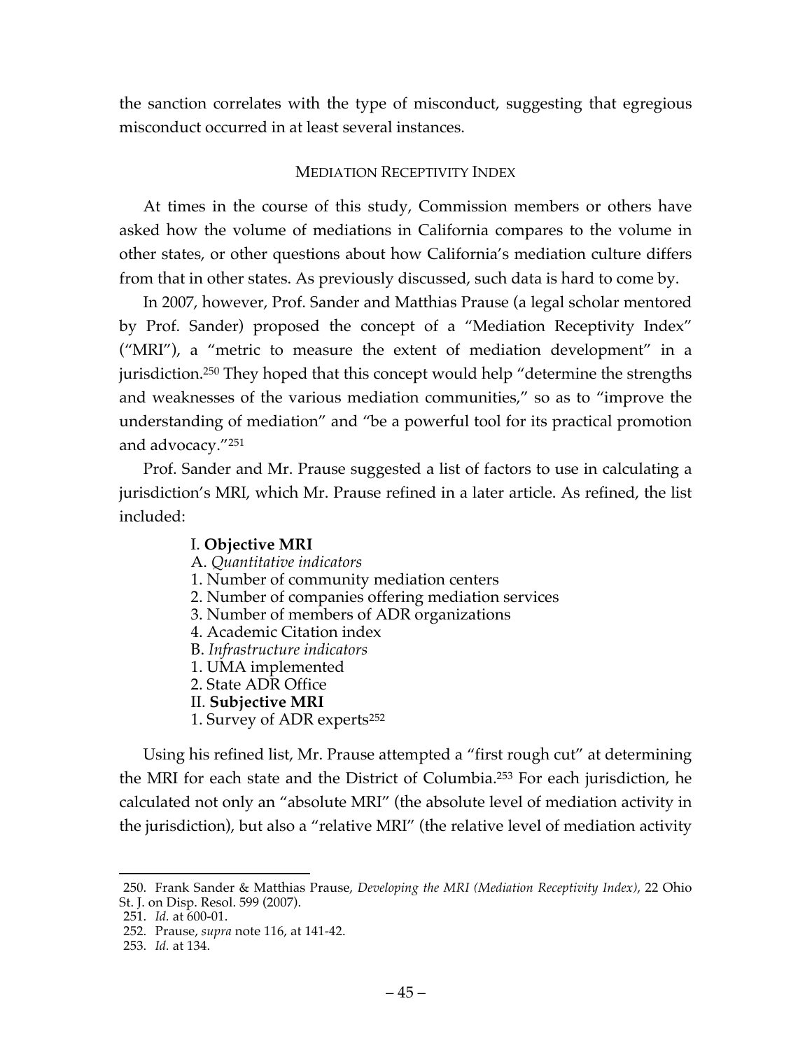the sanction correlates with the type of misconduct, suggesting that egregious misconduct occurred in at least several instances.

## MEDIATION RECEPTIVITY INDEX

At times in the course of this study, Commission members or others have asked how the volume of mediations in California compares to the volume in other states, or other questions about how California's mediation culture differs from that in other states. As previously discussed, such data is hard to come by.

In 2007, however, Prof. Sander and Matthias Prause (a legal scholar mentored by Prof. Sander) proposed the concept of a "Mediation Receptivity Index" ("MRI"), a "metric to measure the extent of mediation development" in a jurisdiction.[250] They hoped that this concept would help "determine the strengths and weaknesses of the various mediation communities," so as to "improve the understanding of mediation" and "be a powerful tool for its practical promotion and advocacy."[251]

Prof. Sander and Mr. Prause suggested a list of factors to use in calculating a jurisdiction's MRI, which Mr. Prause refined in a later article. As refined, the list included:

> I. **Objective MRI**
> A. *Quantitative indicators*
> 1. Number of community mediation centers
> 2. Number of companies offering mediation services
> 3. Number of members of ADR organizations
> 4. Academic Citation index
> B. *Infrastructure indicators*
> 1. UMA implemented
> 2. State ADR Office
> II. **Subjective MRI**
> 1. Survey of ADR experts[252]

Using his refined list, Mr. Prause attempted a "first rough cut" at determining the MRI for each state and the District of Columbia.[253] For each jurisdiction, he calculated not only an "absolute MRI" (the absolute level of mediation activity in the jurisdiction), but also a "relative MRI" (the relative level of mediation activity

---

250. Frank Sander & Matthias Prause, *Developing the MRI (Mediation Receptivity Index)*, 22 Ohio St. J. on Disp. Resol. 599 (2007).

251. *Id.* at 600-01.

252. Prause, *supra* note 116, at 141-42.

253. *Id.* at 134.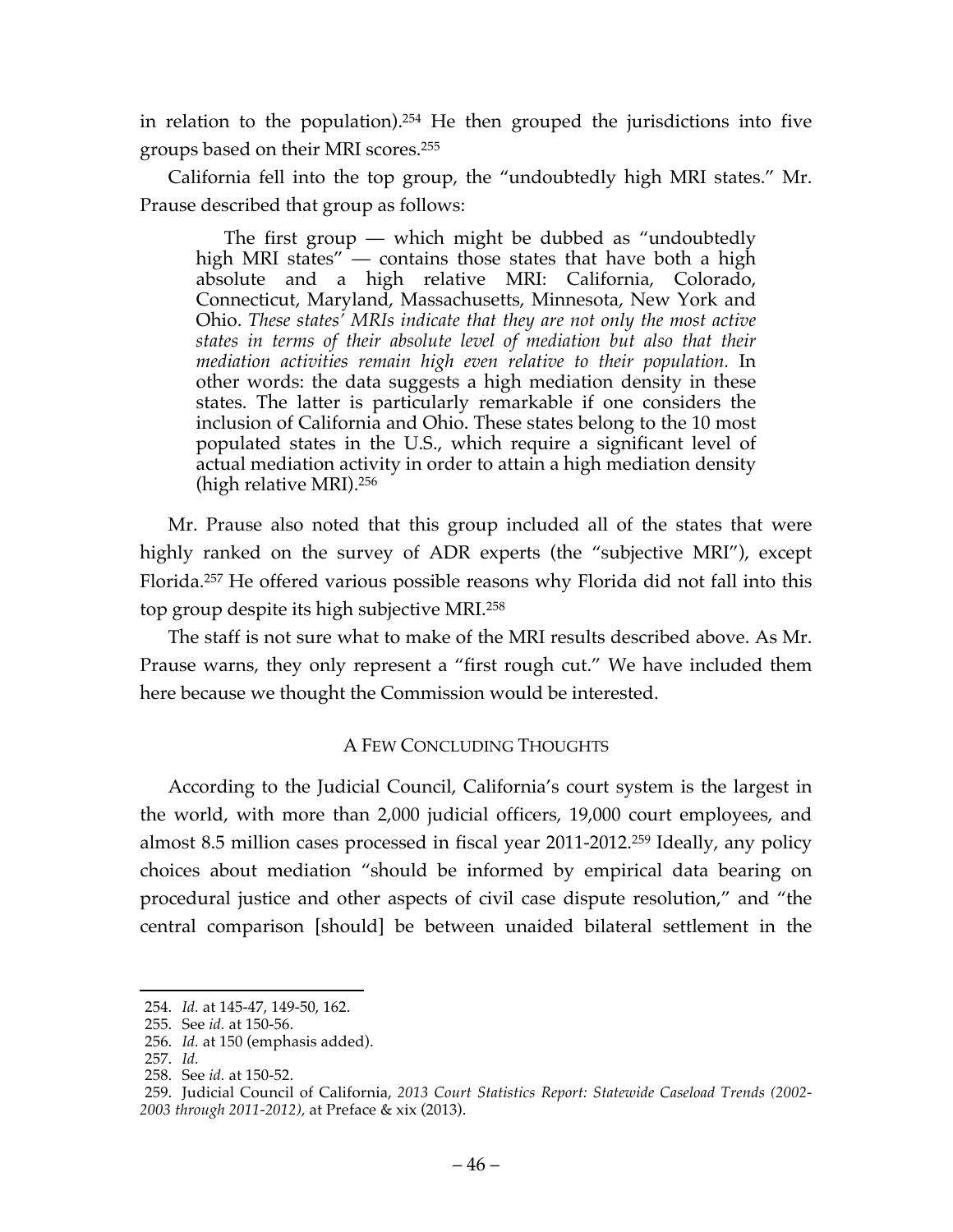in relation to the population).[254] He then grouped the jurisdictions into five groups based on their MRI scores.[255]

California fell into the top group, the "undoubtedly high MRI states." Mr. Prause described that group as follows:

> The first group — which might be dubbed as "undoubtedly high MRI states" — contains those states that have both a high absolute and a high relative MRI: California, Colorado, Connecticut, Maryland, Massachusetts, Minnesota, New York and Ohio. *These states' MRIs indicate that they are not only the most active states in terms of their absolute level of mediation but also that their mediation activities remain high even relative to their population.* In other words: the data suggests a high mediation density in these states. The latter is particularly remarkable if one considers the inclusion of California and Ohio. These states belong to the 10 most populated states in the U.S., which require a significant level of actual mediation activity in order to attain a high mediation density (high relative MRI).[256]

Mr. Prause also noted that this group included all of the states that were highly ranked on the survey of ADR experts (the "subjective MRI"), except Florida.[257] He offered various possible reasons why Florida did not fall into this top group despite its high subjective MRI.[258]

The staff is not sure what to make of the MRI results described above. As Mr. Prause warns, they only represent a "first rough cut." We have included them here because we thought the Commission would be interested.

## A Few Concluding Thoughts

According to the Judicial Council, California's court system is the largest in the world, with more than 2,000 judicial officers, 19,000 court employees, and almost 8.5 million cases processed in fiscal year 2011-2012.[259] Ideally, any policy choices about mediation "should be informed by empirical data bearing on procedural justice and other aspects of civil case dispute resolution," and "the central comparison [should] be between unaided bilateral settlement in the

---

254. *Id.* at 145-47, 149-50, 162.
255. See *id.* at 150-56.
256. *Id.* at 150 (emphasis added).
257. *Id.*
258. See *id.* at 150-52.
259. Judicial Council of California, *2013 Court Statistics Report: Statewide Caseload Trends (2002-2003 through 2011-2012),* at Preface & xix (2013).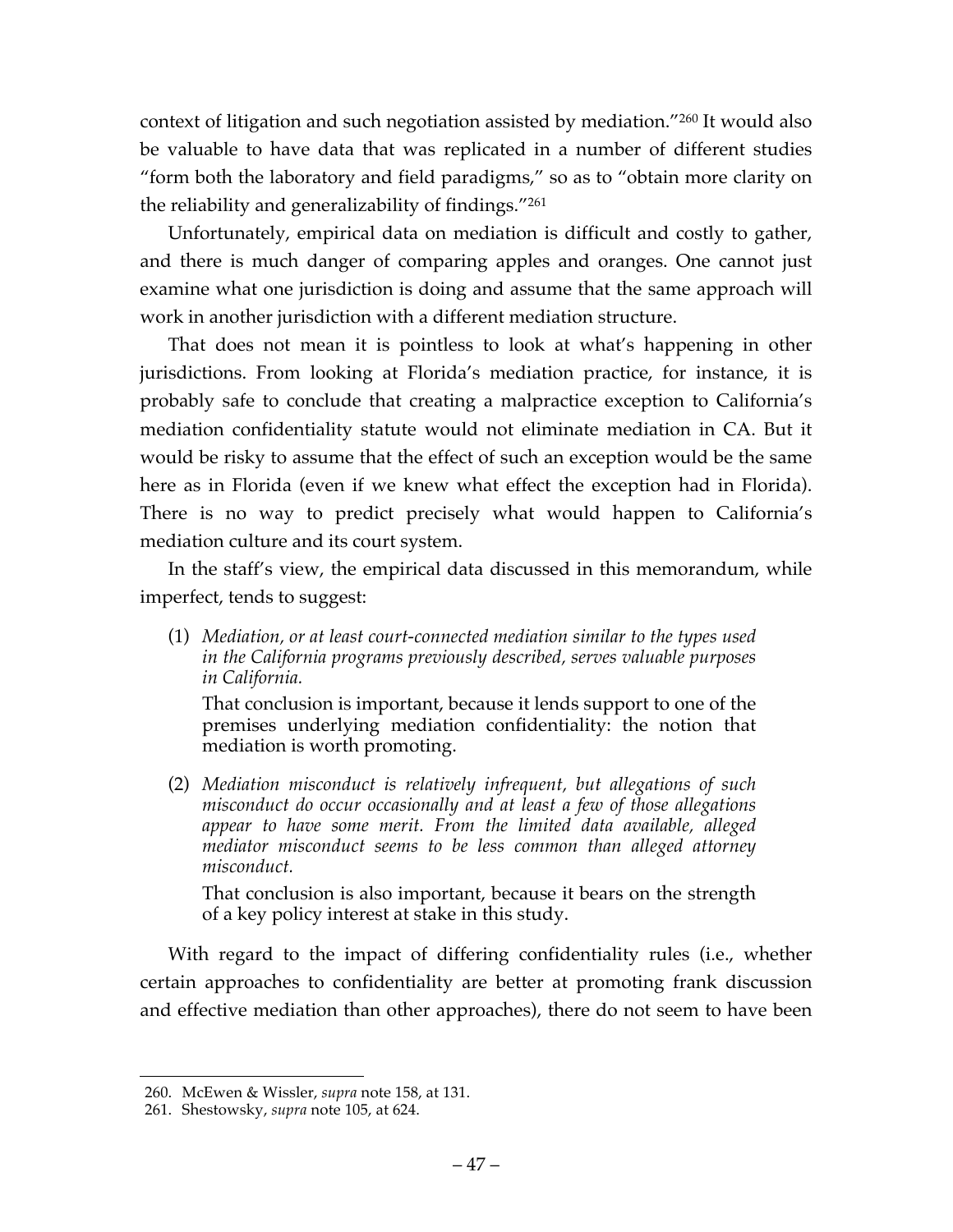context of litigation and such negotiation assisted by mediation."[260] It would also be valuable to have data that was replicated in a number of different studies "form both the laboratory and field paradigms," so as to "obtain more clarity on the reliability and generalizability of findings."[261]

Unfortunately, empirical data on mediation is difficult and costly to gather, and there is much danger of comparing apples and oranges. One cannot just examine what one jurisdiction is doing and assume that the same approach will work in another jurisdiction with a different mediation structure.

That does not mean it is pointless to look at what's happening in other jurisdictions. From looking at Florida's mediation practice, for instance, it is probably safe to conclude that creating a malpractice exception to California's mediation confidentiality statute would not eliminate mediation in CA. But it would be risky to assume that the effect of such an exception would be the same here as in Florida (even if we knew what effect the exception had in Florida). There is no way to predict precisely what would happen to California's mediation culture and its court system.

In the staff's view, the empirical data discussed in this memorandum, while imperfect, tends to suggest:

(1) *Mediation, or at least court-connected mediation similar to the types used in the California programs previously described, serves valuable purposes in California.*

That conclusion is important, because it lends support to one of the premises underlying mediation confidentiality: the notion that mediation is worth promoting.

(2) *Mediation misconduct is relatively infrequent, but allegations of such misconduct do occur occasionally and at least a few of those allegations appear to have some merit. From the limited data available, alleged mediator misconduct seems to be less common than alleged attorney misconduct.*

That conclusion is also important, because it bears on the strength of a key policy interest at stake in this study.

With regard to the impact of differing confidentiality rules (i.e., whether certain approaches to confidentiality are better at promoting frank discussion and effective mediation than other approaches), there do not seem to have been

---

260. McEwen & Wissler, *supra* note 158, at 131.

261. Shestowsky, *supra* note 105, at 624.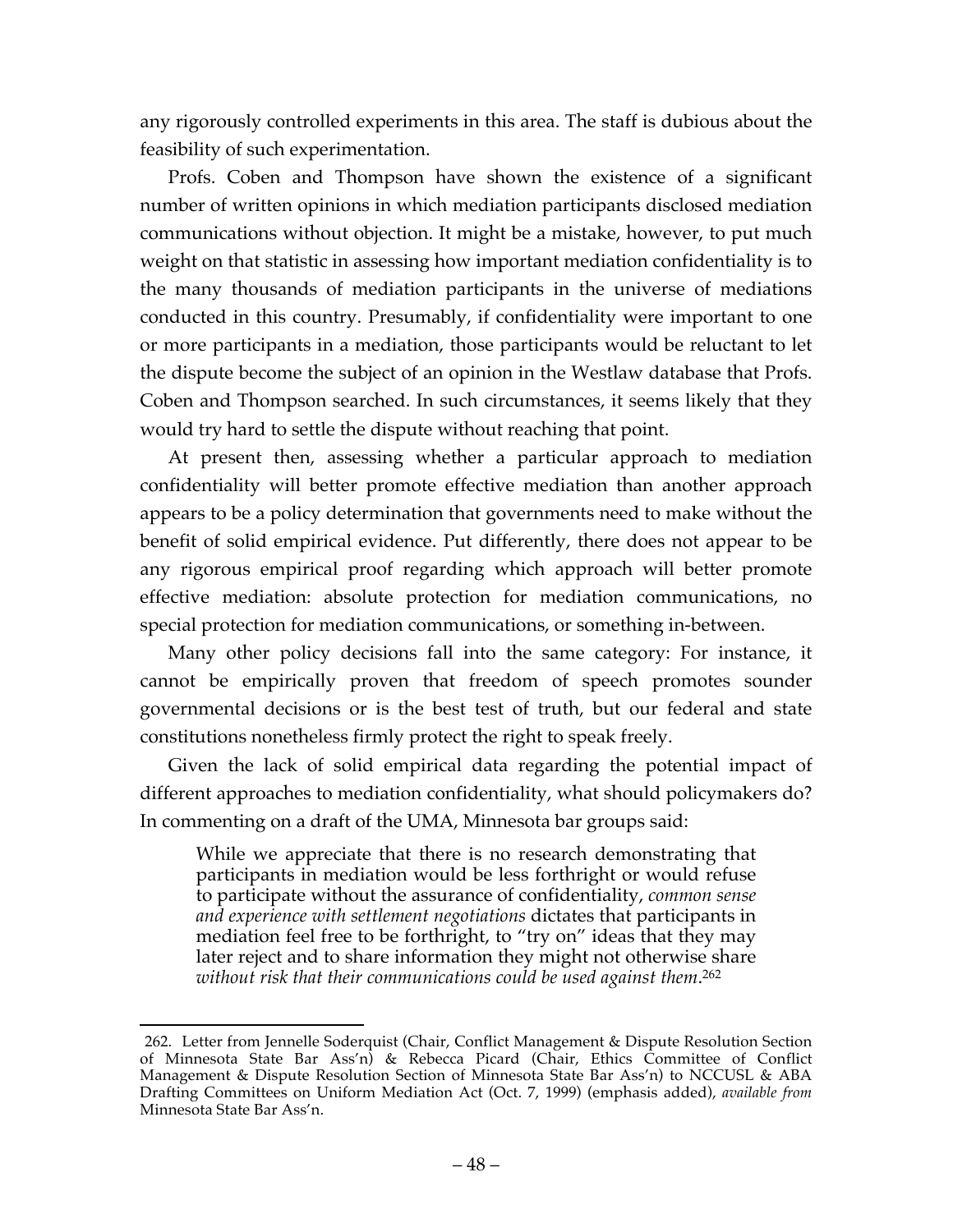any rigorously controlled experiments in this area. The staff is dubious about the feasibility of such experimentation.

Profs. Coben and Thompson have shown the existence of a significant number of written opinions in which mediation participants disclosed mediation communications without objection. It might be a mistake, however, to put much weight on that statistic in assessing how important mediation confidentiality is to the many thousands of mediation participants in the universe of mediations conducted in this country. Presumably, if confidentiality were important to one or more participants in a mediation, those participants would be reluctant to let the dispute become the subject of an opinion in the Westlaw database that Profs. Coben and Thompson searched. In such circumstances, it seems likely that they would try hard to settle the dispute without reaching that point.

At present then, assessing whether a particular approach to mediation confidentiality will better promote effective mediation than another approach appears to be a policy determination that governments need to make without the benefit of solid empirical evidence. Put differently, there does not appear to be any rigorous empirical proof regarding which approach will better promote effective mediation: absolute protection for mediation communications, no special protection for mediation communications, or something in-between.

Many other policy decisions fall into the same category: For instance, it cannot be empirically proven that freedom of speech promotes sounder governmental decisions or is the best test of truth, but our federal and state constitutions nonetheless firmly protect the right to speak freely.

Given the lack of solid empirical data regarding the potential impact of different approaches to mediation confidentiality, what should policymakers do? In commenting on a draft of the UMA, Minnesota bar groups said:

> While we appreciate that there is no research demonstrating that participants in mediation would be less forthright or would refuse to participate without the assurance of confidentiality, *common sense and experience with settlement negotiations* dictates that participants in mediation feel free to be forthright, to "try on" ideas that they may later reject and to share information they might not otherwise share *without risk that their communications could be used against them*.[262]

---

262. Letter from Jennelle Soderquist (Chair, Conflict Management & Dispute Resolution Section of Minnesota State Bar Ass'n) & Rebecca Picard (Chair, Ethics Committee of Conflict Management & Dispute Resolution Section of Minnesota State Bar Ass'n) to NCCUSL & ABA Drafting Committees on Uniform Mediation Act (Oct. 7, 1999) (emphasis added), *available from* Minnesota State Bar Ass'n.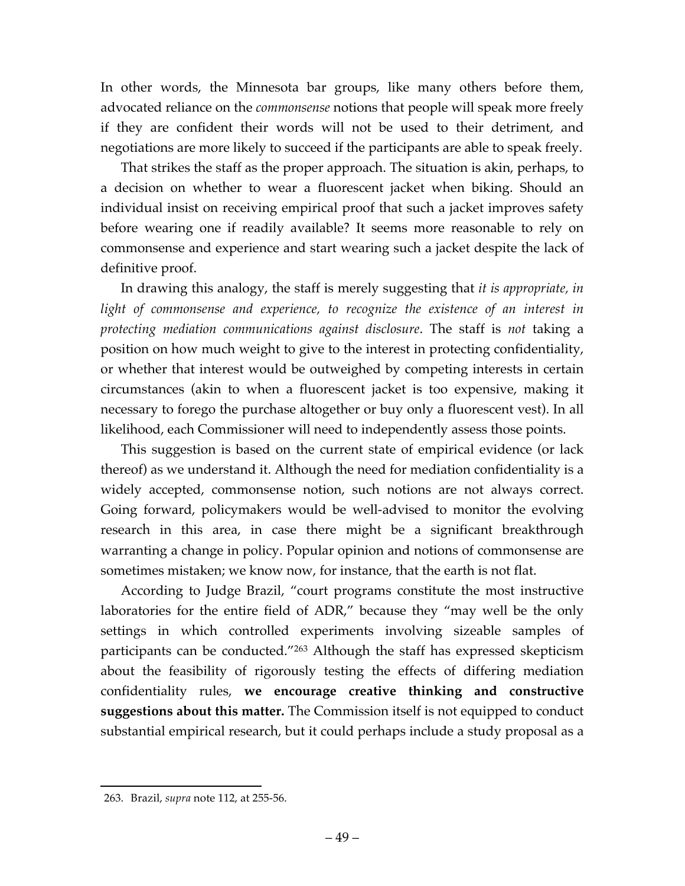In other words, the Minnesota bar groups, like many others before them, advocated reliance on the *commonsense* notions that people will speak more freely if they are confident their words will not be used to their detriment, and negotiations are more likely to succeed if the participants are able to speak freely.

That strikes the staff as the proper approach. The situation is akin, perhaps, to a decision on whether to wear a fluorescent jacket when biking. Should an individual insist on receiving empirical proof that such a jacket improves safety before wearing one if readily available? It seems more reasonable to rely on commonsense and experience and start wearing such a jacket despite the lack of definitive proof.

In drawing this analogy, the staff is merely suggesting that *it is appropriate, in light of commonsense and experience, to recognize the existence of an interest in protecting mediation communications against disclosure*. The staff is *not* taking a position on how much weight to give to the interest in protecting confidentiality, or whether that interest would be outweighed by competing interests in certain circumstances (akin to when a fluorescent jacket is too expensive, making it necessary to forego the purchase altogether or buy only a fluorescent vest). In all likelihood, each Commissioner will need to independently assess those points.

This suggestion is based on the current state of empirical evidence (or lack thereof) as we understand it. Although the need for mediation confidentiality is a widely accepted, commonsense notion, such notions are not always correct. Going forward, policymakers would be well-advised to monitor the evolving research in this area, in case there might be a significant breakthrough warranting a change in policy. Popular opinion and notions of commonsense are sometimes mistaken; we know now, for instance, that the earth is not flat.

According to Judge Brazil, "court programs constitute the most instructive laboratories for the entire field of ADR," because they "may well be the only settings in which controlled experiments involving sizeable samples of participants can be conducted."[263] Although the staff has expressed skepticism about the feasibility of rigorously testing the effects of differing mediation confidentiality rules, **we encourage creative thinking and constructive suggestions about this matter.** The Commission itself is not equipped to conduct substantial empirical research, but it could perhaps include a study proposal as a

---

263. Brazil, *supra* note 112, at 255-56.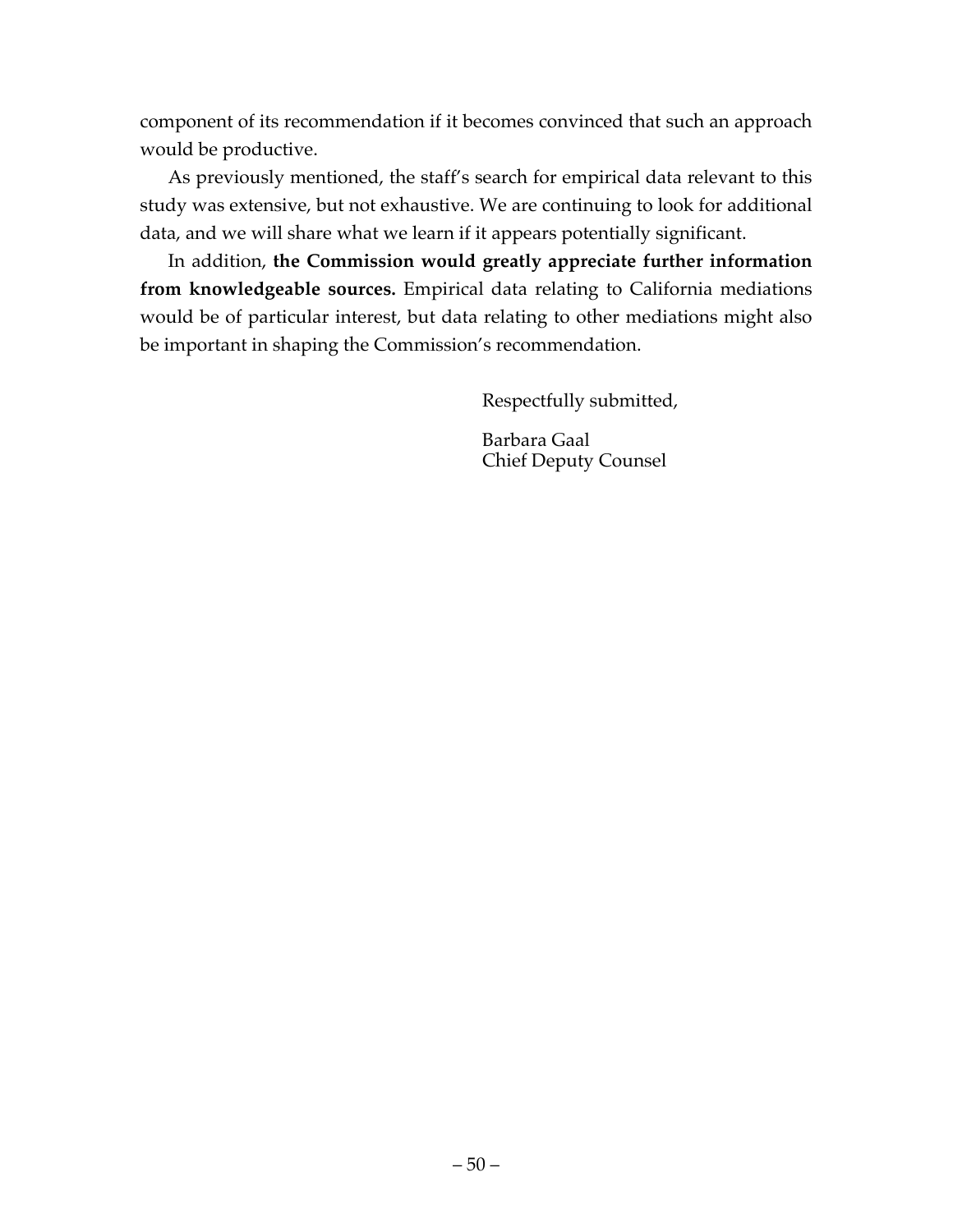component of its recommendation if it becomes convinced that such an approach would be productive.

As previously mentioned, the staff's search for empirical data relevant to this study was extensive, but not exhaustive. We are continuing to look for additional data, and we will share what we learn if it appears potentially significant.

In addition, **the Commission would greatly appreciate further information from knowledgeable sources.** Empirical data relating to California mediations would be of particular interest, but data relating to other mediations might also be important in shaping the Commission's recommendation.

Respectfully submitted,

Barbara Gaal
Chief Deputy Counsel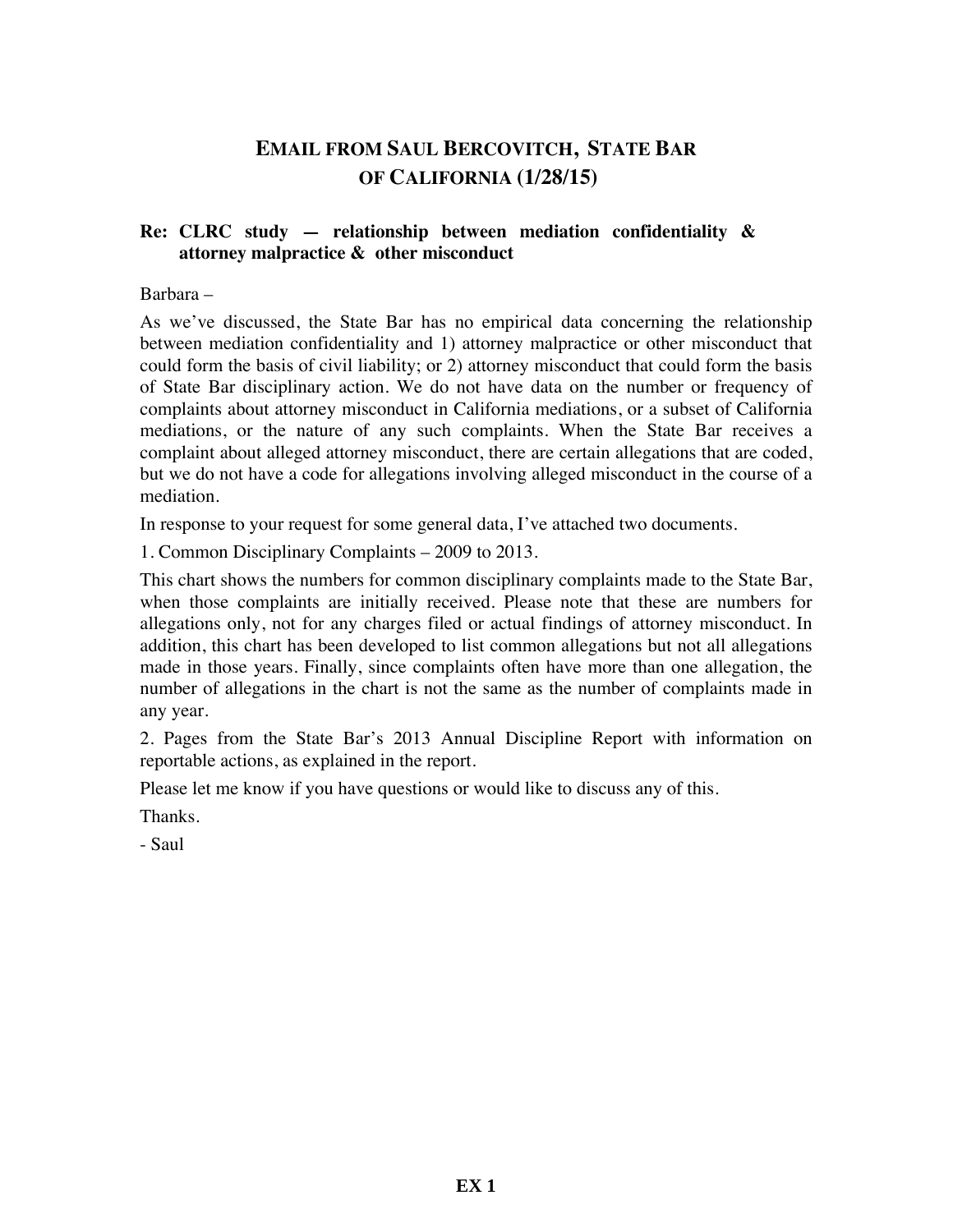# EMAIL FROM SAUL BERCOVITCH, STATE BAR OF CALIFORNIA (1/28/15)

**Re: CLRC study — relationship between mediation confidentiality & attorney malpractice & other misconduct**

Barbara –

As we've discussed, the State Bar has no empirical data concerning the relationship between mediation confidentiality and 1) attorney malpractice or other misconduct that could form the basis of civil liability; or 2) attorney misconduct that could form the basis of State Bar disciplinary action. We do not have data on the number or frequency of complaints about attorney misconduct in California mediations, or a subset of California mediations, or the nature of any such complaints. When the State Bar receives a complaint about alleged attorney misconduct, there are certain allegations that are coded, but we do not have a code for allegations involving alleged misconduct in the course of a mediation.

In response to your request for some general data, I've attached two documents.

1. Common Disciplinary Complaints – 2009 to 2013.

This chart shows the numbers for common disciplinary complaints made to the State Bar, when those complaints are initially received. Please note that these are numbers for allegations only, not for any charges filed or actual findings of attorney misconduct. In addition, this chart has been developed to list common allegations but not all allegations made in those years. Finally, since complaints often have more than one allegation, the number of allegations in the chart is not the same as the number of complaints made in any year.

2. Pages from the State Bar's 2013 Annual Discipline Report with information on reportable actions, as explained in the report.

Please let me know if you have questions or would like to discuss any of this.

Thanks.

- Saul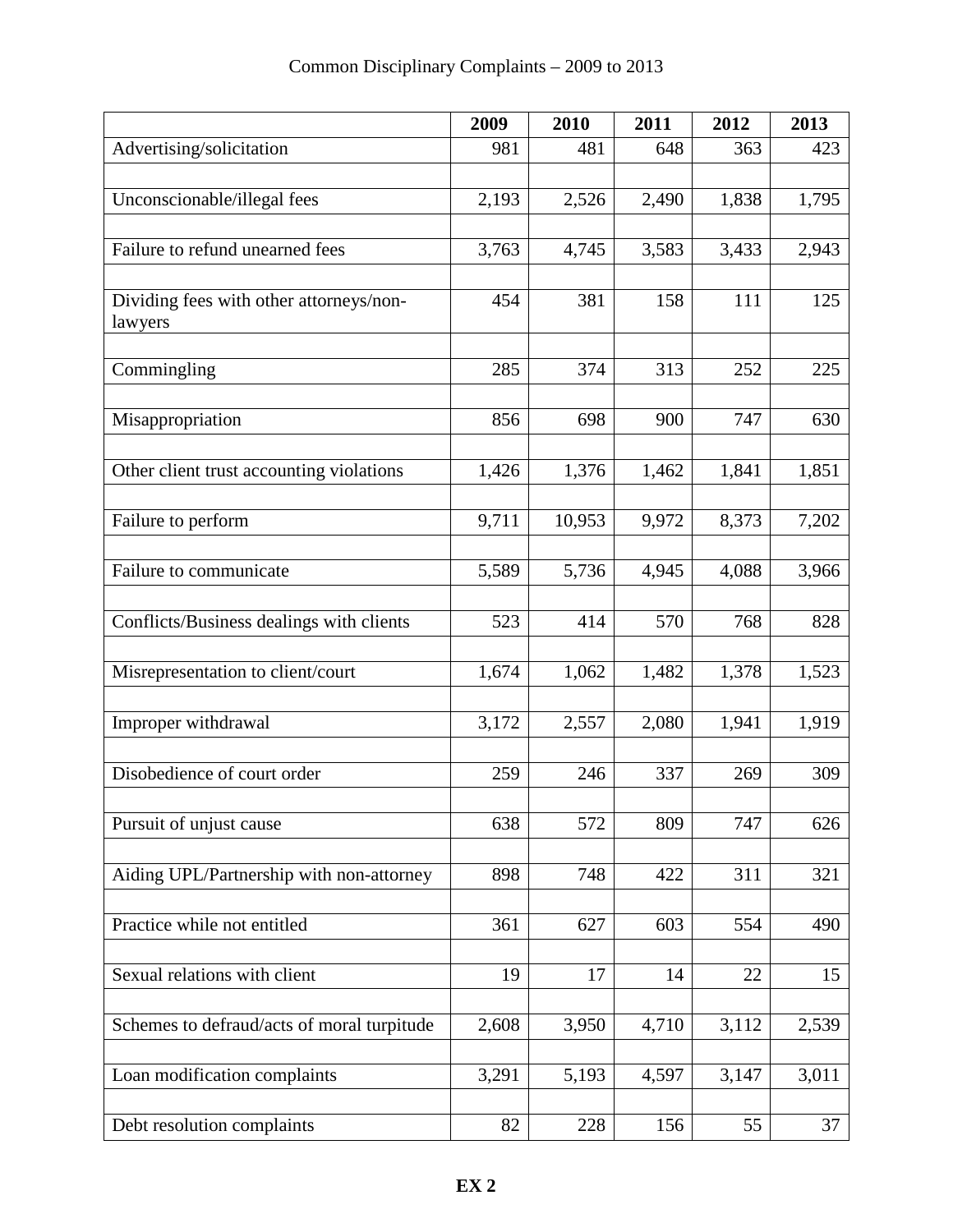Common Disciplinary Complaints – 2009 to 2013

| | 2009 | 2010 | 2011 | 2012 | 2013 |
|---|---|---|---|---|---|
| Advertising/solicitation | 981 | 481 | 648 | 363 | 423 |
| Unconscionable/illegal fees | 2,193 | 2,526 | 2,490 | 1,838 | 1,795 |
| Failure to refund unearned fees | 3,763 | 4,745 | 3,583 | 3,433 | 2,943 |
| Dividing fees with other attorneys/non-lawyers | 454 | 381 | 158 | 111 | 125 |
| Commingling | 285 | 374 | 313 | 252 | 225 |
| Misappropriation | 856 | 698 | 900 | 747 | 630 |
| Other client trust accounting violations | 1,426 | 1,376 | 1,462 | 1,841 | 1,851 |
| Failure to perform | 9,711 | 10,953 | 9,972 | 8,373 | 7,202 |
| Failure to communicate | 5,589 | 5,736 | 4,945 | 4,088 | 3,966 |
| Conflicts/Business dealings with clients | 523 | 414 | 570 | 768 | 828 |
| Misrepresentation to client/court | 1,674 | 1,062 | 1,482 | 1,378 | 1,523 |
| Improper withdrawal | 3,172 | 2,557 | 2,080 | 1,941 | 1,919 |
| Disobedience of court order | 259 | 246 | 337 | 269 | 309 |
| Pursuit of unjust cause | 638 | 572 | 809 | 747 | 626 |
| Aiding UPL/Partnership with non-attorney | 898 | 748 | 422 | 311 | 321 |
| Practice while not entitled | 361 | 627 | 603 | 554 | 490 |
| Sexual relations with client | 19 | 17 | 14 | 22 | 15 |
| Schemes to defraud/acts of moral turpitude | 2,608 | 3,950 | 4,710 | 3,112 | 2,539 |
| Loan modification complaints | 3,291 | 5,193 | 4,597 | 3,147 | 3,011 |
| Debt resolution complaints | 82 | 228 | 156 | 55 | 37 |

**EX 2**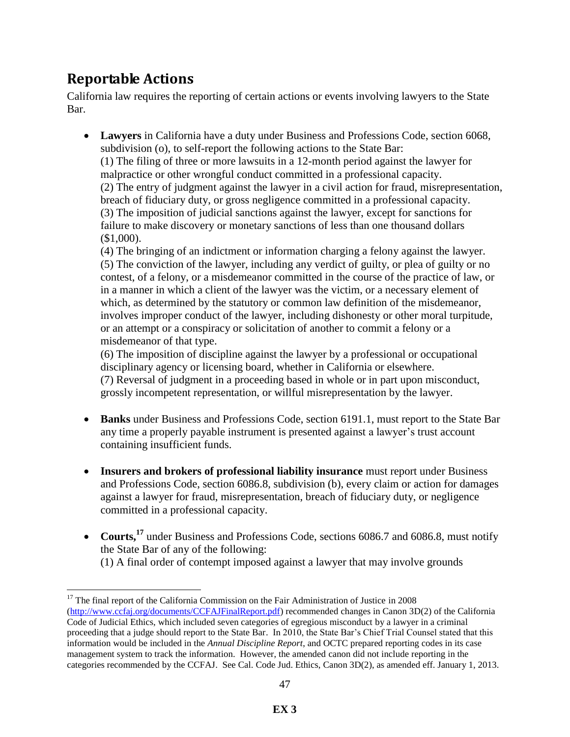## Reportable Actions

California law requires the reporting of certain actions or events involving lawyers to the State Bar.

- **Lawyers** in California have a duty under Business and Professions Code, section 6068, subdivision (o), to self-report the following actions to the State Bar:
  (1) The filing of three or more lawsuits in a 12-month period against the lawyer for malpractice or other wrongful conduct committed in a professional capacity.
  (2) The entry of judgment against the lawyer in a civil action for fraud, misrepresentation, breach of fiduciary duty, or gross negligence committed in a professional capacity.
  (3) The imposition of judicial sanctions against the lawyer, except for sanctions for failure to make discovery or monetary sanctions of less than one thousand dollars ($1,000).
  (4) The bringing of an indictment or information charging a felony against the lawyer.
  (5) The conviction of the lawyer, including any verdict of guilty, or plea of guilty or no contest, of a felony, or a misdemeanor committed in the course of the practice of law, or in a manner in which a client of the lawyer was the victim, or a necessary element of which, as determined by the statutory or common law definition of the misdemeanor, involves improper conduct of the lawyer, including dishonesty or other moral turpitude, or an attempt or a conspiracy or solicitation of another to commit a felony or a misdemeanor of that type.
  (6) The imposition of discipline against the lawyer by a professional or occupational disciplinary agency or licensing board, whether in California or elsewhere.
  (7) Reversal of judgment in a proceeding based in whole or in part upon misconduct, grossly incompetent representation, or willful misrepresentation by the lawyer.

- **Banks** under Business and Professions Code, section 6191.1, must report to the State Bar any time a properly payable instrument is presented against a lawyer's trust account containing insufficient funds.

- **Insurers and brokers of professional liability insurance** must report under Business and Professions Code, section 6086.8, subdivision (b), every claim or action for damages against a lawyer for fraud, misrepresentation, breach of fiduciary duty, or negligence committed in a professional capacity.

- **Courts,**[17] under Business and Professions Code, sections 6086.7 and 6086.8, must notify the State Bar of any of the following:
  (1) A final order of contempt imposed against a lawyer that may involve grounds

---

[17] The final report of the California Commission on the Fair Administration of Justice in 2008 (http://www.ccfaj.org/documents/CCFAJFinalReport.pdf) recommended changes in Canon 3D(2) of the California Code of Judicial Ethics, which included seven categories of egregious misconduct by a lawyer in a criminal proceeding that a judge should report to the State Bar. In 2010, the State Bar's Chief Trial Counsel stated that this information would be included in the *Annual Discipline Report*, and OCTC prepared reporting codes in its case management system to track the information. However, the amended canon did not include reporting in the categories recommended by the CCFAJ. See Cal. Code Jud. Ethics, Canon 3D(2), as amended eff. January 1, 2013.

**EX 3**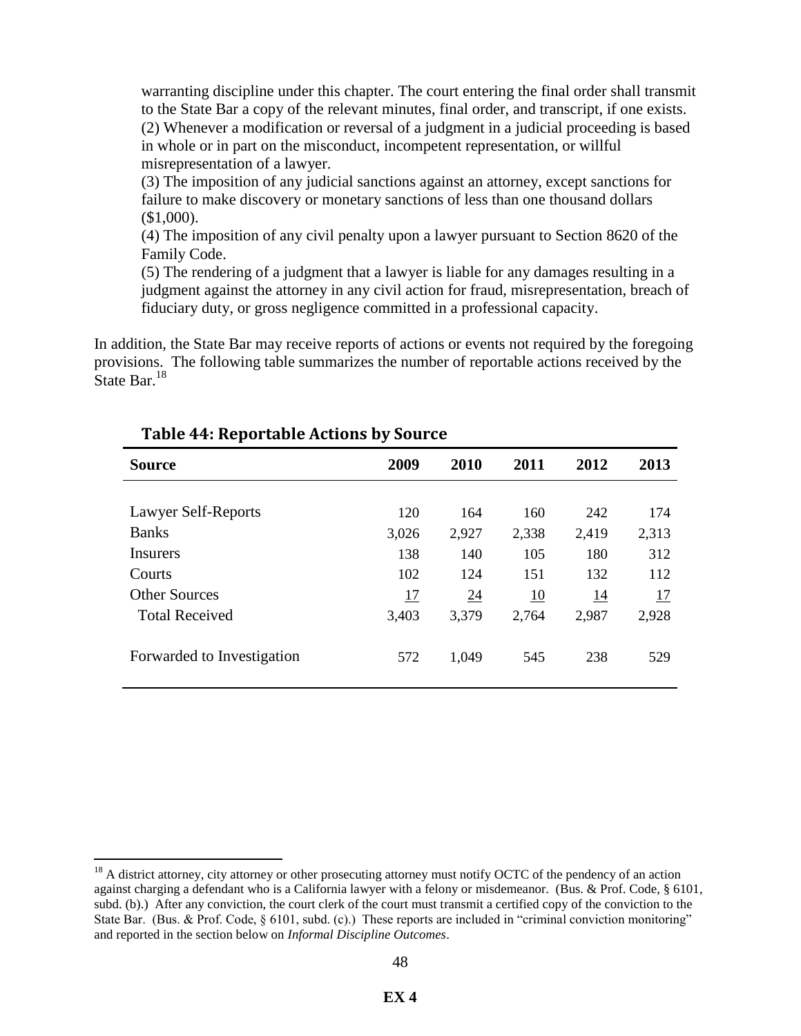warranting discipline under this chapter. The court entering the final order shall transmit to the State Bar a copy of the relevant minutes, final order, and transcript, if one exists.
(2) Whenever a modification or reversal of a judgment in a judicial proceeding is based in whole or in part on the misconduct, incompetent representation, or willful misrepresentation of a lawyer.
(3) The imposition of any judicial sanctions against an attorney, except sanctions for failure to make discovery or monetary sanctions of less than one thousand dollars ($1,000).
(4) The imposition of any civil penalty upon a lawyer pursuant to Section 8620 of the Family Code.
(5) The rendering of a judgment that a lawyer is liable for any damages resulting in a judgment against the attorney in any civil action for fraud, misrepresentation, breach of fiduciary duty, or gross negligence committed in a professional capacity.

In addition, the State Bar may receive reports of actions or events not required by the foregoing provisions. The following table summarizes the number of reportable actions received by the State Bar.[18]

**Table 44: Reportable Actions by Source**

| Source | 2009 | 2010 | 2011 | 2012 | 2013 |
|---|---|---|---|---|---|
| Lawyer Self-Reports | 120 | 164 | 160 | 242 | 174 |
| Banks | 3,026 | 2,927 | 2,338 | 2,419 | 2,313 |
| Insurers | 138 | 140 | 105 | 180 | 312 |
| Courts | 102 | 124 | 151 | 132 | 112 |
| Other Sources | 17 | 24 | 10 | 14 | 17 |
| Total Received | 3,403 | 3,379 | 2,764 | 2,987 | 2,928 |
| Forwarded to Investigation | 572 | 1,049 | 545 | 238 | 529 |

[18] A district attorney, city attorney or other prosecuting attorney must notify OCTC of the pendency of an action against charging a defendant who is a California lawyer with a felony or misdemeanor. (Bus. & Prof. Code, § 6101, subd. (b).) After any conviction, the court clerk of the court must transmit a certified copy of the conviction to the State Bar. (Bus. & Prof. Code, § 6101, subd. (c).) These reports are included in "criminal conviction monitoring" and reported in the section below on *Informal Discipline Outcomes*.

**EX 4**